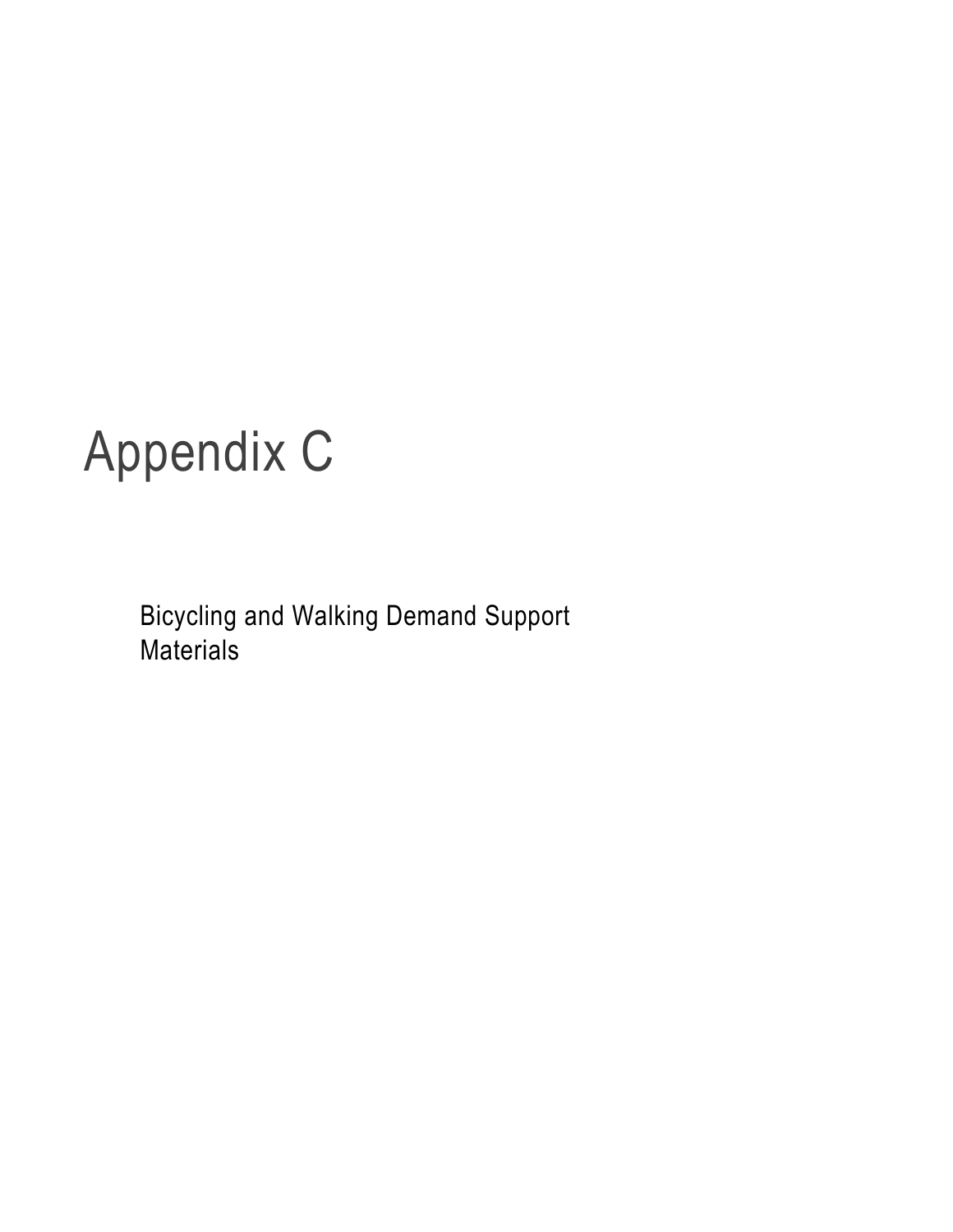# Appendix C

Bicycling and Walking Demand Support Materials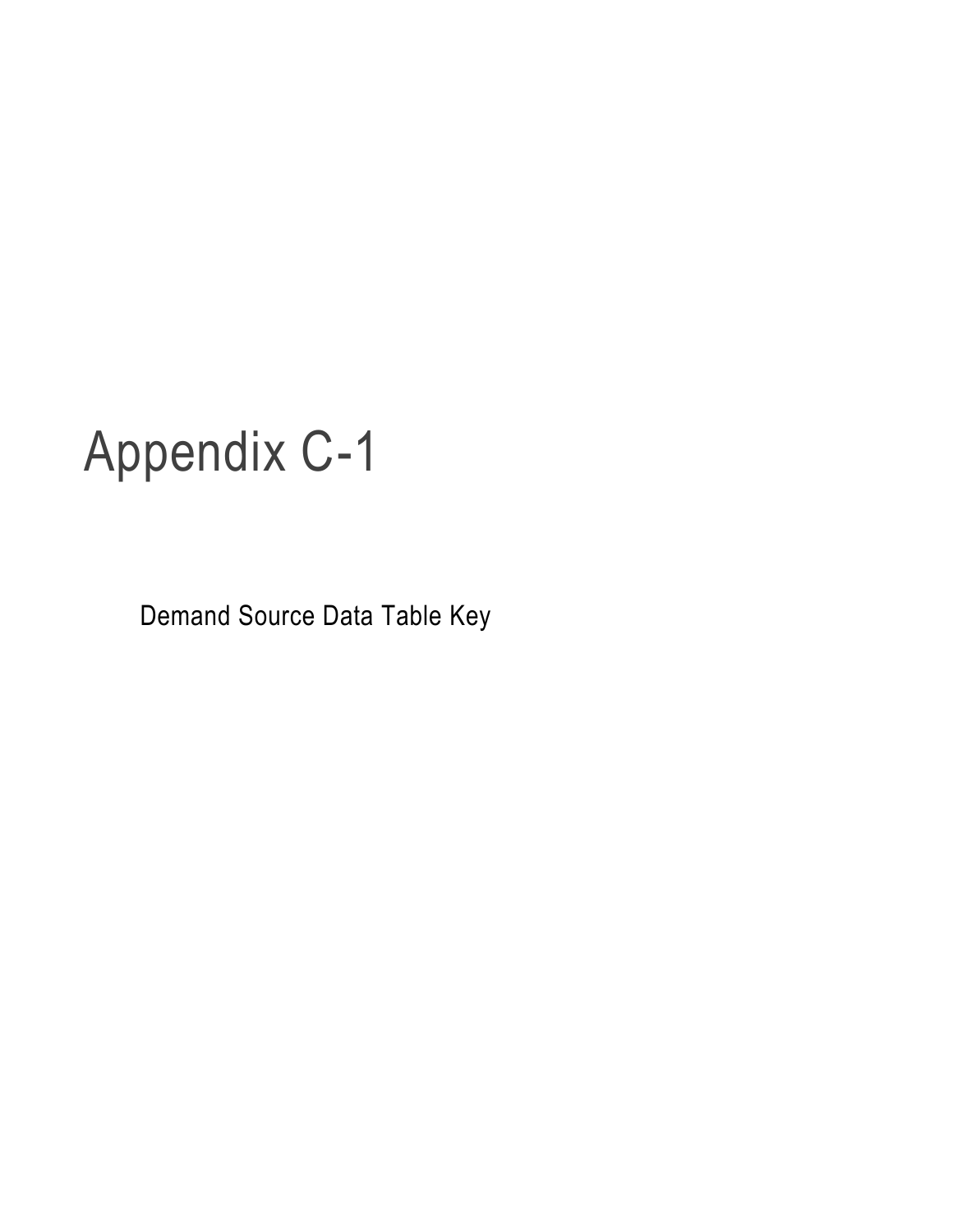# Appendix C-1

Demand Source Data Table Key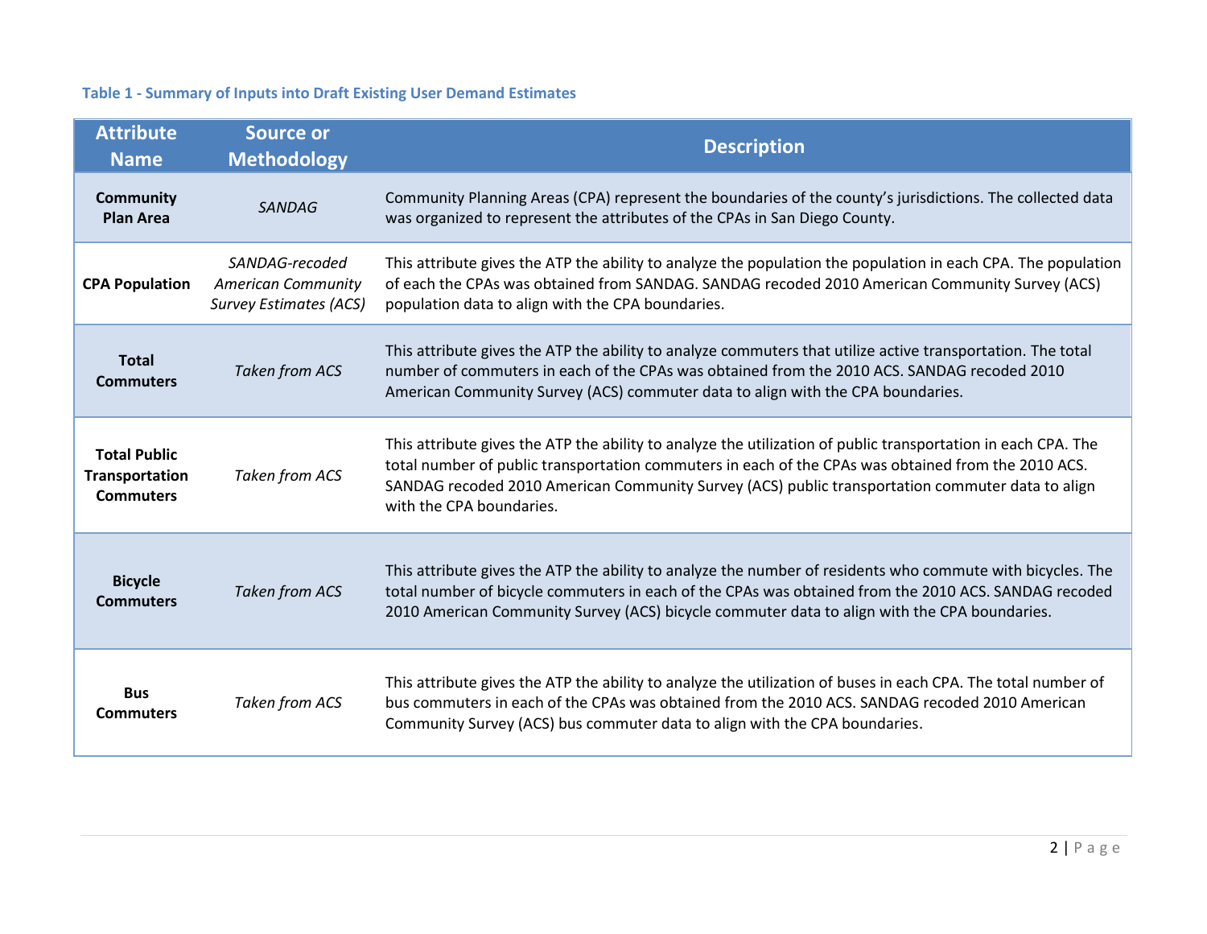**Table 1 - Summary of Inputs into Draft Existing User Demand Estimates**

| Attribute Name | Source or Methodology | Description |
|---|---|---|
| **Community Plan Area** | *SANDAG* | Community Planning Areas (CPA) represent the boundaries of the county's jurisdictions. The collected data was organized to represent the attributes of the CPAs in San Diego County. |
| **CPA Population** | *SANDAG-recoded American Community Survey Estimates (ACS)* | This attribute gives the ATP the ability to analyze the population the population in each CPA. The population of each the CPAs was obtained from SANDAG. SANDAG recoded 2010 American Community Survey (ACS) population data to align with the CPA boundaries. |
| **Total Commuters** | *Taken from ACS* | This attribute gives the ATP the ability to analyze commuters that utilize active transportation. The total number of commuters in each of the CPAs was obtained from the 2010 ACS. SANDAG recoded 2010 American Community Survey (ACS) commuter data to align with the CPA boundaries. |
| **Total Public Transportation Commuters** | *Taken from ACS* | This attribute gives the ATP the ability to analyze the utilization of public transportation in each CPA. The total number of public transportation commuters in each of the CPAs was obtained from the 2010 ACS. SANDAG recoded 2010 American Community Survey (ACS) public transportation commuter data to align with the CPA boundaries. |
| **Bicycle Commuters** | *Taken from ACS* | This attribute gives the ATP the ability to analyze the number of residents who commute with bicycles. The total number of bicycle commuters in each of the CPAs was obtained from the 2010 ACS. SANDAG recoded 2010 American Community Survey (ACS) bicycle commuter data to align with the CPA boundaries. |
| **Bus Commuters** | *Taken from ACS* | This attribute gives the ATP the ability to analyze the utilization of buses in each CPA. The total number of bus commuters in each of the CPAs was obtained from the 2010 ACS. SANDAG recoded 2010 American Community Survey (ACS) bus commuter data to align with the CPA boundaries. |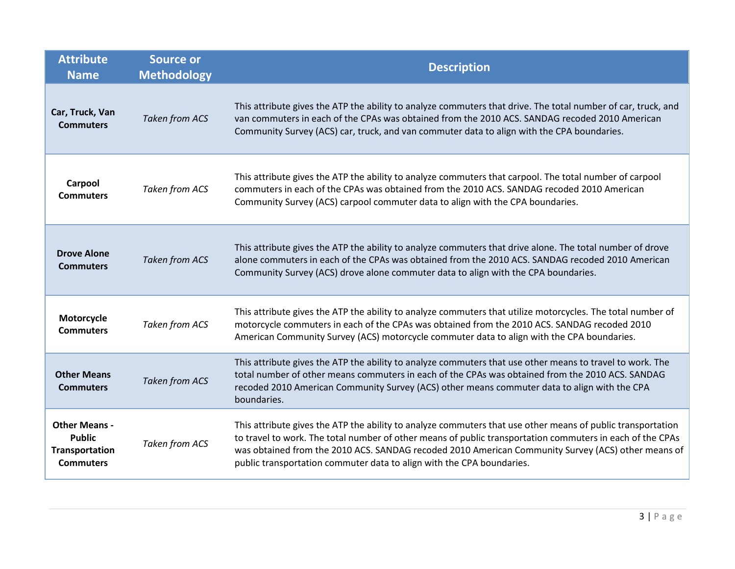| Attribute Name | Source or Methodology | Description |
| --- | --- | --- |
| **Car, Truck, Van Commuters** | *Taken from ACS* | This attribute gives the ATP the ability to analyze commuters that drive. The total number of car, truck, and van commuters in each of the CPAs was obtained from the 2010 ACS. SANDAG recoded 2010 American Community Survey (ACS) car, truck, and van commuter data to align with the CPA boundaries. |
| **Carpool Commuters** | *Taken from ACS* | This attribute gives the ATP the ability to analyze commuters that carpool. The total number of carpool commuters in each of the CPAs was obtained from the 2010 ACS. SANDAG recoded 2010 American Community Survey (ACS) carpool commuter data to align with the CPA boundaries. |
| **Drove Alone Commuters** | *Taken from ACS* | This attribute gives the ATP the ability to analyze commuters that drive alone. The total number of drove alone commuters in each of the CPAs was obtained from the 2010 ACS. SANDAG recoded 2010 American Community Survey (ACS) drove alone commuter data to align with the CPA boundaries. |
| **Motorcycle Commuters** | *Taken from ACS* | This attribute gives the ATP the ability to analyze commuters that utilize motorcycles. The total number of motorcycle commuters in each of the CPAs was obtained from the 2010 ACS. SANDAG recoded 2010 American Community Survey (ACS) motorcycle commuter data to align with the CPA boundaries. |
| **Other Means Commuters** | *Taken from ACS* | This attribute gives the ATP the ability to analyze commuters that use other means to travel to work. The total number of other means commuters in each of the CPAs was obtained from the 2010 ACS. SANDAG recoded 2010 American Community Survey (ACS) other means commuter data to align with the CPA boundaries. |
| **Other Means - Public Transportation Commuters** | *Taken from ACS* | This attribute gives the ATP the ability to analyze commuters that use other means of public transportation to travel to work. The total number of other means of public transportation commuters in each of the CPAs was obtained from the 2010 ACS. SANDAG recoded 2010 American Community Survey (ACS) other means of public transportation commuter data to align with the CPA boundaries. |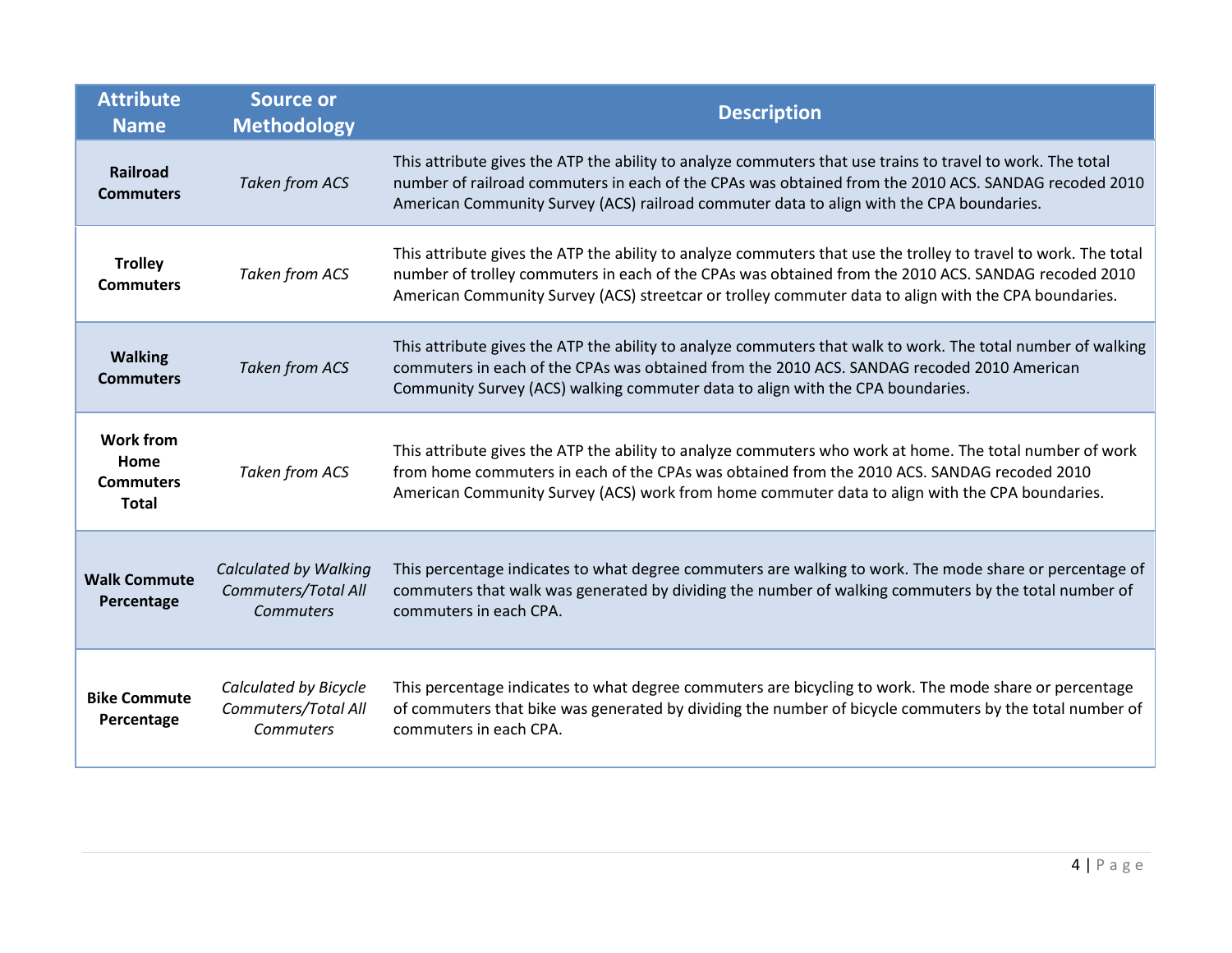| Attribute Name | Source or Methodology | Description |
|---|---|---|
| **Railroad Commuters** | *Taken from ACS* | This attribute gives the ATP the ability to analyze commuters that use trains to travel to work. The total number of railroad commuters in each of the CPAs was obtained from the 2010 ACS. SANDAG recoded 2010 American Community Survey (ACS) railroad commuter data to align with the CPA boundaries. |
| **Trolley Commuters** | *Taken from ACS* | This attribute gives the ATP the ability to analyze commuters that use the trolley to travel to work. The total number of trolley commuters in each of the CPAs was obtained from the 2010 ACS. SANDAG recoded 2010 American Community Survey (ACS) streetcar or trolley commuter data to align with the CPA boundaries. |
| **Walking Commuters** | *Taken from ACS* | This attribute gives the ATP the ability to analyze commuters that walk to work. The total number of walking commuters in each of the CPAs was obtained from the 2010 ACS. SANDAG recoded 2010 American Community Survey (ACS) walking commuter data to align with the CPA boundaries. |
| **Work from Home Commuters Total** | *Taken from ACS* | This attribute gives the ATP the ability to analyze commuters who work at home. The total number of work from home commuters in each of the CPAs was obtained from the 2010 ACS. SANDAG recoded 2010 American Community Survey (ACS) work from home commuter data to align with the CPA boundaries. |
| **Walk Commute Percentage** | *Calculated by Walking Commuters/Total All Commuters* | This percentage indicates to what degree commuters are walking to work. The mode share or percentage of commuters that walk was generated by dividing the number of walking commuters by the total number of commuters in each CPA. |
| **Bike Commute Percentage** | *Calculated by Bicycle Commuters/Total All Commuters* | This percentage indicates to what degree commuters are bicycling to work. The mode share or percentage of commuters that bike was generated by dividing the number of bicycle commuters by the total number of commuters in each CPA. |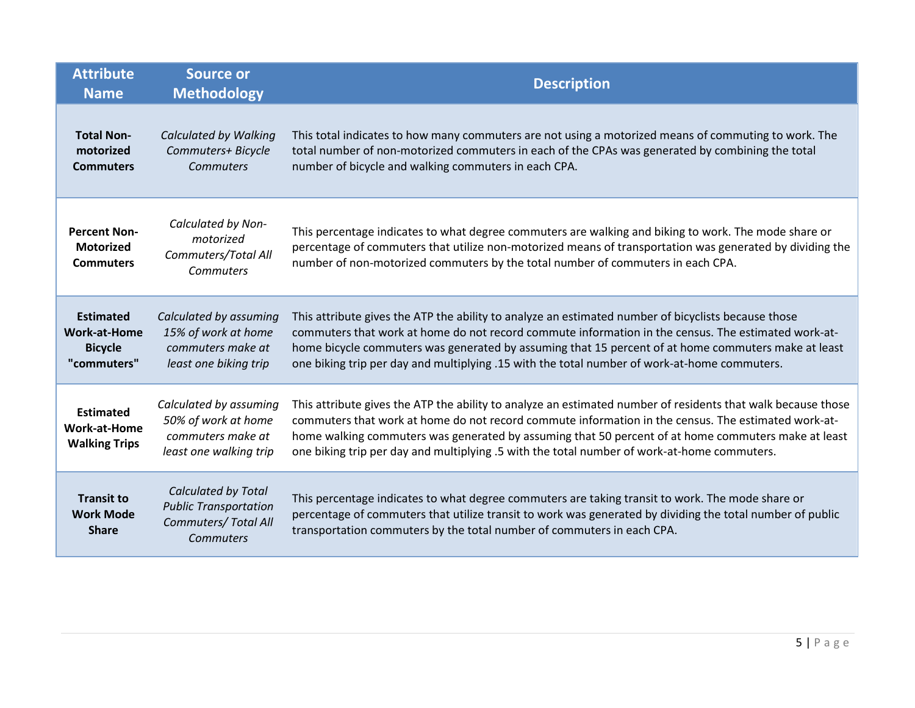| Attribute Name | Source or Methodology | Description |
| --- | --- | --- |
| **Total Non-motorized Commuters** | *Calculated by Walking Commuters+ Bicycle Commuters* | This total indicates to how many commuters are not using a motorized means of commuting to work. The total number of non-motorized commuters in each of the CPAs was generated by combining the total number of bicycle and walking commuters in each CPA. |
| **Percent Non-Motorized Commuters** | *Calculated by Non-motorized Commuters/Total All Commuters* | This percentage indicates to what degree commuters are walking and biking to work. The mode share or percentage of commuters that utilize non-motorized means of transportation was generated by dividing the number of non-motorized commuters by the total number of commuters in each CPA. |
| **Estimated Work-at-Home Bicycle "commuters"** | *Calculated by assuming 15% of work at home commuters make at least one biking trip* | This attribute gives the ATP the ability to analyze an estimated number of bicyclists because those commuters that work at home do not record commute information in the census. The estimated work-at-home bicycle commuters was generated by assuming that 15 percent of at home commuters make at least one biking trip per day and multiplying .15 with the total number of work-at-home commuters. |
| **Estimated Work-at-Home Walking Trips** | *Calculated by assuming 50% of work at home commuters make at least one walking trip* | This attribute gives the ATP the ability to analyze an estimated number of residents that walk because those commuters that work at home do not record commute information in the census. The estimated work-at-home walking commuters was generated by assuming that 50 percent of at home commuters make at least one biking trip per day and multiplying .5 with the total number of work-at-home commuters. |
| **Transit to Work Mode Share** | *Calculated by Total Public Transportation Commuters/ Total All Commuters* | This percentage indicates to what degree commuters are taking transit to work. The mode share or percentage of commuters that utilize transit to work was generated by dividing the total number of public transportation commuters by the total number of commuters in each CPA. |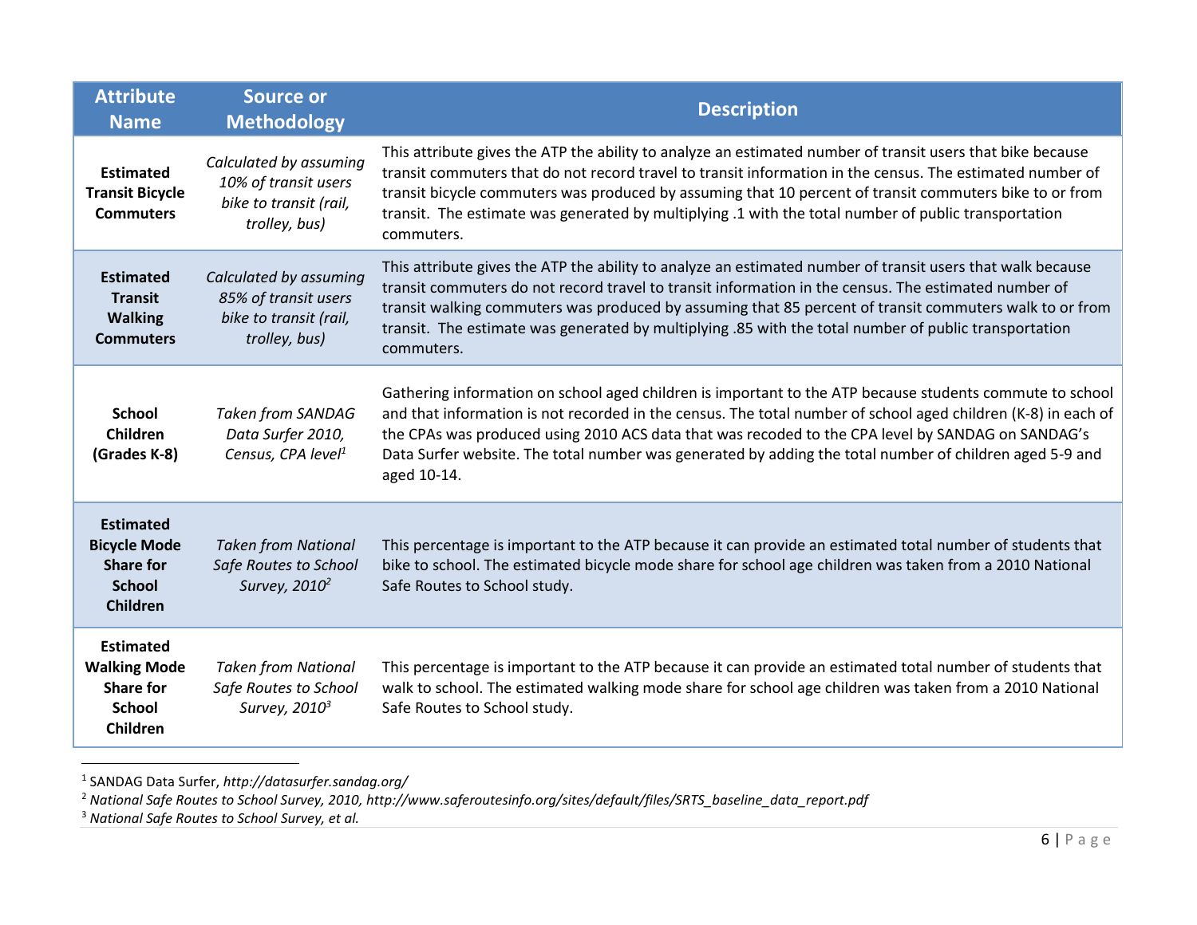| Attribute Name | Source or Methodology | Description |
| --- | --- | --- |
| **Estimated Transit Bicycle Commuters** | *Calculated by assuming 10% of transit users bike to transit (rail, trolley, bus)* | This attribute gives the ATP the ability to analyze an estimated number of transit users that bike because transit commuters that do not record travel to transit information in the census. The estimated number of transit bicycle commuters was produced by assuming that 10 percent of transit commuters bike to or from transit. The estimate was generated by multiplying .1 with the total number of public transportation commuters. |
| **Estimated Transit Walking Commuters** | *Calculated by assuming 85% of transit users bike to transit (rail, trolley, bus)* | This attribute gives the ATP the ability to analyze an estimated number of transit users that walk because transit commuters do not record travel to transit information in the census. The estimated number of transit walking commuters was produced by assuming that 85 percent of transit commuters walk to or from transit. The estimate was generated by multiplying .85 with the total number of public transportation commuters. |
| **School Children (Grades K-8)** | *Taken from SANDAG Data Surfer 2010, Census, CPA level*[1] | Gathering information on school aged children is important to the ATP because students commute to school and that information is not recorded in the census. The total number of school aged children (K-8) in each of the CPAs was produced using 2010 ACS data that was recoded to the CPA level by SANDAG on SANDAG's Data Surfer website. The total number was generated by adding the total number of children aged 5-9 and aged 10-14. |
| **Estimated Bicycle Mode Share for School Children** | *Taken from National Safe Routes to School Survey, 2010*[2] | This percentage is important to the ATP because it can provide an estimated total number of students that bike to school. The estimated bicycle mode share for school age children was taken from a 2010 National Safe Routes to School study. |
| **Estimated Walking Mode Share for School Children** | *Taken from National Safe Routes to School Survey, 2010*[3] | This percentage is important to the ATP because it can provide an estimated total number of students that walk to school. The estimated walking mode share for school age children was taken from a 2010 National Safe Routes to School study. |

[1] SANDAG Data Surfer, *http://datasurfer.sandag.org/*

[2] *National Safe Routes to School Survey, 2010, http://www.saferoutesinfo.org/sites/default/files/SRTS_baseline_data_report.pdf*

[3] *National Safe Routes to School Survey, et al.*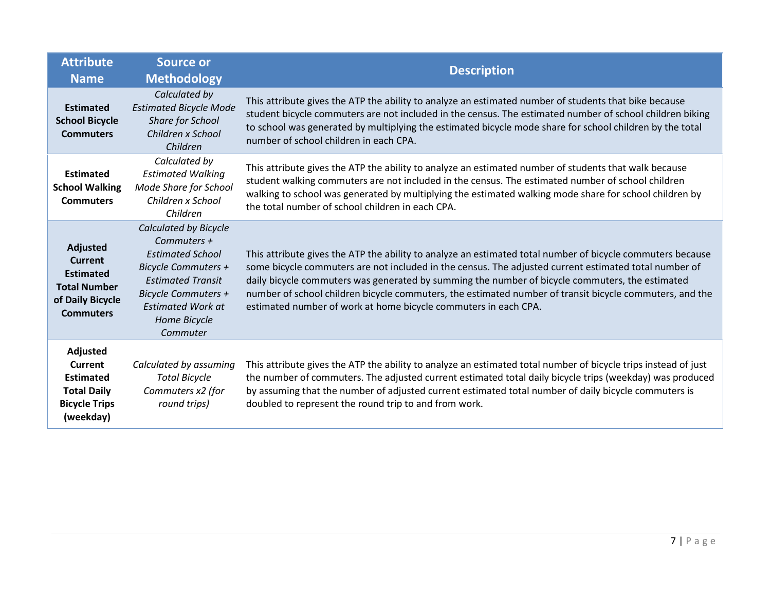| Attribute Name | Source or Methodology | Description |
|---|---|---|
| **Estimated School Bicycle Commuters** | *Calculated by Estimated Bicycle Mode Share for School Children x School Children* | This attribute gives the ATP the ability to analyze an estimated number of students that bike because student bicycle commuters are not included in the census. The estimated number of school children biking to school was generated by multiplying the estimated bicycle mode share for school children by the total number of school children in each CPA. |
| **Estimated School Walking Commuters** | *Calculated by Estimated Walking Mode Share for School Children x School Children* | This attribute gives the ATP the ability to analyze an estimated number of students that walk because student walking commuters are not included in the census. The estimated number of school children walking to school was generated by multiplying the estimated walking mode share for school children by the total number of school children in each CPA. |
| **Adjusted Current Estimated Total Number of Daily Bicycle Commuters** | *Calculated by Bicycle Commuters + Estimated School Bicycle Commuters + Estimated Transit Bicycle Commuters + Estimated Work at Home Bicycle Commuter* | This attribute gives the ATP the ability to analyze an estimated total number of bicycle commuters because some bicycle commuters are not included in the census. The adjusted current estimated total number of daily bicycle commuters was generated by summing the number of bicycle commuters, the estimated number of school children bicycle commuters, the estimated number of transit bicycle commuters, and the estimated number of work at home bicycle commuters in each CPA. |
| **Adjusted Current Estimated Total Daily Bicycle Trips (weekday)** | *Calculated by assuming Total Bicycle Commuters x2 (for round trips)* | This attribute gives the ATP the ability to analyze an estimated total number of bicycle trips instead of just the number of commuters. The adjusted current estimated total daily bicycle trips (weekday) was produced by assuming that the number of adjusted current estimated total number of daily bicycle commuters is doubled to represent the round trip to and from work. |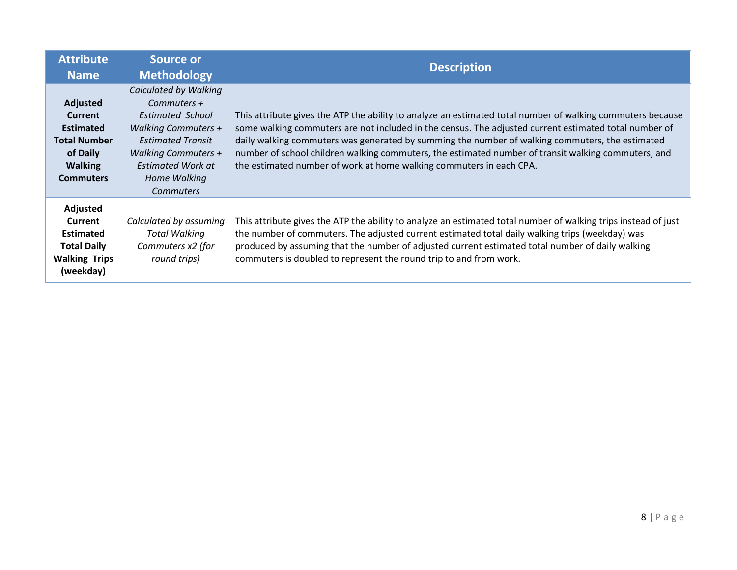| Attribute Name | Source or Methodology | Description |
|---|---|---|
| **Adjusted Current Estimated Total Number of Daily Walking Commuters** | *Calculated by Walking Commuters + Estimated School Walking Commuters + Estimated Transit Walking Commuters + Estimated Work at Home Walking Commuters* | This attribute gives the ATP the ability to analyze an estimated total number of walking commuters because some walking commuters are not included in the census. The adjusted current estimated total number of daily walking commuters was generated by summing the number of walking commuters, the estimated number of school children walking commuters, the estimated number of transit walking commuters, and the estimated number of work at home walking commuters in each CPA. |
| **Adjusted Current Estimated Total Daily Walking Trips (weekday)** | *Calculated by assuming Total Walking Commuters x2 (for round trips)* | This attribute gives the ATP the ability to analyze an estimated total number of walking trips instead of just the number of commuters. The adjusted current estimated total daily walking trips (weekday) was produced by assuming that the number of adjusted current estimated total number of daily walking commuters is doubled to represent the round trip to and from work. |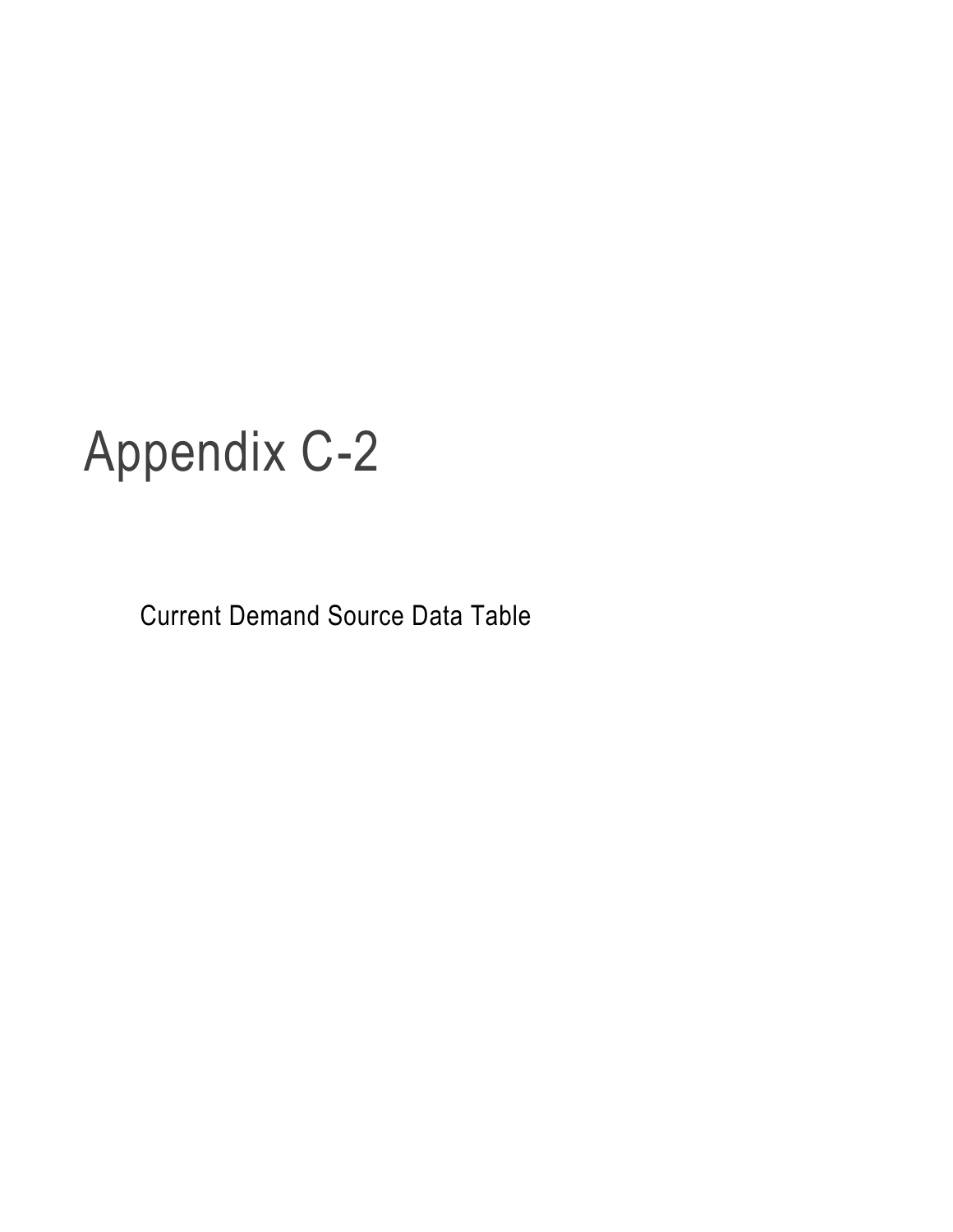# Appendix C-2

Current Demand Source Data Table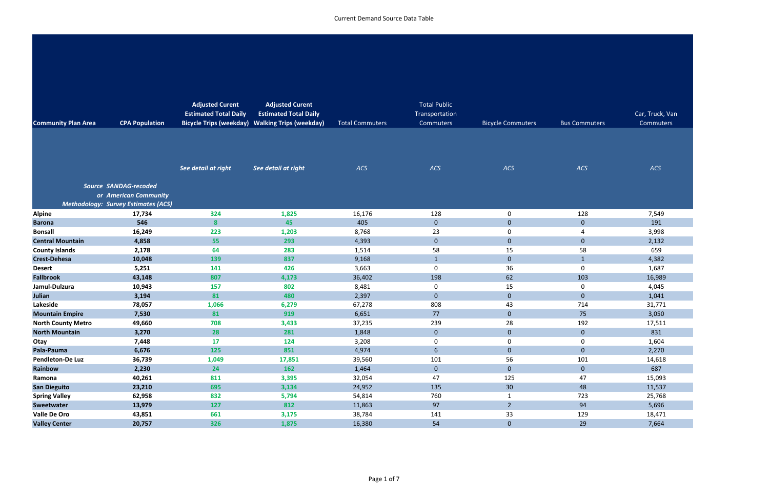Current Demand Source Data Table

| Community Plan Area | CPA Population | Adjusted Curent Estimated Total Daily Bicycle Trips (weekday) | Adjusted Curent Estimated Total Daily Walking Trips (weekday) | Total Commuters | Total Public Transportation Commuters | Bicycle Commuters | Bus Commuters | Car, Truck, Van Commuters |
|---|---|---|---|---|---|---|---|---|
| ***Source or Methodology:*** | ***SANDAG-recoded American Community Survey Estimates (ACS)*** | ***See detail at right*** | ***See detail at right*** | *ACS* | *ACS* | *ACS* | *ACS* | *ACS* |
| **Alpine** | **17,734** | **324** | **1,825** | 16,176 | 128 | 0 | 128 | 7,549 |
| **Barona** | **546** | **8** | **45** | 405 | 0 | 0 | 0 | 191 |
| **Bonsall** | **16,249** | **223** | **1,203** | 8,768 | 23 | 0 | 4 | 3,998 |
| **Central Mountain** | **4,858** | **55** | **293** | 4,393 | 0 | 0 | 0 | 2,132 |
| **County Islands** | **2,178** | **64** | **283** | 1,514 | 58 | 15 | 58 | 659 |
| **Crest-Dehesa** | **10,048** | **139** | **837** | 9,168 | 1 | 0 | 1 | 4,382 |
| **Desert** | **5,251** | **141** | **426** | 3,663 | 0 | 36 | 0 | 1,687 |
| **Fallbrook** | **43,148** | **807** | **4,173** | 36,402 | 198 | 62 | 103 | 16,989 |
| **Jamul-Dulzura** | **10,943** | **157** | **802** | 8,481 | 0 | 15 | 0 | 4,045 |
| **Julian** | **3,194** | **81** | **480** | 2,397 | 0 | 0 | 0 | 1,041 |
| **Lakeside** | **78,057** | **1,066** | **6,279** | 67,278 | 808 | 43 | 714 | 31,771 |
| **Mountain Empire** | **7,530** | **81** | **919** | 6,651 | 77 | 0 | 75 | 3,050 |
| **North County Metro** | **49,660** | **708** | **3,433** | 37,235 | 239 | 28 | 192 | 17,511 |
| **North Mountain** | **3,270** | **28** | **281** | 1,848 | 0 | 0 | 0 | 831 |
| **Otay** | **7,448** | **17** | **124** | 3,208 | 0 | 0 | 0 | 1,604 |
| **Pala-Pauma** | **6,676** | **125** | **851** | 4,974 | 6 | 0 | 0 | 2,270 |
| **Pendleton-De Luz** | **36,739** | **1,049** | **17,851** | 39,560 | 101 | 56 | 101 | 14,618 |
| **Rainbow** | **2,230** | **24** | **162** | 1,464 | 0 | 0 | 0 | 687 |
| **Ramona** | **40,261** | **811** | **3,395** | 32,054 | 47 | 125 | 47 | 15,093 |
| **San Dieguito** | **23,210** | **695** | **3,134** | 24,952 | 135 | 30 | 48 | 11,537 |
| **Spring Valley** | **62,958** | **832** | **5,794** | 54,814 | 760 | 1 | 723 | 25,768 |
| **Sweetwater** | **13,979** | **127** | **812** | 11,863 | 97 | 2 | 94 | 5,696 |
| **Valle De Oro** | **43,851** | **661** | **3,175** | 38,784 | 141 | 33 | 129 | 18,471 |
| **Valley Center** | **20,757** | **326** | **1,875** | 16,380 | 54 | 0 | 29 | 7,664 |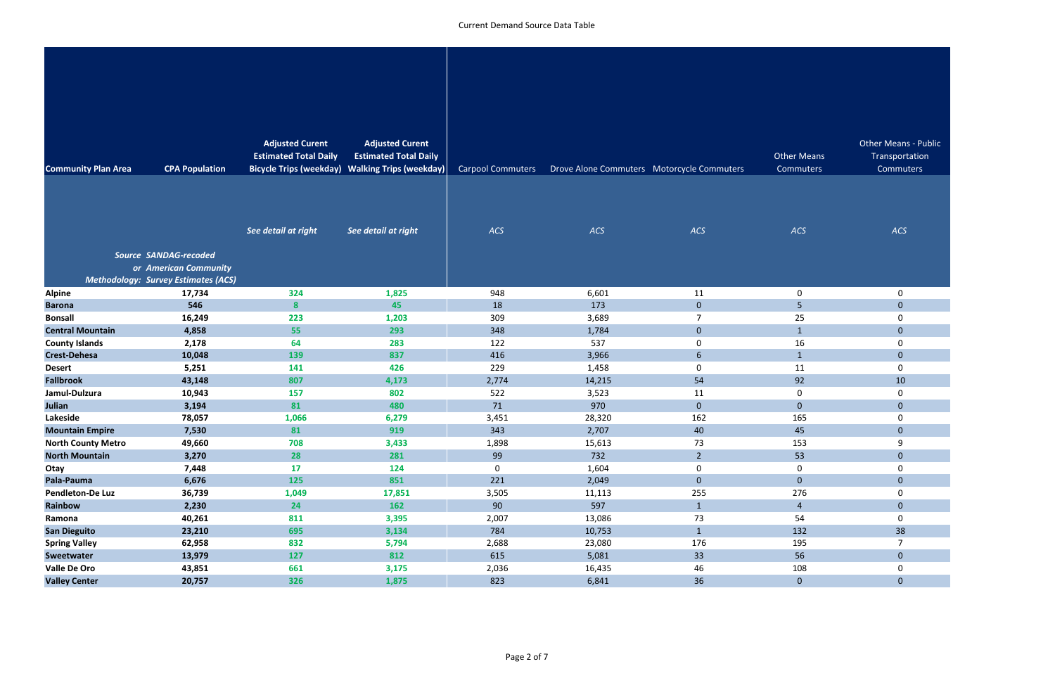Current Demand Source Data Table

| Community Plan Area | CPA Population | Adjusted Curent Estimated Total Daily Bicycle Trips (weekday) | Adjusted Curent Estimated Total Daily Walking Trips (weekday) | Carpool Commuters | Drove Alone Commuters | Motorcycle Commuters | Other Means Commuters | Other Means - Public Transportation Commuters |
|---|---|---|---|---|---|---|---|---|
| *Source or Methodology:* | *SANDAG-recoded American Community Survey Estimates (ACS)* | *See detail at right* | *See detail at right* | *ACS* | *ACS* | *ACS* | *ACS* | *ACS* |
| **Alpine** | **17,734** | **324** | **1,825** | 948 | 6,601 | 11 | 0 | 0 |
| **Barona** | **546** | **8** | **45** | 18 | 173 | 0 | 5 | 0 |
| **Bonsall** | **16,249** | **223** | **1,203** | 309 | 3,689 | 7 | 25 | 0 |
| **Central Mountain** | **4,858** | **55** | **293** | 348 | 1,784 | 0 | 1 | 0 |
| **County Islands** | **2,178** | **64** | **283** | 122 | 537 | 0 | 16 | 0 |
| **Crest-Dehesa** | **10,048** | **139** | **837** | 416 | 3,966 | 6 | 1 | 0 |
| **Desert** | **5,251** | **141** | **426** | 229 | 1,458 | 0 | 11 | 0 |
| **Fallbrook** | **43,148** | **807** | **4,173** | 2,774 | 14,215 | 54 | 92 | 10 |
| **Jamul-Dulzura** | **10,943** | **157** | **802** | 522 | 3,523 | 11 | 0 | 0 |
| **Julian** | **3,194** | **81** | **480** | 71 | 970 | 0 | 0 | 0 |
| **Lakeside** | **78,057** | **1,066** | **6,279** | 3,451 | 28,320 | 162 | 165 | 0 |
| **Mountain Empire** | **7,530** | **81** | **919** | 343 | 2,707 | 40 | 45 | 0 |
| **North County Metro** | **49,660** | **708** | **3,433** | 1,898 | 15,613 | 73 | 153 | 9 |
| **North Mountain** | **3,270** | **28** | **281** | 99 | 732 | 2 | 53 | 0 |
| **Otay** | **7,448** | **17** | **124** | 0 | 1,604 | 0 | 0 | 0 |
| **Pala-Pauma** | **6,676** | **125** | **851** | 221 | 2,049 | 0 | 0 | 0 |
| **Pendleton-De Luz** | **36,739** | **1,049** | **17,851** | 3,505 | 11,113 | 255 | 276 | 0 |
| **Rainbow** | **2,230** | **24** | **162** | 90 | 597 | 1 | 4 | 0 |
| **Ramona** | **40,261** | **811** | **3,395** | 2,007 | 13,086 | 73 | 54 | 0 |
| **San Dieguito** | **23,210** | **695** | **3,134** | 784 | 10,753 | 1 | 132 | 38 |
| **Spring Valley** | **62,958** | **832** | **5,794** | 2,688 | 23,080 | 176 | 195 | 7 |
| **Sweetwater** | **13,979** | **127** | **812** | 615 | 5,081 | 33 | 56 | 0 |
| **Valle De Oro** | **43,851** | **661** | **3,175** | 2,036 | 16,435 | 46 | 108 | 0 |
| **Valley Center** | **20,757** | **326** | **1,875** | 823 | 6,841 | 36 | 0 | 0 |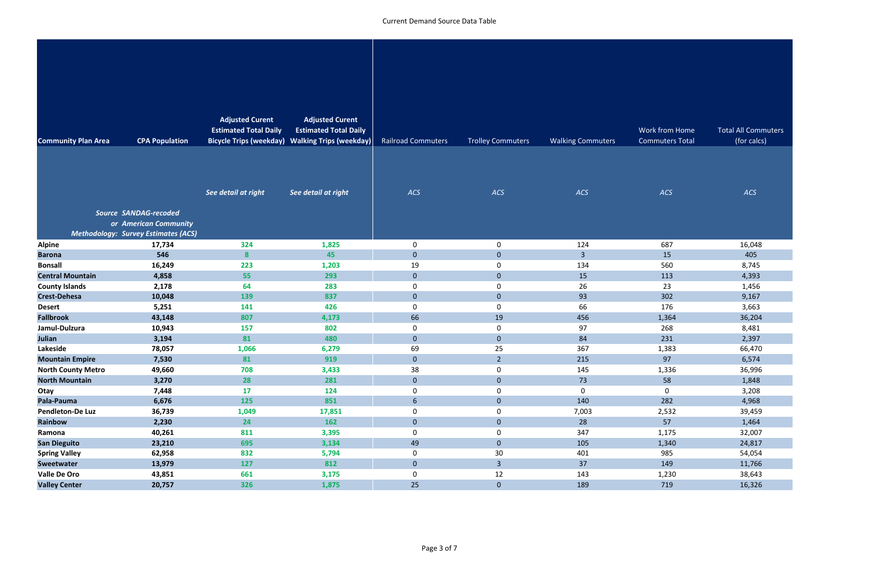Current Demand Source Data Table

| Community Plan Area | CPA Population | Adjusted Curent Estimated Total Daily Bicycle Trips (weekday) | Adjusted Curent Estimated Total Daily Walking Trips (weekday) | Railroad Commuters | Trolley Commuters | Walking Commuters | Work from Home Commuters Total | Total All Commuters (for calcs) |
|---|---|---|---|---|---|---|---|---|
| *Source or Methodology:* | *SANDAG-recoded American Community Survey Estimates (ACS)* | *See detail at right* | *See detail at right* | *ACS* | *ACS* | *ACS* | *ACS* | *ACS* |
| **Alpine** | **17,734** | **324** | **1,825** | 0 | 0 | 124 | 687 | 16,048 |
| **Barona** | **546** | **8** | **45** | 0 | 0 | 3 | 15 | 405 |
| **Bonsall** | **16,249** | **223** | **1,203** | 19 | 0 | 134 | 560 | 8,745 |
| **Central Mountain** | **4,858** | **55** | **293** | 0 | 0 | 15 | 113 | 4,393 |
| **County Islands** | **2,178** | **64** | **283** | 0 | 0 | 26 | 23 | 1,456 |
| **Crest-Dehesa** | **10,048** | **139** | **837** | 0 | 0 | 93 | 302 | 9,167 |
| **Desert** | **5,251** | **141** | **426** | 0 | 0 | 66 | 176 | 3,663 |
| **Fallbrook** | **43,148** | **807** | **4,173** | 66 | 19 | 456 | 1,364 | 36,204 |
| **Jamul-Dulzura** | **10,943** | **157** | **802** | 0 | 0 | 97 | 268 | 8,481 |
| **Julian** | **3,194** | **81** | **480** | 0 | 0 | 84 | 231 | 2,397 |
| **Lakeside** | **78,057** | **1,066** | **6,279** | 69 | 25 | 367 | 1,383 | 66,470 |
| **Mountain Empire** | **7,530** | **81** | **919** | 0 | 2 | 215 | 97 | 6,574 |
| **North County Metro** | **49,660** | **708** | **3,433** | 38 | 0 | 145 | 1,336 | 36,996 |
| **North Mountain** | **3,270** | **28** | **281** | 0 | 0 | 73 | 58 | 1,848 |
| **Otay** | **7,448** | **17** | **124** | 0 | 0 | 0 | 0 | 3,208 |
| **Pala-Pauma** | **6,676** | **125** | **851** | 6 | 0 | 140 | 282 | 4,968 |
| **Pendleton-De Luz** | **36,739** | **1,049** | **17,851** | 0 | 0 | 7,003 | 2,532 | 39,459 |
| **Rainbow** | **2,230** | **24** | **162** | 0 | 0 | 28 | 57 | 1,464 |
| **Ramona** | **40,261** | **811** | **3,395** | 0 | 0 | 347 | 1,175 | 32,007 |
| **San Dieguito** | **23,210** | **695** | **3,134** | 49 | 0 | 105 | 1,340 | 24,817 |
| **Spring Valley** | **62,958** | **832** | **5,794** | 0 | 30 | 401 | 985 | 54,054 |
| **Sweetwater** | **13,979** | **127** | **812** | 0 | 3 | 37 | 149 | 11,766 |
| **Valle De Oro** | **43,851** | **661** | **3,175** | 0 | 12 | 143 | 1,230 | 38,643 |
| **Valley Center** | **20,757** | **326** | **1,875** | 25 | 0 | 189 | 719 | 16,326 |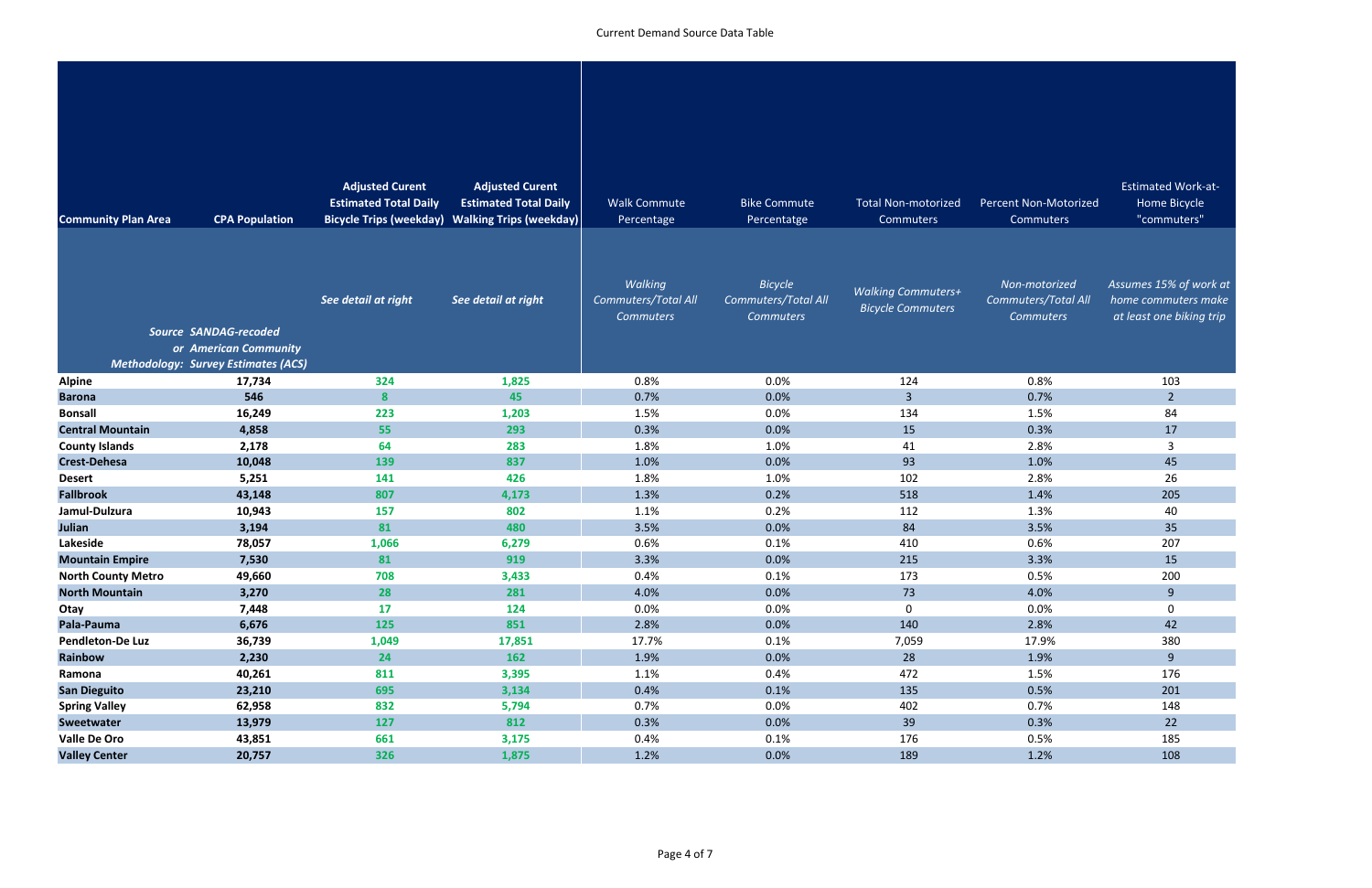Current Demand Source Data Table

| Community Plan Area | CPA Population | Adjusted Curent Estimated Total Daily Bicycle Trips (weekday) | Adjusted Curent Estimated Total Daily Walking Trips (weekday) | Walk Commute Percentage | Bike Commute Percentatge | Total Non-motorized Commuters | Percent Non-Motorized Commuters | Estimated Work-at-Home Bicycle "commuters" |
|---|---|---|---|---|---|---|---|---|
| *Source or Methodology:* | *SANDAG-recoded American Community Survey Estimates (ACS)* | *See detail at right* | *See detail at right* | *Walking Commuters/Total All Commuters* | *Bicycle Commuters/Total All Commuters* | *Walking Commuters+ Bicycle Commuters* | *Non-motorized Commuters/Total All Commuters* | *Assumes 15% of work at home commuters make at least one biking trip* |
| **Alpine** | **17,734** | **324** | **1,825** | 0.8% | 0.0% | 124 | 0.8% | 103 |
| **Barona** | **546** | **8** | **45** | 0.7% | 0.0% | 3 | 0.7% | 2 |
| **Bonsall** | **16,249** | **223** | **1,203** | 1.5% | 0.0% | 134 | 1.5% | 84 |
| **Central Mountain** | **4,858** | **55** | **293** | 0.3% | 0.0% | 15 | 0.3% | 17 |
| **County Islands** | **2,178** | **64** | **283** | 1.8% | 1.0% | 41 | 2.8% | 3 |
| **Crest-Dehesa** | **10,048** | **139** | **837** | 1.0% | 0.0% | 93 | 1.0% | 45 |
| **Desert** | **5,251** | **141** | **426** | 1.8% | 1.0% | 102 | 2.8% | 26 |
| **Fallbrook** | **43,148** | **807** | **4,173** | 1.3% | 0.2% | 518 | 1.4% | 205 |
| **Jamul-Dulzura** | **10,943** | **157** | **802** | 1.1% | 0.2% | 112 | 1.3% | 40 |
| **Julian** | **3,194** | **81** | **480** | 3.5% | 0.0% | 84 | 3.5% | 35 |
| **Lakeside** | **78,057** | **1,066** | **6,279** | 0.6% | 0.1% | 410 | 0.6% | 207 |
| **Mountain Empire** | **7,530** | **81** | **919** | 3.3% | 0.0% | 215 | 3.3% | 15 |
| **North County Metro** | **49,660** | **708** | **3,433** | 0.4% | 0.1% | 173 | 0.5% | 200 |
| **North Mountain** | **3,270** | **28** | **281** | 4.0% | 0.0% | 73 | 4.0% | 9 |
| **Otay** | **7,448** | **17** | **124** | 0.0% | 0.0% | 0 | 0.0% | 0 |
| **Pala-Pauma** | **6,676** | **125** | **851** | 2.8% | 0.0% | 140 | 2.8% | 42 |
| **Pendleton-De Luz** | **36,739** | **1,049** | **17,851** | 17.7% | 0.1% | 7,059 | 17.9% | 380 |
| **Rainbow** | **2,230** | **24** | **162** | 1.9% | 0.0% | 28 | 1.9% | 9 |
| **Ramona** | **40,261** | **811** | **3,395** | 1.1% | 0.4% | 472 | 1.5% | 176 |
| **San Dieguito** | **23,210** | **695** | **3,134** | 0.4% | 0.1% | 135 | 0.5% | 201 |
| **Spring Valley** | **62,958** | **832** | **5,794** | 0.7% | 0.0% | 402 | 0.7% | 148 |
| **Sweetwater** | **13,979** | **127** | **812** | 0.3% | 0.0% | 39 | 0.3% | 22 |
| **Valle De Oro** | **43,851** | **661** | **3,175** | 0.4% | 0.1% | 176 | 0.5% | 185 |
| **Valley Center** | **20,757** | **326** | **1,875** | 1.2% | 0.0% | 189 | 1.2% | 108 |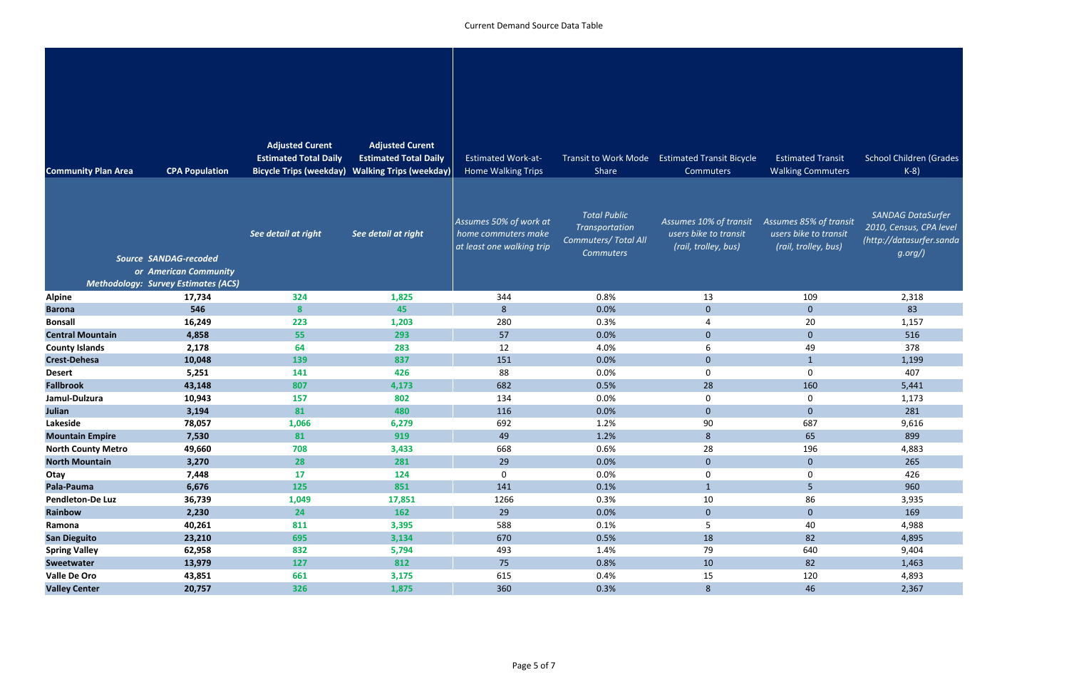Current Demand Source Data Table

| Community Plan Area | CPA Population | Adjusted Curent Estimated Total Daily Bicycle Trips (weekday) | Adjusted Curent Estimated Total Daily Walking Trips (weekday) | Estimated Work-at-Home Walking Trips | Transit to Work Mode Share | Estimated Transit Bicycle Commuters | Estimated Transit Walking Commuters | School Children (Grades K-8) |
|---|---|---|---|---|---|---|---|---|
| ***Source or Methodology:*** | ***SANDAG-recoded American Community Survey Estimates (ACS)*** | ***See detail at right*** | ***See detail at right*** | *Assumes 50% of work at home commuters make at least one walking trip* | *Total Public Transportation Commuters/ Total All Commuters* | *Assumes 10% of transit users bike to transit (rail, trolley, bus)* | *Assumes 85% of transit users bike to transit (rail, trolley, bus)* | *SANDAG DataSurfer 2010, Census, CPA level (http://datasurfer.sandag.org/)* |
| **Alpine** | **17,734** | **324** | **1,825** | 344 | 0.8% | 13 | 109 | 2,318 |
| **Barona** | **546** | **8** | **45** | 8 | 0.0% | 0 | 0 | 83 |
| **Bonsall** | **16,249** | **223** | **1,203** | 280 | 0.3% | 4 | 20 | 1,157 |
| **Central Mountain** | **4,858** | **55** | **293** | 57 | 0.0% | 0 | 0 | 516 |
| **County Islands** | **2,178** | **64** | **283** | 12 | 4.0% | 6 | 49 | 378 |
| **Crest-Dehesa** | **10,048** | **139** | **837** | 151 | 0.0% | 0 | 1 | 1,199 |
| **Desert** | **5,251** | **141** | **426** | 88 | 0.0% | 0 | 0 | 407 |
| **Fallbrook** | **43,148** | **807** | **4,173** | 682 | 0.5% | 28 | 160 | 5,441 |
| **Jamul-Dulzura** | **10,943** | **157** | **802** | 134 | 0.0% | 0 | 0 | 1,173 |
| **Julian** | **3,194** | **81** | **480** | 116 | 0.0% | 0 | 0 | 281 |
| **Lakeside** | **78,057** | **1,066** | **6,279** | 692 | 1.2% | 90 | 687 | 9,616 |
| **Mountain Empire** | **7,530** | **81** | **919** | 49 | 1.2% | 8 | 65 | 899 |
| **North County Metro** | **49,660** | **708** | **3,433** | 668 | 0.6% | 28 | 196 | 4,883 |
| **North Mountain** | **3,270** | **28** | **281** | 29 | 0.0% | 0 | 0 | 265 |
| **Otay** | **7,448** | **17** | **124** | 0 | 0.0% | 0 | 0 | 426 |
| **Pala-Pauma** | **6,676** | **125** | **851** | 141 | 0.1% | 1 | 5 | 960 |
| **Pendleton-De Luz** | **36,739** | **1,049** | **17,851** | 1266 | 0.3% | 10 | 86 | 3,935 |
| **Rainbow** | **2,230** | **24** | **162** | 29 | 0.0% | 0 | 0 | 169 |
| **Ramona** | **40,261** | **811** | **3,395** | 588 | 0.1% | 5 | 40 | 4,988 |
| **San Dieguito** | **23,210** | **695** | **3,134** | 670 | 0.5% | 18 | 82 | 4,895 |
| **Spring Valley** | **62,958** | **832** | **5,794** | 493 | 1.4% | 79 | 640 | 9,404 |
| **Sweetwater** | **13,979** | **127** | **812** | 75 | 0.8% | 10 | 82 | 1,463 |
| **Valle De Oro** | **43,851** | **661** | **3,175** | 615 | 0.4% | 15 | 120 | 4,893 |
| **Valley Center** | **20,757** | **326** | **1,875** | 360 | 0.3% | 8 | 46 | 2,367 |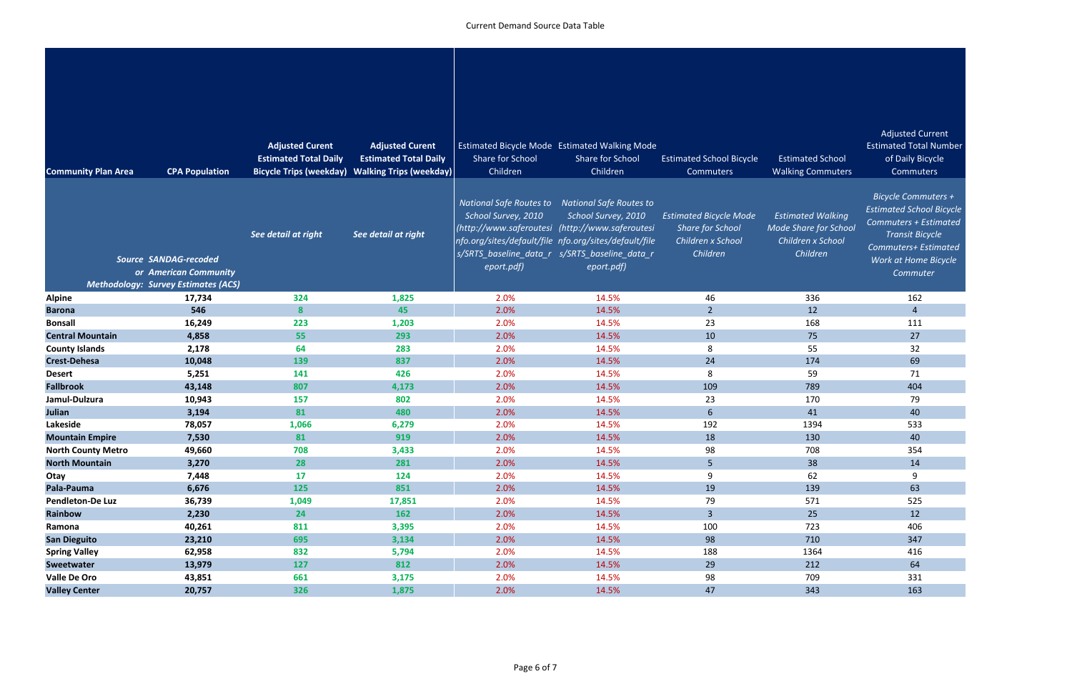Current Demand Source Data Table

| Community Plan Area | CPA Population | Adjusted Curent Estimated Total Daily Bicycle Trips (weekday) | Adjusted Curent Estimated Total Daily Walking Trips (weekday) | Estimated Bicycle Mode Share for School Children | Estimated Walking Mode Share for School Children | Estimated School Bicycle Commuters | Estimated School Walking Commuters | Adjusted Current Estimated Total Number of Daily Bicycle Commuters |
|---|---|---|---|---|---|---|---|---|
| **Source or Methodology:** | *SANDAG-recoded American Community Survey Estimates (ACS)* | *See detail at right* | *See detail at right* | *National Safe Routes to School Survey, 2010 (http://www.saferoutesinfo.org/sites/default/files/SRTS_baseline_data_report.pdf)* | *National Safe Routes to School Survey, 2010 (http://www.saferoutesinfo.org/sites/default/files/SRTS_baseline_data_report.pdf)* | *Estimated Bicycle Mode Share for School Children x School Children* | *Estimated Walking Mode Share for School Children x School Children* | *Bicycle Commuters + Estimated School Bicycle Commuters + Estimated Transit Bicycle Commuters+ Estimated Work at Home Bicycle Commuter* |
| **Alpine** | 17,734 | 324 | 1,825 | 2.0% | 14.5% | 46 | 336 | 162 |
| **Barona** | 546 | 8 | 45 | 2.0% | 14.5% | 2 | 12 | 4 |
| **Bonsall** | 16,249 | 223 | 1,203 | 2.0% | 14.5% | 23 | 168 | 111 |
| **Central Mountain** | 4,858 | 55 | 293 | 2.0% | 14.5% | 10 | 75 | 27 |
| **County Islands** | 2,178 | 64 | 283 | 2.0% | 14.5% | 8 | 55 | 32 |
| **Crest-Dehesa** | 10,048 | 139 | 837 | 2.0% | 14.5% | 24 | 174 | 69 |
| **Desert** | 5,251 | 141 | 426 | 2.0% | 14.5% | 8 | 59 | 71 |
| **Fallbrook** | 43,148 | 807 | 4,173 | 2.0% | 14.5% | 109 | 789 | 404 |
| **Jamul-Dulzura** | 10,943 | 157 | 802 | 2.0% | 14.5% | 23 | 170 | 79 |
| **Julian** | 3,194 | 81 | 480 | 2.0% | 14.5% | 6 | 41 | 40 |
| **Lakeside** | 78,057 | 1,066 | 6,279 | 2.0% | 14.5% | 192 | 1394 | 533 |
| **Mountain Empire** | 7,530 | 81 | 919 | 2.0% | 14.5% | 18 | 130 | 40 |
| **North County Metro** | 49,660 | 708 | 3,433 | 2.0% | 14.5% | 98 | 708 | 354 |
| **North Mountain** | 3,270 | 28 | 281 | 2.0% | 14.5% | 5 | 38 | 14 |
| **Otay** | 7,448 | 17 | 124 | 2.0% | 14.5% | 9 | 62 | 9 |
| **Pala-Pauma** | 6,676 | 125 | 851 | 2.0% | 14.5% | 19 | 139 | 63 |
| **Pendleton-De Luz** | 36,739 | 1,049 | 17,851 | 2.0% | 14.5% | 79 | 571 | 525 |
| **Rainbow** | 2,230 | 24 | 162 | 2.0% | 14.5% | 3 | 25 | 12 |
| **Ramona** | 40,261 | 811 | 3,395 | 2.0% | 14.5% | 100 | 723 | 406 |
| **San Dieguito** | 23,210 | 695 | 3,134 | 2.0% | 14.5% | 98 | 710 | 347 |
| **Spring Valley** | 62,958 | 832 | 5,794 | 2.0% | 14.5% | 188 | 1364 | 416 |
| **Sweetwater** | 13,979 | 127 | 812 | 2.0% | 14.5% | 29 | 212 | 64 |
| **Valle De Oro** | 43,851 | 661 | 3,175 | 2.0% | 14.5% | 98 | 709 | 331 |
| **Valley Center** | 20,757 | 326 | 1,875 | 2.0% | 14.5% | 47 | 343 | 163 |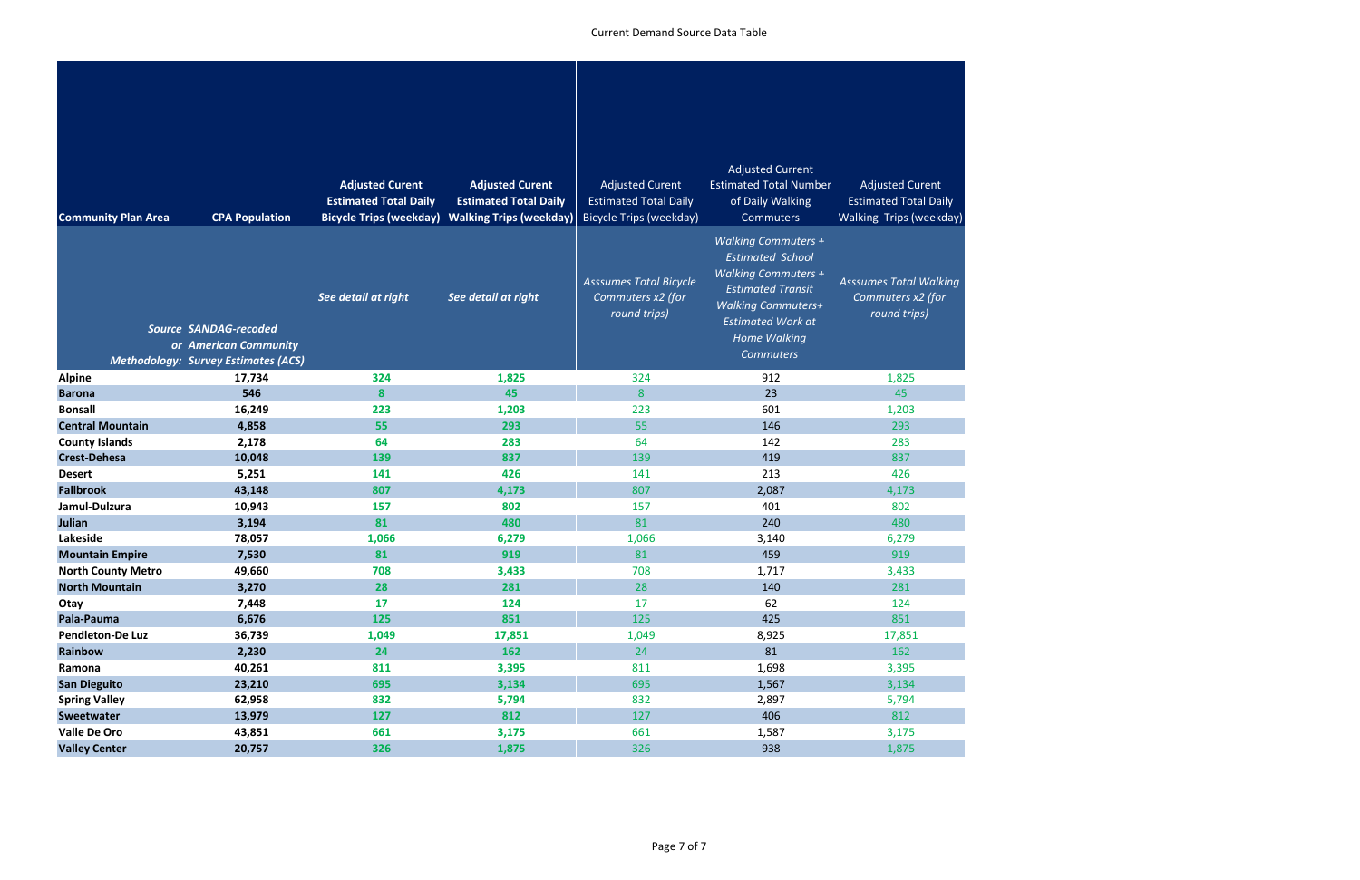Current Demand Source Data Table

| Community Plan Area | CPA Population | Adjusted Current Estimated Total Daily Bicycle Trips (weekday) | Adjusted Current Estimated Total Daily Walking Trips (weekday) | Adjusted Curent Estimated Total Daily Bicycle Trips (weekday) | Adjusted Current Estimated Total Number of Daily Walking Commuters | Adjusted Curent Estimated Total Daily Walking Trips (weekday) |
|---|---|---|---|---|---|---|
| ***Source or Methodology:*** | ***SANDAG-recoded American Community Survey Estimates (ACS)*** | ***See detail at right*** | ***See detail at right*** | *Asssumes Total Bicycle Commuters x2 (for round trips)* | *Walking Commuters + Estimated School Walking Commuters + Estimated Transit Walking Commuters+ Estimated Work at Home Walking Commuters* | *Asssumes Total Walking Commuters x2 (for round trips)* |
| **Alpine** | **17,734** | **324** | **1,825** | 324 | 912 | 1,825 |
| **Barona** | **546** | **8** | **45** | 8 | 23 | 45 |
| **Bonsall** | **16,249** | **223** | **1,203** | 223 | 601 | 1,203 |
| **Central Mountain** | **4,858** | **55** | **293** | 55 | 146 | 293 |
| **County Islands** | **2,178** | **64** | **283** | 64 | 142 | 283 |
| **Crest-Dehesa** | **10,048** | **139** | **837** | 139 | 419 | 837 |
| **Desert** | **5,251** | **141** | **426** | 141 | 213 | 426 |
| **Fallbrook** | **43,148** | **807** | **4,173** | 807 | 2,087 | 4,173 |
| **Jamul-Dulzura** | **10,943** | **157** | **802** | 157 | 401 | 802 |
| **Julian** | **3,194** | **81** | **480** | 81 | 240 | 480 |
| **Lakeside** | **78,057** | **1,066** | **6,279** | 1,066 | 3,140 | 6,279 |
| **Mountain Empire** | **7,530** | **81** | **919** | 81 | 459 | 919 |
| **North County Metro** | **49,660** | **708** | **3,433** | 708 | 1,717 | 3,433 |
| **North Mountain** | **3,270** | **28** | **281** | 28 | 140 | 281 |
| **Otay** | **7,448** | **17** | **124** | 17 | 62 | 124 |
| **Pala-Pauma** | **6,676** | **125** | **851** | 125 | 425 | 851 |
| **Pendleton-De Luz** | **36,739** | **1,049** | **17,851** | 1,049 | 8,925 | 17,851 |
| **Rainbow** | **2,230** | **24** | **162** | 24 | 81 | 162 |
| **Ramona** | **40,261** | **811** | **3,395** | 811 | 1,698 | 3,395 |
| **San Dieguito** | **23,210** | **695** | **3,134** | 695 | 1,567 | 3,134 |
| **Spring Valley** | **62,958** | **832** | **5,794** | 832 | 2,897 | 5,794 |
| **Sweetwater** | **13,979** | **127** | **812** | 127 | 406 | 812 |
| **Valle De Oro** | **43,851** | **661** | **3,175** | 661 | 1,587 | 3,175 |
| **Valley Center** | **20,757** | **326** | **1,875** | 326 | 938 | 1,875 |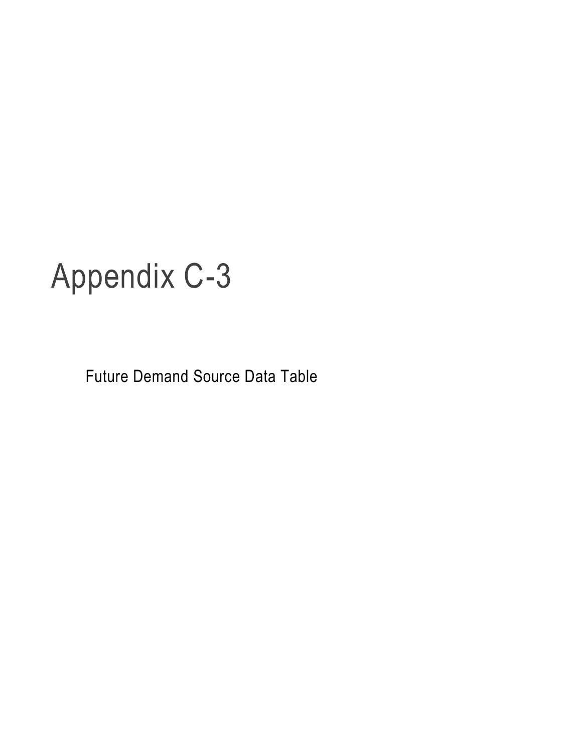# Appendix C-3

Future Demand Source Data Table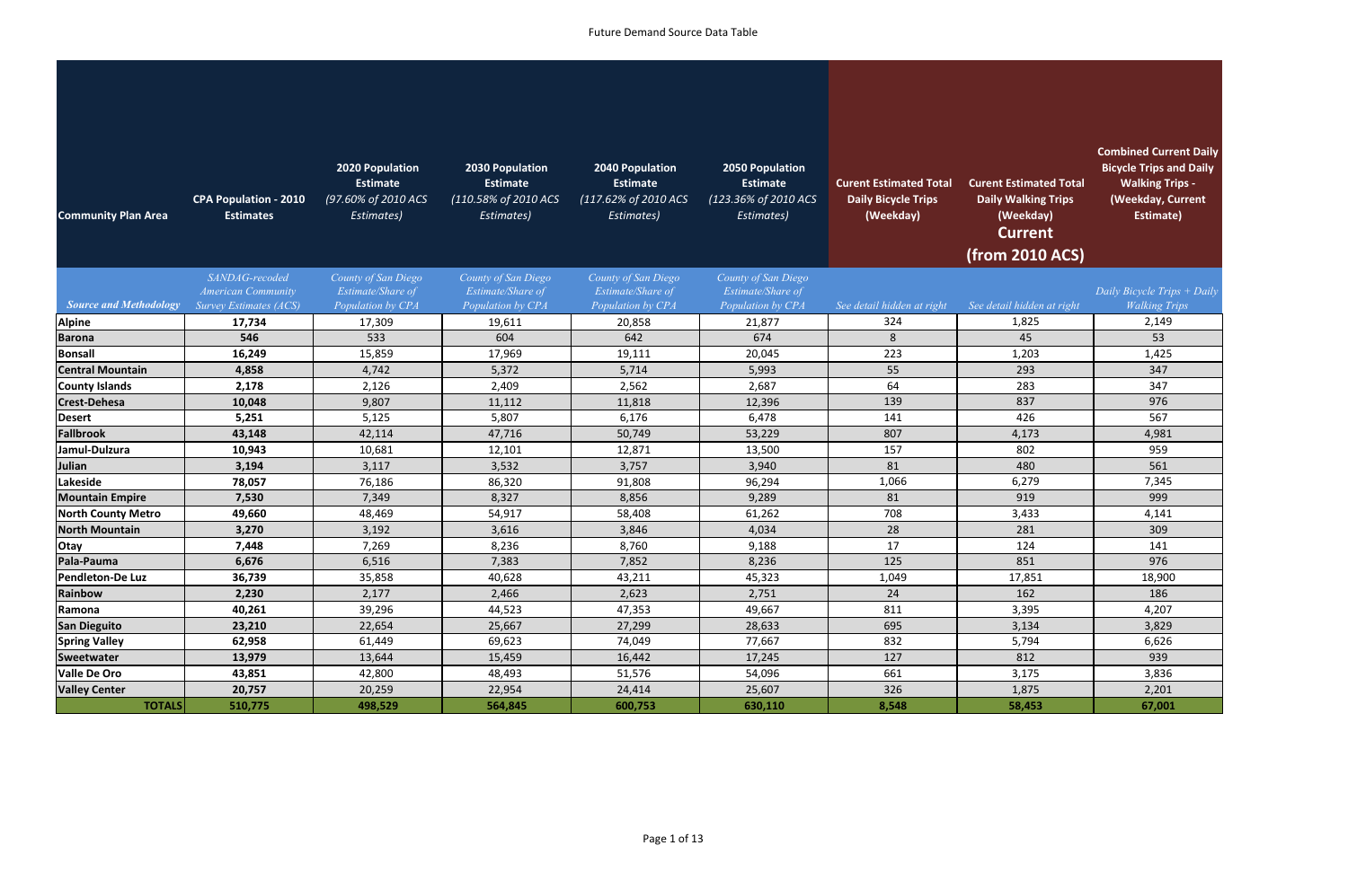Future Demand Source Data Table

| Community Plan Area | CPA Population - 2010 Estimates | 2020 Population Estimate *(97.60% of 2010 ACS Estimates)* | 2030 Population Estimate *(110.58% of 2010 ACS Estimates)* | 2040 Population Estimate *(117.62% of 2010 ACS Estimates)* | 2050 Population Estimate *(123.36% of 2010 ACS Estimates)* | Curent Estimated Total Daily Bicycle Trips (Weekday) | Curent Estimated Total Daily Walking Trips (Weekday) **Current (from 2010 ACS)** | Combined Current Daily Bicycle Trips and Daily Walking Trips - (Weekday, Current Estimate) |
|---|---|---|---|---|---|---|---|---|
| ***Source and Methodology*** | *SANDAG-recoded American Community Survey Estimates (ACS)* | *County of San Diego Estimate/Share of Population by CPA* | *County of San Diego Estimate/Share of Population by CPA* | *County of San Diego Estimate/Share of Population by CPA* | *County of San Diego Estimate/Share of Population by CPA* | *See detail hidden at right* | *See detail hidden at right* | *Daily Bicycle Trips + Daily Walking Trips* |
| **Alpine** | **17,734** | 17,309 | 19,611 | 20,858 | 21,877 | 324 | 1,825 | 2,149 |
| **Barona** | **546** | 533 | 604 | 642 | 674 | 8 | 45 | 53 |
| **Bonsall** | **16,249** | 15,859 | 17,969 | 19,111 | 20,045 | 223 | 1,203 | 1,425 |
| **Central Mountain** | **4,858** | 4,742 | 5,372 | 5,714 | 5,993 | 55 | 293 | 347 |
| **County Islands** | **2,178** | 2,126 | 2,409 | 2,562 | 2,687 | 64 | 283 | 347 |
| **Crest-Dehesa** | **10,048** | 9,807 | 11,112 | 11,818 | 12,396 | 139 | 837 | 976 |
| **Desert** | **5,251** | 5,125 | 5,807 | 6,176 | 6,478 | 141 | 426 | 567 |
| **Fallbrook** | **43,148** | 42,114 | 47,716 | 50,749 | 53,229 | 807 | 4,173 | 4,981 |
| **Jamul-Dulzura** | **10,943** | 10,681 | 12,101 | 12,871 | 13,500 | 157 | 802 | 959 |
| **Julian** | **3,194** | 3,117 | 3,532 | 3,757 | 3,940 | 81 | 480 | 561 |
| **Lakeside** | **78,057** | 76,186 | 86,320 | 91,808 | 96,294 | 1,066 | 6,279 | 7,345 |
| **Mountain Empire** | **7,530** | 7,349 | 8,327 | 8,856 | 9,289 | 81 | 919 | 999 |
| **North County Metro** | **49,660** | 48,469 | 54,917 | 58,408 | 61,262 | 708 | 3,433 | 4,141 |
| **North Mountain** | **3,270** | 3,192 | 3,616 | 3,846 | 4,034 | 28 | 281 | 309 |
| **Otay** | **7,448** | 7,269 | 8,236 | 8,760 | 9,188 | 17 | 124 | 141 |
| **Pala-Pauma** | **6,676** | 6,516 | 7,383 | 7,852 | 8,236 | 125 | 851 | 976 |
| **Pendleton-De Luz** | **36,739** | 35,858 | 40,628 | 43,211 | 45,323 | 1,049 | 17,851 | 18,900 |
| **Rainbow** | **2,230** | 2,177 | 2,466 | 2,623 | 2,751 | 24 | 162 | 186 |
| **Ramona** | **40,261** | 39,296 | 44,523 | 47,353 | 49,667 | 811 | 3,395 | 4,207 |
| **San Dieguito** | **23,210** | 22,654 | 25,667 | 27,299 | 28,633 | 695 | 3,134 | 3,829 |
| **Spring Valley** | **62,958** | 61,449 | 69,623 | 74,049 | 77,667 | 832 | 5,794 | 6,626 |
| **Sweetwater** | **13,979** | 13,644 | 15,459 | 16,442 | 17,245 | 127 | 812 | 939 |
| **Valle De Oro** | **43,851** | 42,800 | 48,493 | 51,576 | 54,096 | 661 | 3,175 | 3,836 |
| **Valley Center** | **20,757** | 20,259 | 22,954 | 24,414 | 25,607 | 326 | 1,875 | 2,201 |
| **TOTALS** | **510,775** | **498,529** | **564,845** | **600,753** | **630,110** | **8,548** | **58,453** | **67,001** |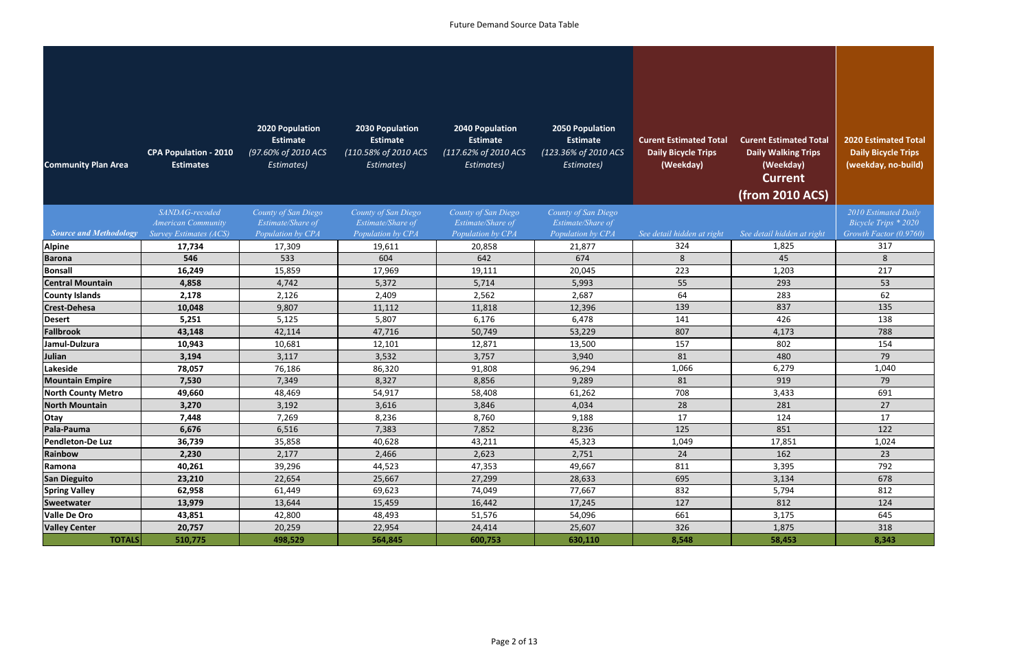# Future Demand Source Data Table

| Community Plan Area | CPA Population - 2010 Estimates | 2020 Population Estimate *(97.60% of 2010 ACS Estimates)* | 2030 Population Estimate *(110.58% of 2010 ACS Estimates)* | 2040 Population Estimate *(117.62% of 2010 ACS Estimates)* | 2050 Population Estimate *(123.36% of 2010 ACS Estimates)* | Curent Estimated Total Daily Bicycle Trips (Weekday) | Curent Estimated Total Daily Walking Trips (Weekday) **Current (from 2010 ACS)** | 2020 Estimated Total Daily Bicycle Trips (weekday, no-build) |
|---|---|---|---|---|---|---|---|---|
| ***Source and Methodology*** | *SANDAG-recoded American Community Survey Estimates (ACS)* | *County of San Diego Estimate/Share of Population by CPA* | *County of San Diego Estimate/Share of Population by CPA* | *County of San Diego Estimate/Share of Population by CPA* | *County of San Diego Estimate/Share of Population by CPA* | *See detail hidden at right* | *See detail hidden at right* | *2010 Estimated Daily Bicycle Trips * 2020 Growth Factor (0.9760)* |
| **Alpine** | **17,734** | 17,309 | 19,611 | 20,858 | 21,877 | 324 | 1,825 | 317 |
| **Barona** | **546** | 533 | 604 | 642 | 674 | 8 | 45 | 8 |
| **Bonsall** | **16,249** | 15,859 | 17,969 | 19,111 | 20,045 | 223 | 1,203 | 217 |
| **Central Mountain** | **4,858** | 4,742 | 5,372 | 5,714 | 5,993 | 55 | 293 | 53 |
| **County Islands** | **2,178** | 2,126 | 2,409 | 2,562 | 2,687 | 64 | 283 | 62 |
| **Crest-Dehesa** | **10,048** | 9,807 | 11,112 | 11,818 | 12,396 | 139 | 837 | 135 |
| **Desert** | **5,251** | 5,125 | 5,807 | 6,176 | 6,478 | 141 | 426 | 138 |
| **Fallbrook** | **43,148** | 42,114 | 47,716 | 50,749 | 53,229 | 807 | 4,173 | 788 |
| **Jamul-Dulzura** | **10,943** | 10,681 | 12,101 | 12,871 | 13,500 | 157 | 802 | 154 |
| **Julian** | **3,194** | 3,117 | 3,532 | 3,757 | 3,940 | 81 | 480 | 79 |
| **Lakeside** | **78,057** | 76,186 | 86,320 | 91,808 | 96,294 | 1,066 | 6,279 | 1,040 |
| **Mountain Empire** | **7,530** | 7,349 | 8,327 | 8,856 | 9,289 | 81 | 919 | 79 |
| **North County Metro** | **49,660** | 48,469 | 54,917 | 58,408 | 61,262 | 708 | 3,433 | 691 |
| **North Mountain** | **3,270** | 3,192 | 3,616 | 3,846 | 4,034 | 28 | 281 | 27 |
| **Otay** | **7,448** | 7,269 | 8,236 | 8,760 | 9,188 | 17 | 124 | 17 |
| **Pala-Pauma** | **6,676** | 6,516 | 7,383 | 7,852 | 8,236 | 125 | 851 | 122 |
| **Pendleton-De Luz** | **36,739** | 35,858 | 40,628 | 43,211 | 45,323 | 1,049 | 17,851 | 1,024 |
| **Rainbow** | **2,230** | 2,177 | 2,466 | 2,623 | 2,751 | 24 | 162 | 23 |
| **Ramona** | **40,261** | 39,296 | 44,523 | 47,353 | 49,667 | 811 | 3,395 | 792 |
| **San Dieguito** | **23,210** | 22,654 | 25,667 | 27,299 | 28,633 | 695 | 3,134 | 678 |
| **Spring Valley** | **62,958** | 61,449 | 69,623 | 74,049 | 77,667 | 832 | 5,794 | 812 |
| **Sweetwater** | **13,979** | 13,644 | 15,459 | 16,442 | 17,245 | 127 | 812 | 124 |
| **Valle De Oro** | **43,851** | 42,800 | 48,493 | 51,576 | 54,096 | 661 | 3,175 | 645 |
| **Valley Center** | **20,757** | 20,259 | 22,954 | 24,414 | 25,607 | 326 | 1,875 | 318 |
| **TOTALS** | **510,775** | **498,529** | **564,845** | **600,753** | **630,110** | **8,548** | **58,453** | **8,343** |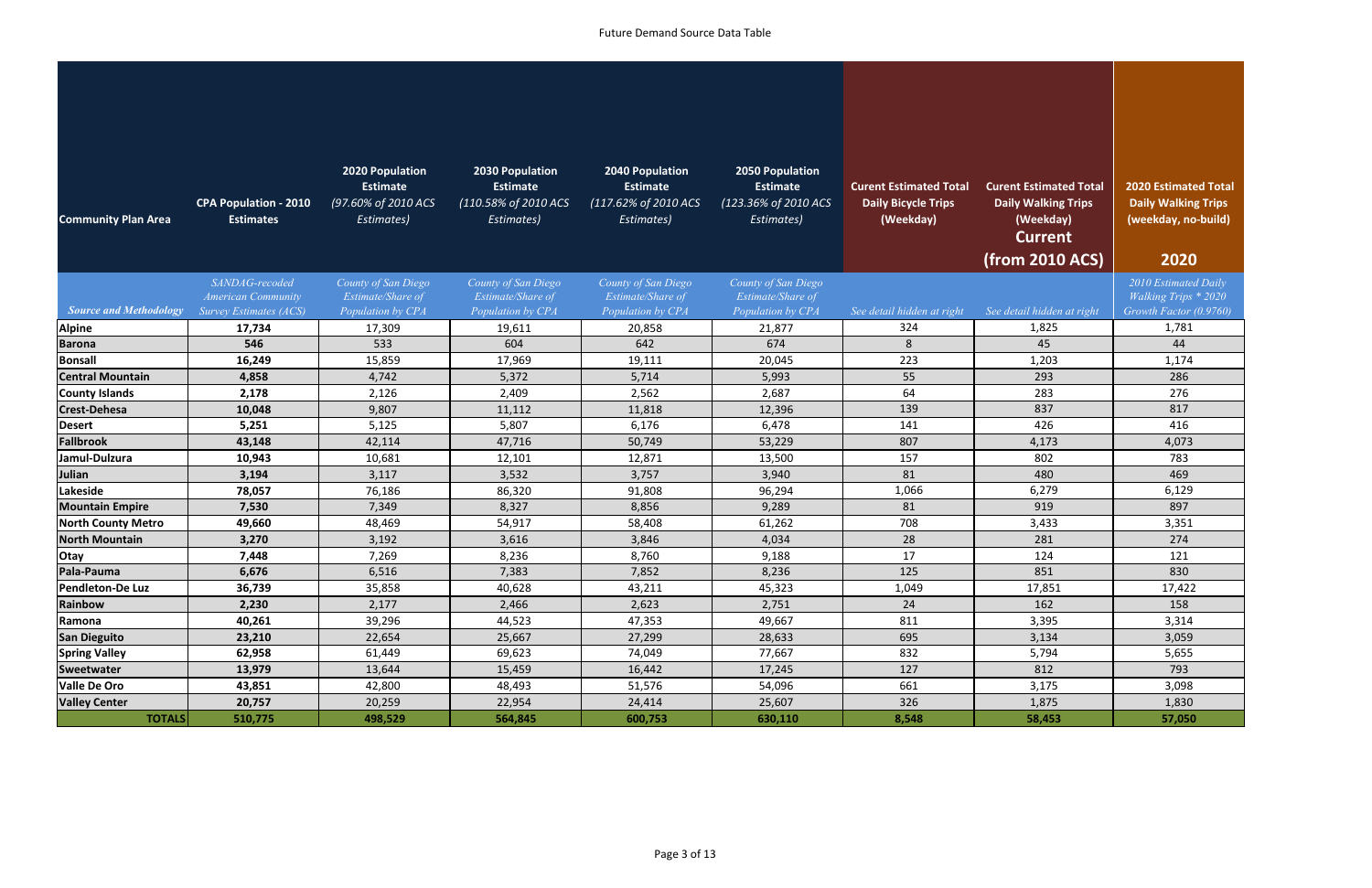Future Demand Source Data Table

| Community Plan Area | CPA Population - 2010 Estimates | 2020 Population Estimate *(97.60% of 2010 ACS Estimates)* | 2030 Population Estimate *(110.58% of 2010 ACS Estimates)* | 2040 Population Estimate *(117.62% of 2010 ACS Estimates)* | 2050 Population Estimate *(123.36% of 2010 ACS Estimates)* | Curent Estimated Total Daily Bicycle Trips (Weekday) | Curent Estimated Total Daily Walking Trips (Weekday) **Current (from 2010 ACS)** | 2020 Estimated Total Daily Walking Trips (weekday, no-build) **2020** |
|---|---|---|---|---|---|---|---|---|
| ***Source and Methodology*** | *SANDAG-recoded American Community Survey Estimates (ACS)* | *County of San Diego Estimate/Share of Population by CPA* | *County of San Diego Estimate/Share of Population by CPA* | *County of San Diego Estimate/Share of Population by CPA* | *County of San Diego Estimate/Share of Population by CPA* | *See detail hidden at right* | *See detail hidden at right* | *2010 Estimated Daily Walking Trips * 2020 Growth Factor (0.9760)* |
| **Alpine** | **17,734** | 17,309 | 19,611 | 20,858 | 21,877 | 324 | 1,825 | 1,781 |
| **Barona** | **546** | 533 | 604 | 642 | 674 | 8 | 45 | 44 |
| **Bonsall** | **16,249** | 15,859 | 17,969 | 19,111 | 20,045 | 223 | 1,203 | 1,174 |
| **Central Mountain** | **4,858** | 4,742 | 5,372 | 5,714 | 5,993 | 55 | 293 | 286 |
| **County Islands** | **2,178** | 2,126 | 2,409 | 2,562 | 2,687 | 64 | 283 | 276 |
| **Crest-Dehesa** | **10,048** | 9,807 | 11,112 | 11,818 | 12,396 | 139 | 837 | 817 |
| **Desert** | **5,251** | 5,125 | 5,807 | 6,176 | 6,478 | 141 | 426 | 416 |
| **Fallbrook** | **43,148** | 42,114 | 47,716 | 50,749 | 53,229 | 807 | 4,173 | 4,073 |
| **Jamul-Dulzura** | **10,943** | 10,681 | 12,101 | 12,871 | 13,500 | 157 | 802 | 783 |
| **Julian** | **3,194** | 3,117 | 3,532 | 3,757 | 3,940 | 81 | 480 | 469 |
| **Lakeside** | **78,057** | 76,186 | 86,320 | 91,808 | 96,294 | 1,066 | 6,279 | 6,129 |
| **Mountain Empire** | **7,530** | 7,349 | 8,327 | 8,856 | 9,289 | 81 | 919 | 897 |
| **North County Metro** | **49,660** | 48,469 | 54,917 | 58,408 | 61,262 | 708 | 3,433 | 3,351 |
| **North Mountain** | **3,270** | 3,192 | 3,616 | 3,846 | 4,034 | 28 | 281 | 274 |
| **Otay** | **7,448** | 7,269 | 8,236 | 8,760 | 9,188 | 17 | 124 | 121 |
| **Pala-Pauma** | **6,676** | 6,516 | 7,383 | 7,852 | 8,236 | 125 | 851 | 830 |
| **Pendleton-De Luz** | **36,739** | 35,858 | 40,628 | 43,211 | 45,323 | 1,049 | 17,851 | 17,422 |
| **Rainbow** | **2,230** | 2,177 | 2,466 | 2,623 | 2,751 | 24 | 162 | 158 |
| **Ramona** | **40,261** | 39,296 | 44,523 | 47,353 | 49,667 | 811 | 3,395 | 3,314 |
| **San Dieguito** | **23,210** | 22,654 | 25,667 | 27,299 | 28,633 | 695 | 3,134 | 3,059 |
| **Spring Valley** | **62,958** | 61,449 | 69,623 | 74,049 | 77,667 | 832 | 5,794 | 5,655 |
| **Sweetwater** | **13,979** | 13,644 | 15,459 | 16,442 | 17,245 | 127 | 812 | 793 |
| **Valle De Oro** | **43,851** | 42,800 | 48,493 | 51,576 | 54,096 | 661 | 3,175 | 3,098 |
| **Valley Center** | **20,757** | 20,259 | 22,954 | 24,414 | 25,607 | 326 | 1,875 | 1,830 |
| **TOTALS** | **510,775** | **498,529** | **564,845** | **600,753** | **630,110** | **8,548** | **58,453** | **57,050** |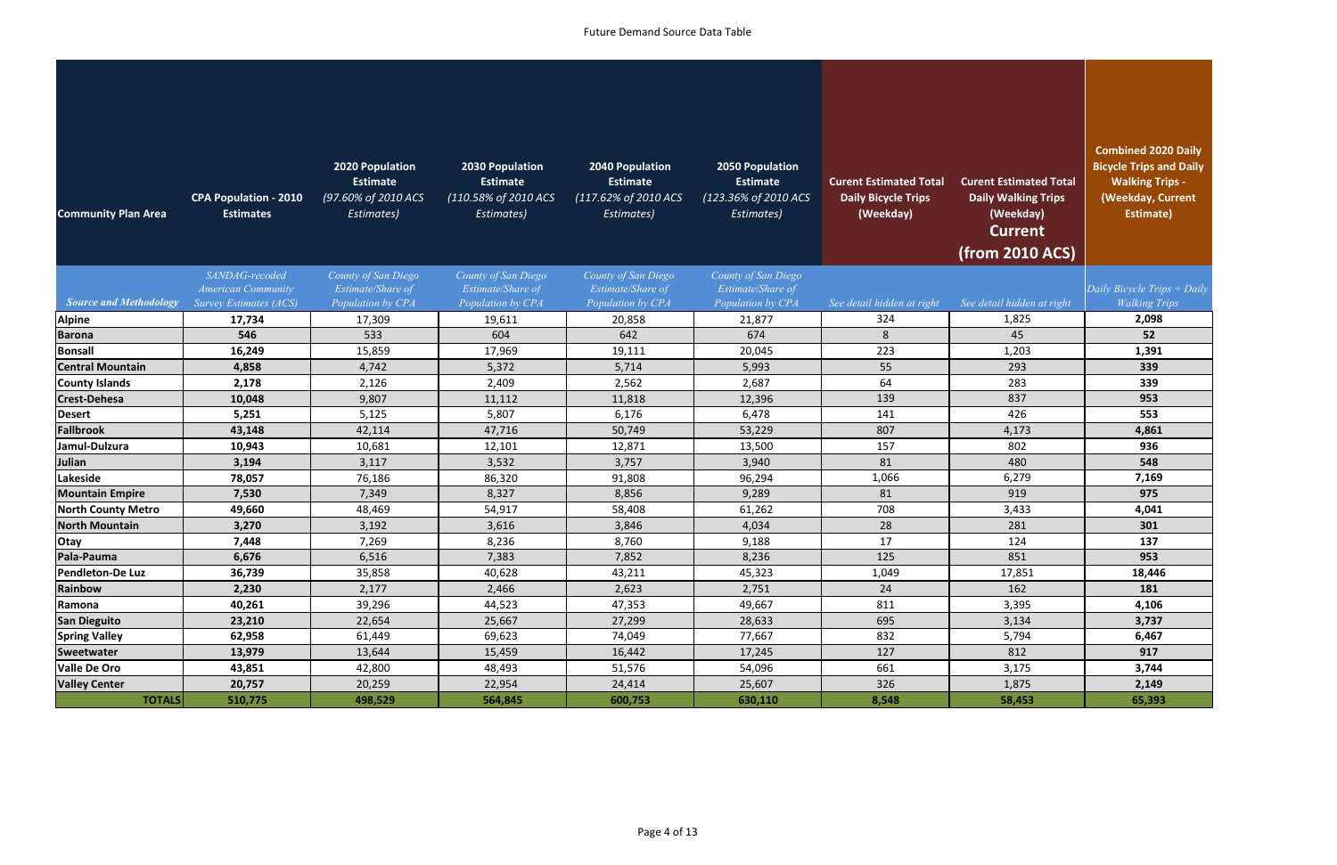# Future Demand Source Data Table

| Community Plan Area | CPA Population - 2010 Estimates | 2020 Population Estimate *(97.60% of 2010 ACS Estimates)* | 2030 Population Estimate *(110.58% of 2010 ACS Estimates)* | 2040 Population Estimate *(117.62% of 2010 ACS Estimates)* | 2050 Population Estimate *(123.36% of 2010 ACS Estimates)* | Curent Estimated Total Daily Bicycle Trips (Weekday) | Curent Estimated Total Daily Walking Trips (Weekday) **Current (from 2010 ACS)** | Combined 2020 Daily Bicycle Trips and Daily Walking Trips - (Weekday, Current Estimate) |
|---|---|---|---|---|---|---|---|---|
| ***Source and Methodology*** | *SANDAG-recoded American Community Survey Estimates (ACS)* | *County of San Diego Estimate/Share of Population by CPA* | *County of San Diego Estimate/Share of Population by CPA* | *County of San Diego Estimate/Share of Population by CPA* | *County of San Diego Estimate/Share of Population by CPA* | *See detail hidden at right* | *See detail hidden at right* | *Daily Bicycle Trips + Daily Walking Trips* |
| **Alpine** | **17,734** | 17,309 | 19,611 | 20,858 | 21,877 | 324 | 1,825 | **2,098** |
| **Barona** | **546** | 533 | 604 | 642 | 674 | 8 | 45 | **52** |
| **Bonsall** | **16,249** | 15,859 | 17,969 | 19,111 | 20,045 | 223 | 1,203 | **1,391** |
| **Central Mountain** | **4,858** | 4,742 | 5,372 | 5,714 | 5,993 | 55 | 293 | **339** |
| **County Islands** | **2,178** | 2,126 | 2,409 | 2,562 | 2,687 | 64 | 283 | **339** |
| **Crest-Dehesa** | **10,048** | 9,807 | 11,112 | 11,818 | 12,396 | 139 | 837 | **953** |
| **Desert** | **5,251** | 5,125 | 5,807 | 6,176 | 6,478 | 141 | 426 | **553** |
| **Fallbrook** | **43,148** | 42,114 | 47,716 | 50,749 | 53,229 | 807 | 4,173 | **4,861** |
| **Jamul-Dulzura** | **10,943** | 10,681 | 12,101 | 12,871 | 13,500 | 157 | 802 | **936** |
| **Julian** | **3,194** | 3,117 | 3,532 | 3,757 | 3,940 | 81 | 480 | **548** |
| **Lakeside** | **78,057** | 76,186 | 86,320 | 91,808 | 96,294 | 1,066 | 6,279 | **7,169** |
| **Mountain Empire** | **7,530** | 7,349 | 8,327 | 8,856 | 9,289 | 81 | 919 | **975** |
| **North County Metro** | **49,660** | 48,469 | 54,917 | 58,408 | 61,262 | 708 | 3,433 | **4,041** |
| **North Mountain** | **3,270** | 3,192 | 3,616 | 3,846 | 4,034 | 28 | 281 | **301** |
| **Otay** | **7,448** | 7,269 | 8,236 | 8,760 | 9,188 | 17 | 124 | **137** |
| **Pala-Pauma** | **6,676** | 6,516 | 7,383 | 7,852 | 8,236 | 125 | 851 | **953** |
| **Pendleton-De Luz** | **36,739** | 35,858 | 40,628 | 43,211 | 45,323 | 1,049 | 17,851 | **18,446** |
| **Rainbow** | **2,230** | 2,177 | 2,466 | 2,623 | 2,751 | 24 | 162 | **181** |
| **Ramona** | **40,261** | 39,296 | 44,523 | 47,353 | 49,667 | 811 | 3,395 | **4,106** |
| **San Dieguito** | **23,210** | 22,654 | 25,667 | 27,299 | 28,633 | 695 | 3,134 | **3,737** |
| **Spring Valley** | **62,958** | 61,449 | 69,623 | 74,049 | 77,667 | 832 | 5,794 | **6,467** |
| **Sweetwater** | **13,979** | 13,644 | 15,459 | 16,442 | 17,245 | 127 | 812 | **917** |
| **Valle De Oro** | **43,851** | 42,800 | 48,493 | 51,576 | 54,096 | 661 | 3,175 | **3,744** |
| **Valley Center** | **20,757** | 20,259 | 22,954 | 24,414 | 25,607 | 326 | 1,875 | **2,149** |
| **TOTALS** | **510,775** | **498,529** | **564,845** | **600,753** | **630,110** | **8,548** | **58,453** | **65,393** |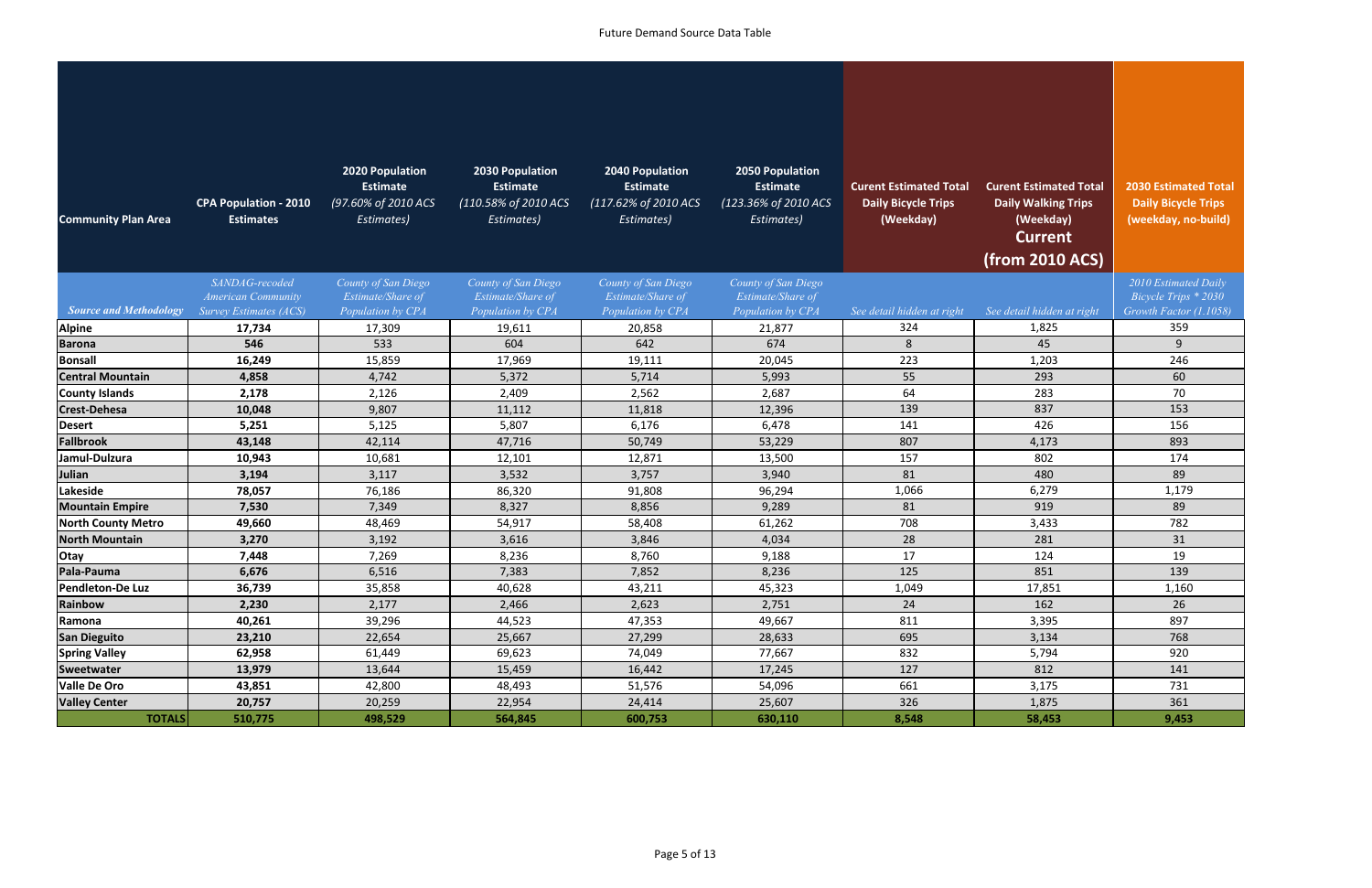Future Demand Source Data Table

| Community Plan Area | CPA Population - 2010 Estimates | 2020 Population Estimate *(97.60% of 2010 ACS Estimates)* | 2030 Population Estimate *(110.58% of 2010 ACS Estimates)* | 2040 Population Estimate *(117.62% of 2010 ACS Estimates)* | 2050 Population Estimate *(123.36% of 2010 ACS Estimates)* | Curent Estimated Total Daily Bicycle Trips (Weekday) | Curent Estimated Total Daily Walking Trips (Weekday) **Current (from 2010 ACS)** | 2030 Estimated Total Daily Bicycle Trips (weekday, no-build) |
|---|---|---|---|---|---|---|---|---|
| ***Source and Methodology*** | *SANDAG-recoded American Community Survey Estimates (ACS)* | *County of San Diego Estimate/Share of Population by CPA* | *County of San Diego Estimate/Share of Population by CPA* | *County of San Diego Estimate/Share of Population by CPA* | *County of San Diego Estimate/Share of Population by CPA* | *See detail hidden at right* | *See detail hidden at right* | *2010 Estimated Daily Bicycle Trips * 2030 Growth Factor (1.1058)* |
| **Alpine** | **17,734** | 17,309 | 19,611 | 20,858 | 21,877 | 324 | 1,825 | 359 |
| **Barona** | **546** | 533 | 604 | 642 | 674 | 8 | 45 | 9 |
| **Bonsall** | **16,249** | 15,859 | 17,969 | 19,111 | 20,045 | 223 | 1,203 | 246 |
| **Central Mountain** | **4,858** | 4,742 | 5,372 | 5,714 | 5,993 | 55 | 293 | 60 |
| **County Islands** | **2,178** | 2,126 | 2,409 | 2,562 | 2,687 | 64 | 283 | 70 |
| **Crest-Dehesa** | **10,048** | 9,807 | 11,112 | 11,818 | 12,396 | 139 | 837 | 153 |
| **Desert** | **5,251** | 5,125 | 5,807 | 6,176 | 6,478 | 141 | 426 | 156 |
| **Fallbrook** | **43,148** | 42,114 | 47,716 | 50,749 | 53,229 | 807 | 4,173 | 893 |
| **Jamul-Dulzura** | **10,943** | 10,681 | 12,101 | 12,871 | 13,500 | 157 | 802 | 174 |
| **Julian** | **3,194** | 3,117 | 3,532 | 3,757 | 3,940 | 81 | 480 | 89 |
| **Lakeside** | **78,057** | 76,186 | 86,320 | 91,808 | 96,294 | 1,066 | 6,279 | 1,179 |
| **Mountain Empire** | **7,530** | 7,349 | 8,327 | 8,856 | 9,289 | 81 | 919 | 89 |
| **North County Metro** | **49,660** | 48,469 | 54,917 | 58,408 | 61,262 | 708 | 3,433 | 782 |
| **North Mountain** | **3,270** | 3,192 | 3,616 | 3,846 | 4,034 | 28 | 281 | 31 |
| **Otay** | **7,448** | 7,269 | 8,236 | 8,760 | 9,188 | 17 | 124 | 19 |
| **Pala-Pauma** | **6,676** | 6,516 | 7,383 | 7,852 | 8,236 | 125 | 851 | 139 |
| **Pendleton-De Luz** | **36,739** | 35,858 | 40,628 | 43,211 | 45,323 | 1,049 | 17,851 | 1,160 |
| **Rainbow** | **2,230** | 2,177 | 2,466 | 2,623 | 2,751 | 24 | 162 | 26 |
| **Ramona** | **40,261** | 39,296 | 44,523 | 47,353 | 49,667 | 811 | 3,395 | 897 |
| **San Dieguito** | **23,210** | 22,654 | 25,667 | 27,299 | 28,633 | 695 | 3,134 | 768 |
| **Spring Valley** | **62,958** | 61,449 | 69,623 | 74,049 | 77,667 | 832 | 5,794 | 920 |
| **Sweetwater** | **13,979** | 13,644 | 15,459 | 16,442 | 17,245 | 127 | 812 | 141 |
| **Valle De Oro** | **43,851** | 42,800 | 48,493 | 51,576 | 54,096 | 661 | 3,175 | 731 |
| **Valley Center** | **20,757** | 20,259 | 22,954 | 24,414 | 25,607 | 326 | 1,875 | 361 |
| **TOTALS** | **510,775** | **498,529** | **564,845** | **600,753** | **630,110** | **8,548** | **58,453** | **9,453** |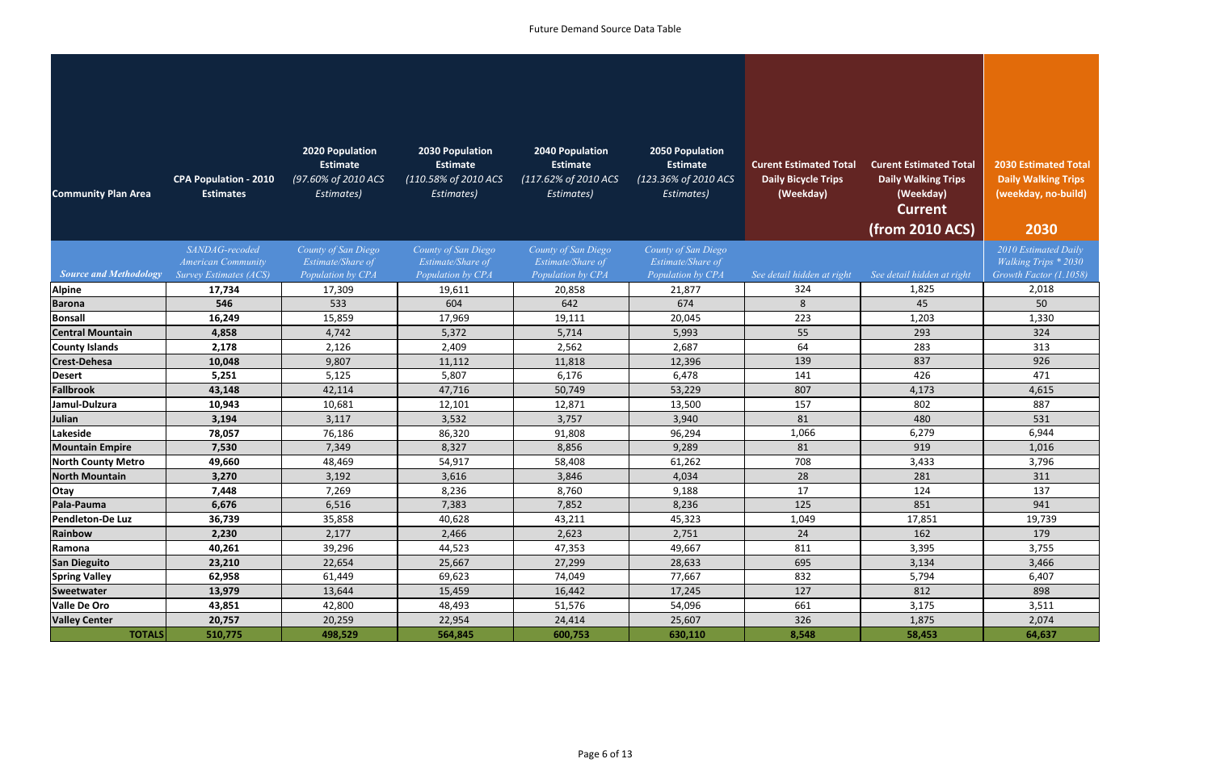# Future Demand Source Data Table

| Community Plan Area | CPA Population - 2010 Estimates | 2020 Population Estimate *(97.60% of 2010 ACS Estimates)* | 2030 Population Estimate *(110.58% of 2010 ACS Estimates)* | 2040 Population Estimate *(117.62% of 2010 ACS Estimates)* | 2050 Population Estimate *(123.36% of 2010 ACS Estimates)* | Curent Estimated Total Daily Bicycle Trips (Weekday) | Curent Estimated Total Daily Walking Trips (Weekday) **Current (from 2010 ACS)** | 2030 Estimated Total Daily Walking Trips (weekday, no-build) **2030** |
|---|---|---|---|---|---|---|---|---|
| ***Source and Methodology*** | *SANDAG-recoded American Community Survey Estimates (ACS)* | *County of San Diego Estimate/Share of Population by CPA* | *County of San Diego Estimate/Share of Population by CPA* | *County of San Diego Estimate/Share of Population by CPA* | *County of San Diego Estimate/Share of Population by CPA* | *See detail hidden at right* | *See detail hidden at right* | *2010 Estimated Daily Walking Trips * 2030 Growth Factor (1.1058)* |
| **Alpine** | **17,734** | 17,309 | 19,611 | 20,858 | 21,877 | 324 | 1,825 | 2,018 |
| **Barona** | **546** | 533 | 604 | 642 | 674 | 8 | 45 | 50 |
| **Bonsall** | **16,249** | 15,859 | 17,969 | 19,111 | 20,045 | 223 | 1,203 | 1,330 |
| **Central Mountain** | **4,858** | 4,742 | 5,372 | 5,714 | 5,993 | 55 | 293 | 324 |
| **County Islands** | **2,178** | 2,126 | 2,409 | 2,562 | 2,687 | 64 | 283 | 313 |
| **Crest-Dehesa** | **10,048** | 9,807 | 11,112 | 11,818 | 12,396 | 139 | 837 | 926 |
| **Desert** | **5,251** | 5,125 | 5,807 | 6,176 | 6,478 | 141 | 426 | 471 |
| **Fallbrook** | **43,148** | 42,114 | 47,716 | 50,749 | 53,229 | 807 | 4,173 | 4,615 |
| **Jamul-Dulzura** | **10,943** | 10,681 | 12,101 | 12,871 | 13,500 | 157 | 802 | 887 |
| **Julian** | **3,194** | 3,117 | 3,532 | 3,757 | 3,940 | 81 | 480 | 531 |
| **Lakeside** | **78,057** | 76,186 | 86,320 | 91,808 | 96,294 | 1,066 | 6,279 | 6,944 |
| **Mountain Empire** | **7,530** | 7,349 | 8,327 | 8,856 | 9,289 | 81 | 919 | 1,016 |
| **North County Metro** | **49,660** | 48,469 | 54,917 | 58,408 | 61,262 | 708 | 3,433 | 3,796 |
| **North Mountain** | **3,270** | 3,192 | 3,616 | 3,846 | 4,034 | 28 | 281 | 311 |
| **Otay** | **7,448** | 7,269 | 8,236 | 8,760 | 9,188 | 17 | 124 | 137 |
| **Pala-Pauma** | **6,676** | 6,516 | 7,383 | 7,852 | 8,236 | 125 | 851 | 941 |
| **Pendleton-De Luz** | **36,739** | 35,858 | 40,628 | 43,211 | 45,323 | 1,049 | 17,851 | 19,739 |
| **Rainbow** | **2,230** | 2,177 | 2,466 | 2,623 | 2,751 | 24 | 162 | 179 |
| **Ramona** | **40,261** | 39,296 | 44,523 | 47,353 | 49,667 | 811 | 3,395 | 3,755 |
| **San Dieguito** | **23,210** | 22,654 | 25,667 | 27,299 | 28,633 | 695 | 3,134 | 3,466 |
| **Spring Valley** | **62,958** | 61,449 | 69,623 | 74,049 | 77,667 | 832 | 5,794 | 6,407 |
| **Sweetwater** | **13,979** | 13,644 | 15,459 | 16,442 | 17,245 | 127 | 812 | 898 |
| **Valle De Oro** | **43,851** | 42,800 | 48,493 | 51,576 | 54,096 | 661 | 3,175 | 3,511 |
| **Valley Center** | **20,757** | 20,259 | 22,954 | 24,414 | 25,607 | 326 | 1,875 | 2,074 |
| **TOTALS** | **510,775** | **498,529** | **564,845** | **600,753** | **630,110** | **8,548** | **58,453** | **64,637** |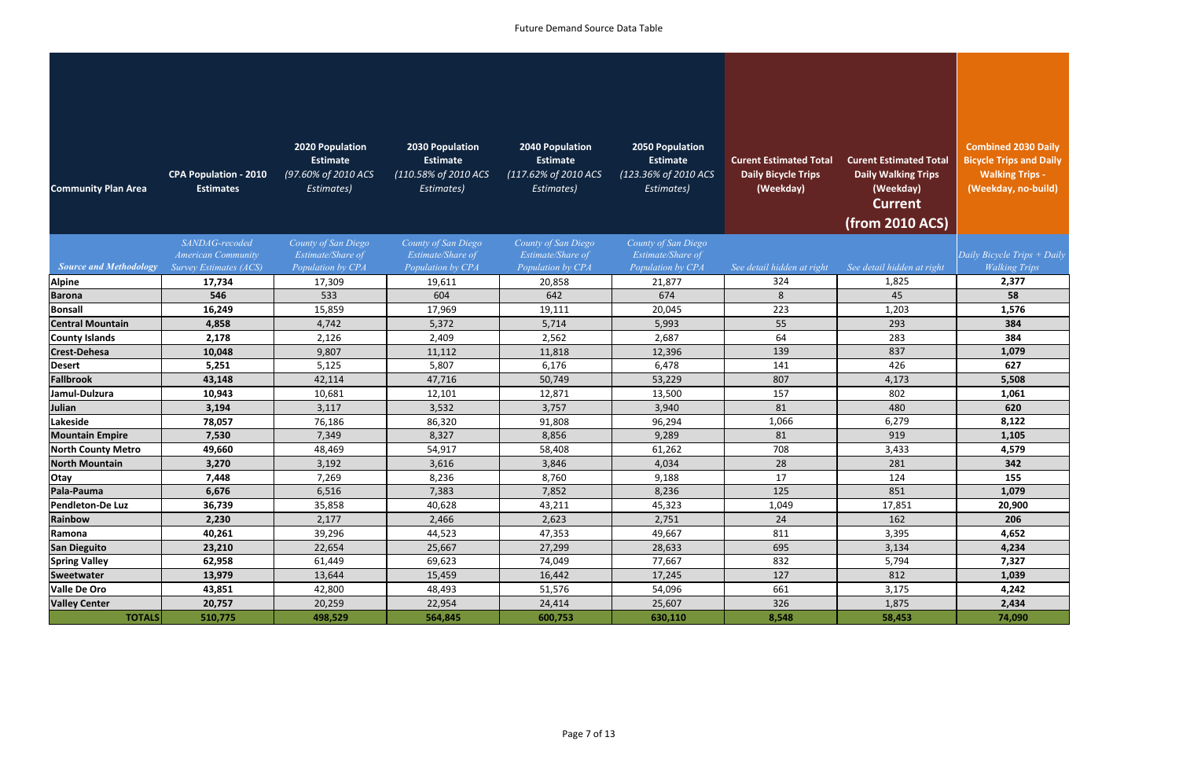# Future Demand Source Data Table

| Community Plan Area | CPA Population - 2010 Estimates | 2020 Population Estimate *(97.60% of 2010 ACS Estimates)* | 2030 Population Estimate *(110.58% of 2010 ACS Estimates)* | 2040 Population Estimate *(117.62% of 2010 ACS Estimates)* | 2050 Population Estimate *(123.36% of 2010 ACS Estimates)* | Curent Estimated Total Daily Bicycle Trips (Weekday) | Curent Estimated Total Daily Walking Trips (Weekday) **Current (from 2010 ACS)** | Combined 2030 Daily Bicycle Trips and Daily Walking Trips - (Weekday, no-build) |
|---|---|---|---|---|---|---|---|---|
| ***Source and Methodology*** | *SANDAG-recoded American Community Survey Estimates (ACS)* | *County of San Diego Estimate/Share of Population by CPA* | *County of San Diego Estimate/Share of Population by CPA* | *County of San Diego Estimate/Share of Population by CPA* | *County of San Diego Estimate/Share of Population by CPA* | *See detail hidden at right* | *See detail hidden at right* | *Daily Bicycle Trips + Daily Walking Trips* |
| **Alpine** | **17,734** | 17,309 | 19,611 | 20,858 | 21,877 | 324 | 1,825 | **2,377** |
| **Barona** | **546** | 533 | 604 | 642 | 674 | 8 | 45 | **58** |
| **Bonsall** | **16,249** | 15,859 | 17,969 | 19,111 | 20,045 | 223 | 1,203 | **1,576** |
| **Central Mountain** | **4,858** | 4,742 | 5,372 | 5,714 | 5,993 | 55 | 293 | **384** |
| **County Islands** | **2,178** | 2,126 | 2,409 | 2,562 | 2,687 | 64 | 283 | **384** |
| **Crest-Dehesa** | **10,048** | 9,807 | 11,112 | 11,818 | 12,396 | 139 | 837 | **1,079** |
| **Desert** | **5,251** | 5,125 | 5,807 | 6,176 | 6,478 | 141 | 426 | **627** |
| **Fallbrook** | **43,148** | 42,114 | 47,716 | 50,749 | 53,229 | 807 | 4,173 | **5,508** |
| **Jamul-Dulzura** | **10,943** | 10,681 | 12,101 | 12,871 | 13,500 | 157 | 802 | **1,061** |
| **Julian** | **3,194** | 3,117 | 3,532 | 3,757 | 3,940 | 81 | 480 | **620** |
| **Lakeside** | **78,057** | 76,186 | 86,320 | 91,808 | 96,294 | 1,066 | 6,279 | **8,122** |
| **Mountain Empire** | **7,530** | 7,349 | 8,327 | 8,856 | 9,289 | 81 | 919 | **1,105** |
| **North County Metro** | **49,660** | 48,469 | 54,917 | 58,408 | 61,262 | 708 | 3,433 | **4,579** |
| **North Mountain** | **3,270** | 3,192 | 3,616 | 3,846 | 4,034 | 28 | 281 | **342** |
| **Otay** | **7,448** | 7,269 | 8,236 | 8,760 | 9,188 | 17 | 124 | **155** |
| **Pala-Pauma** | **6,676** | 6,516 | 7,383 | 7,852 | 8,236 | 125 | 851 | **1,079** |
| **Pendleton-De Luz** | **36,739** | 35,858 | 40,628 | 43,211 | 45,323 | 1,049 | 17,851 | **20,900** |
| **Rainbow** | **2,230** | 2,177 | 2,466 | 2,623 | 2,751 | 24 | 162 | **206** |
| **Ramona** | **40,261** | 39,296 | 44,523 | 47,353 | 49,667 | 811 | 3,395 | **4,652** |
| **San Dieguito** | **23,210** | 22,654 | 25,667 | 27,299 | 28,633 | 695 | 3,134 | **4,234** |
| **Spring Valley** | **62,958** | 61,449 | 69,623 | 74,049 | 77,667 | 832 | 5,794 | **7,327** |
| **Sweetwater** | **13,979** | 13,644 | 15,459 | 16,442 | 17,245 | 127 | 812 | **1,039** |
| **Valle De Oro** | **43,851** | 42,800 | 48,493 | 51,576 | 54,096 | 661 | 3,175 | **4,242** |
| **Valley Center** | **20,757** | 20,259 | 22,954 | 24,414 | 25,607 | 326 | 1,875 | **2,434** |
| **TOTALS** | **510,775** | **498,529** | **564,845** | **600,753** | **630,110** | **8,548** | **58,453** | **74,090** |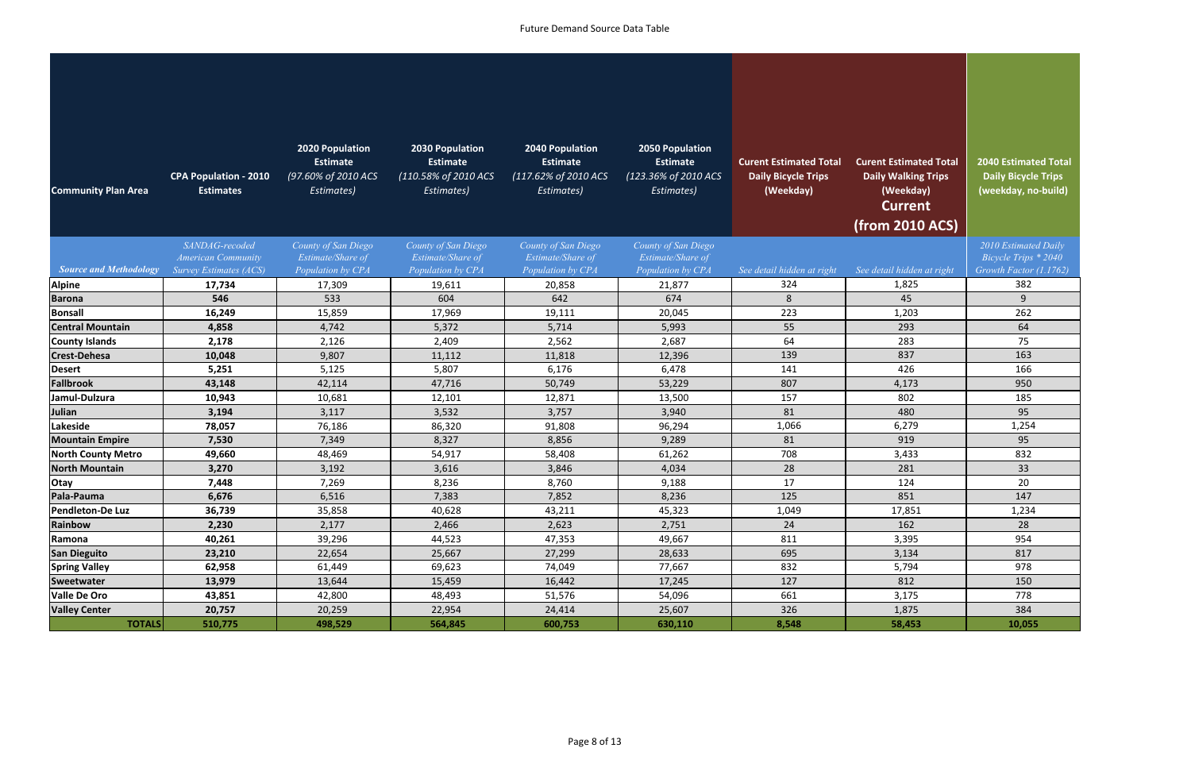# Future Demand Source Data Table

| Community Plan Area | CPA Population - 2010 Estimates | 2020 Population Estimate *(97.60% of 2010 ACS Estimates)* | 2030 Population Estimate *(110.58% of 2010 ACS Estimates)* | 2040 Population Estimate *(117.62% of 2010 ACS Estimates)* | 2050 Population Estimate *(123.36% of 2010 ACS Estimates)* | Curent Estimated Total Daily Bicycle Trips (Weekday) | Curent Estimated Total Daily Walking Trips (Weekday) Current (from 2010 ACS) | 2040 Estimated Total Daily Bicycle Trips (weekday, no-build) |
|---|---|---|---|---|---|---|---|---|
| ***Source and Methodology*** | *SANDAG-recoded American Community Survey Estimates (ACS)* | *County of San Diego Estimate/Share of Population by CPA* | *County of San Diego Estimate/Share of Population by CPA* | *County of San Diego Estimate/Share of Population by CPA* | *County of San Diego Estimate/Share of Population by CPA* | *See detail hidden at right* | *See detail hidden at right* | *2010 Estimated Daily Bicycle Trips * 2040 Growth Factor (1.1762)* |
| **Alpine** | **17,734** | 17,309 | 19,611 | 20,858 | 21,877 | 324 | 1,825 | 382 |
| **Barona** | **546** | 533 | 604 | 642 | 674 | 8 | 45 | 9 |
| **Bonsall** | **16,249** | 15,859 | 17,969 | 19,111 | 20,045 | 223 | 1,203 | 262 |
| **Central Mountain** | **4,858** | 4,742 | 5,372 | 5,714 | 5,993 | 55 | 293 | 64 |
| **County Islands** | **2,178** | 2,126 | 2,409 | 2,562 | 2,687 | 64 | 283 | 75 |
| **Crest-Dehesa** | **10,048** | 9,807 | 11,112 | 11,818 | 12,396 | 139 | 837 | 163 |
| **Desert** | **5,251** | 5,125 | 5,807 | 6,176 | 6,478 | 141 | 426 | 166 |
| **Fallbrook** | **43,148** | 42,114 | 47,716 | 50,749 | 53,229 | 807 | 4,173 | 950 |
| **Jamul-Dulzura** | **10,943** | 10,681 | 12,101 | 12,871 | 13,500 | 157 | 802 | 185 |
| **Julian** | **3,194** | 3,117 | 3,532 | 3,757 | 3,940 | 81 | 480 | 95 |
| **Lakeside** | **78,057** | 76,186 | 86,320 | 91,808 | 96,294 | 1,066 | 6,279 | 1,254 |
| **Mountain Empire** | **7,530** | 7,349 | 8,327 | 8,856 | 9,289 | 81 | 919 | 95 |
| **North County Metro** | **49,660** | 48,469 | 54,917 | 58,408 | 61,262 | 708 | 3,433 | 832 |
| **North Mountain** | **3,270** | 3,192 | 3,616 | 3,846 | 4,034 | 28 | 281 | 33 |
| **Otay** | **7,448** | 7,269 | 8,236 | 8,760 | 9,188 | 17 | 124 | 20 |
| **Pala-Pauma** | **6,676** | 6,516 | 7,383 | 7,852 | 8,236 | 125 | 851 | 147 |
| **Pendleton-De Luz** | **36,739** | 35,858 | 40,628 | 43,211 | 45,323 | 1,049 | 17,851 | 1,234 |
| **Rainbow** | **2,230** | 2,177 | 2,466 | 2,623 | 2,751 | 24 | 162 | 28 |
| **Ramona** | **40,261** | 39,296 | 44,523 | 47,353 | 49,667 | 811 | 3,395 | 954 |
| **San Dieguito** | **23,210** | 22,654 | 25,667 | 27,299 | 28,633 | 695 | 3,134 | 817 |
| **Spring Valley** | **62,958** | 61,449 | 69,623 | 74,049 | 77,667 | 832 | 5,794 | 978 |
| **Sweetwater** | **13,979** | 13,644 | 15,459 | 16,442 | 17,245 | 127 | 812 | 150 |
| **Valle De Oro** | **43,851** | 42,800 | 48,493 | 51,576 | 54,096 | 661 | 3,175 | 778 |
| **Valley Center** | **20,757** | 20,259 | 22,954 | 24,414 | 25,607 | 326 | 1,875 | 384 |
| **TOTALS** | **510,775** | **498,529** | **564,845** | **600,753** | **630,110** | **8,548** | **58,453** | **10,055** |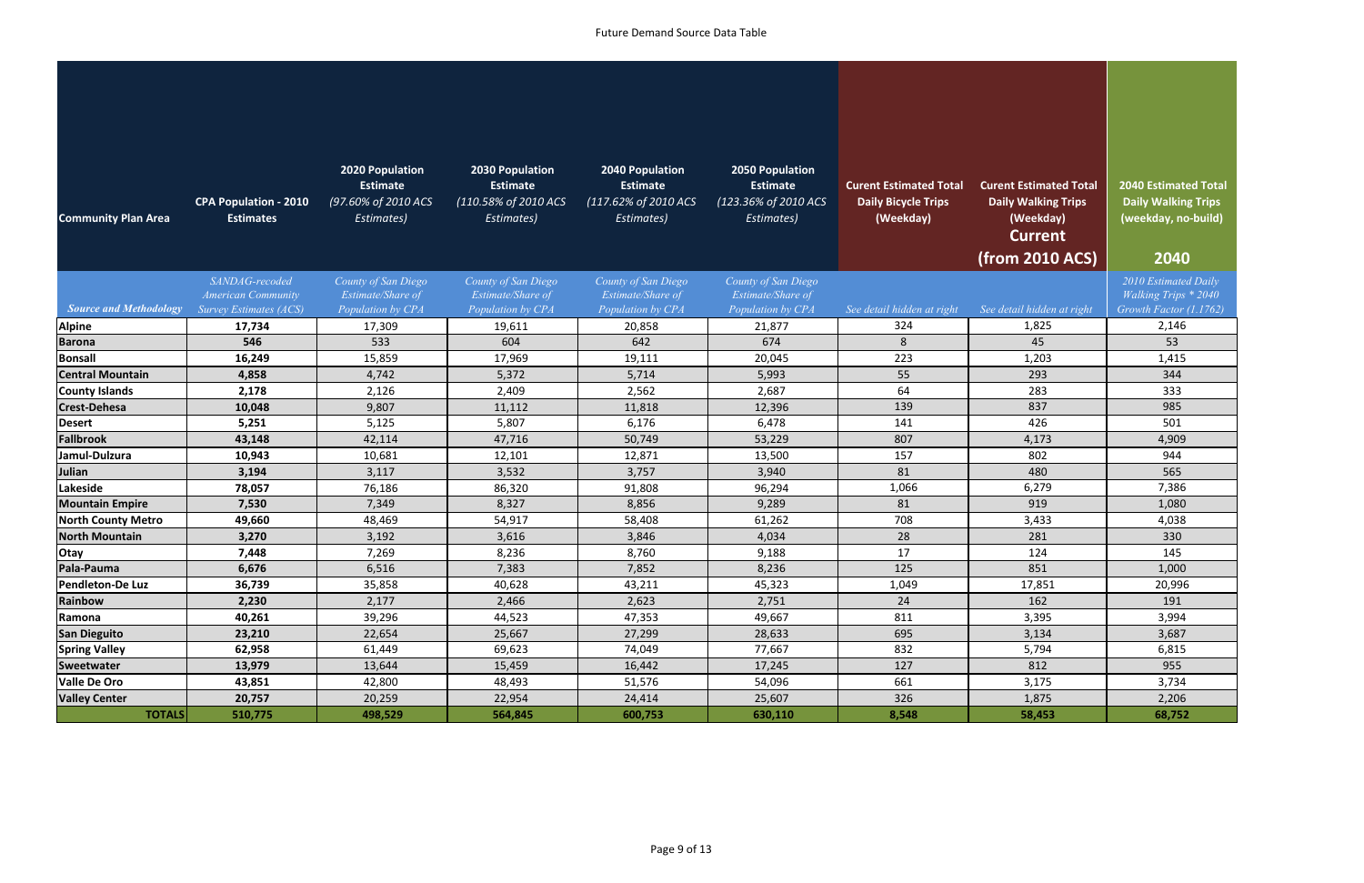# Future Demand Source Data Table

| Community Plan Area | CPA Population - 2010 Estimates | 2020 Population Estimate *(97.60% of 2010 ACS Estimates)* | 2030 Population Estimate *(110.58% of 2010 ACS Estimates)* | 2040 Population Estimate *(117.62% of 2010 ACS Estimates)* | 2050 Population Estimate *(123.36% of 2010 ACS Estimates)* | Curent Estimated Total Daily Bicycle Trips (Weekday) | Curent Estimated Total Daily Walking Trips (Weekday) **Current (from 2010 ACS)** | 2040 Estimated Total Daily Walking Trips (weekday, no-build) **2040** |
|---|---|---|---|---|---|---|---|---|
| ***Source and Methodology*** | *SANDAG-recoded American Community Survey Estimates (ACS)* | *County of San Diego Estimate/Share of Population by CPA* | *County of San Diego Estimate/Share of Population by CPA* | *County of San Diego Estimate/Share of Population by CPA* | *County of San Diego Estimate/Share of Population by CPA* | *See detail hidden at right* | *See detail hidden at right* | *2010 Estimated Daily Walking Trips * 2040 Growth Factor (1.1762)* |
| **Alpine** | **17,734** | 17,309 | 19,611 | 20,858 | 21,877 | 324 | 1,825 | 2,146 |
| **Barona** | **546** | 533 | 604 | 642 | 674 | 8 | 45 | 53 |
| **Bonsall** | **16,249** | 15,859 | 17,969 | 19,111 | 20,045 | 223 | 1,203 | 1,415 |
| **Central Mountain** | **4,858** | 4,742 | 5,372 | 5,714 | 5,993 | 55 | 293 | 344 |
| **County Islands** | **2,178** | 2,126 | 2,409 | 2,562 | 2,687 | 64 | 283 | 333 |
| **Crest-Dehesa** | **10,048** | 9,807 | 11,112 | 11,818 | 12,396 | 139 | 837 | 985 |
| **Desert** | **5,251** | 5,125 | 5,807 | 6,176 | 6,478 | 141 | 426 | 501 |
| **Fallbrook** | **43,148** | 42,114 | 47,716 | 50,749 | 53,229 | 807 | 4,173 | 4,909 |
| **Jamul-Dulzura** | **10,943** | 10,681 | 12,101 | 12,871 | 13,500 | 157 | 802 | 944 |
| **Julian** | **3,194** | 3,117 | 3,532 | 3,757 | 3,940 | 81 | 480 | 565 |
| **Lakeside** | **78,057** | 76,186 | 86,320 | 91,808 | 96,294 | 1,066 | 6,279 | 7,386 |
| **Mountain Empire** | **7,530** | 7,349 | 8,327 | 8,856 | 9,289 | 81 | 919 | 1,080 |
| **North County Metro** | **49,660** | 48,469 | 54,917 | 58,408 | 61,262 | 708 | 3,433 | 4,038 |
| **North Mountain** | **3,270** | 3,192 | 3,616 | 3,846 | 4,034 | 28 | 281 | 330 |
| **Otay** | **7,448** | 7,269 | 8,236 | 8,760 | 9,188 | 17 | 124 | 145 |
| **Pala-Pauma** | **6,676** | 6,516 | 7,383 | 7,852 | 8,236 | 125 | 851 | 1,000 |
| **Pendleton-De Luz** | **36,739** | 35,858 | 40,628 | 43,211 | 45,323 | 1,049 | 17,851 | 20,996 |
| **Rainbow** | **2,230** | 2,177 | 2,466 | 2,623 | 2,751 | 24 | 162 | 191 |
| **Ramona** | **40,261** | 39,296 | 44,523 | 47,353 | 49,667 | 811 | 3,395 | 3,994 |
| **San Dieguito** | **23,210** | 22,654 | 25,667 | 27,299 | 28,633 | 695 | 3,134 | 3,687 |
| **Spring Valley** | **62,958** | 61,449 | 69,623 | 74,049 | 77,667 | 832 | 5,794 | 6,815 |
| **Sweetwater** | **13,979** | 13,644 | 15,459 | 16,442 | 17,245 | 127 | 812 | 955 |
| **Valle De Oro** | **43,851** | 42,800 | 48,493 | 51,576 | 54,096 | 661 | 3,175 | 3,734 |
| **Valley Center** | **20,757** | 20,259 | 22,954 | 24,414 | 25,607 | 326 | 1,875 | 2,206 |
| **TOTALS** | **510,775** | **498,529** | **564,845** | **600,753** | **630,110** | **8,548** | **58,453** | **68,752** |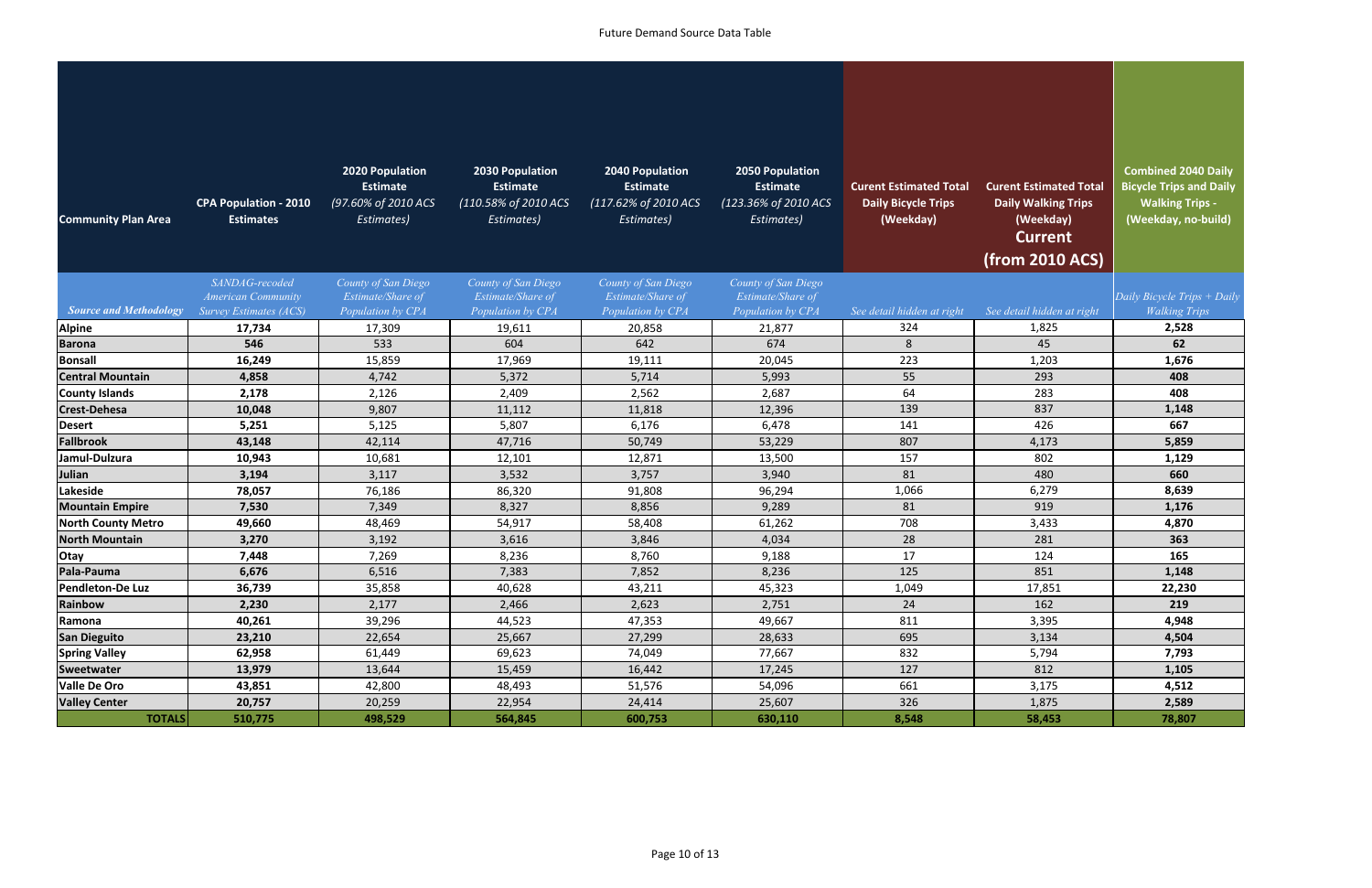# Future Demand Source Data Table

| Community Plan Area | CPA Population - 2010 Estimates | 2020 Population Estimate *(97.60% of 2010 ACS Estimates)* | 2030 Population Estimate *(110.58% of 2010 ACS Estimates)* | 2040 Population Estimate *(117.62% of 2010 ACS Estimates)* | 2050 Population Estimate *(123.36% of 2010 ACS Estimates)* | Curent Estimated Total Daily Bicycle Trips (Weekday) | Curent Estimated Total Daily Walking Trips (Weekday) **Current (from 2010 ACS)** | Combined 2040 Daily Bicycle Trips and Daily Walking Trips - (Weekday, no-build) |
|---|---|---|---|---|---|---|---|---|
| ***Source and Methodology*** | *SANDAG-recoded American Community Survey Estimates (ACS)* | *County of San Diego Estimate/Share of Population by CPA* | *County of San Diego Estimate/Share of Population by CPA* | *County of San Diego Estimate/Share of Population by CPA* | *County of San Diego Estimate/Share of Population by CPA* | *See detail hidden at right* | *See detail hidden at right* | *Daily Bicycle Trips + Daily Walking Trips* |
| **Alpine** | **17,734** | 17,309 | 19,611 | 20,858 | 21,877 | 324 | 1,825 | **2,528** |
| **Barona** | **546** | 533 | 604 | 642 | 674 | 8 | 45 | **62** |
| **Bonsall** | **16,249** | 15,859 | 17,969 | 19,111 | 20,045 | 223 | 1,203 | **1,676** |
| **Central Mountain** | **4,858** | 4,742 | 5,372 | 5,714 | 5,993 | 55 | 293 | **408** |
| **County Islands** | **2,178** | 2,126 | 2,409 | 2,562 | 2,687 | 64 | 283 | **408** |
| **Crest-Dehesa** | **10,048** | 9,807 | 11,112 | 11,818 | 12,396 | 139 | 837 | **1,148** |
| **Desert** | **5,251** | 5,125 | 5,807 | 6,176 | 6,478 | 141 | 426 | **667** |
| **Fallbrook** | **43,148** | 42,114 | 47,716 | 50,749 | 53,229 | 807 | 4,173 | **5,859** |
| **Jamul-Dulzura** | **10,943** | 10,681 | 12,101 | 12,871 | 13,500 | 157 | 802 | **1,129** |
| **Julian** | **3,194** | 3,117 | 3,532 | 3,757 | 3,940 | 81 | 480 | **660** |
| **Lakeside** | **78,057** | 76,186 | 86,320 | 91,808 | 96,294 | 1,066 | 6,279 | **8,639** |
| **Mountain Empire** | **7,530** | 7,349 | 8,327 | 8,856 | 9,289 | 81 | 919 | **1,176** |
| **North County Metro** | **49,660** | 48,469 | 54,917 | 58,408 | 61,262 | 708 | 3,433 | **4,870** |
| **North Mountain** | **3,270** | 3,192 | 3,616 | 3,846 | 4,034 | 28 | 281 | **363** |
| **Otay** | **7,448** | 7,269 | 8,236 | 8,760 | 9,188 | 17 | 124 | **165** |
| **Pala-Pauma** | **6,676** | 6,516 | 7,383 | 7,852 | 8,236 | 125 | 851 | **1,148** |
| **Pendleton-De Luz** | **36,739** | 35,858 | 40,628 | 43,211 | 45,323 | 1,049 | 17,851 | **22,230** |
| **Rainbow** | **2,230** | 2,177 | 2,466 | 2,623 | 2,751 | 24 | 162 | **219** |
| **Ramona** | **40,261** | 39,296 | 44,523 | 47,353 | 49,667 | 811 | 3,395 | **4,948** |
| **San Dieguito** | **23,210** | 22,654 | 25,667 | 27,299 | 28,633 | 695 | 3,134 | **4,504** |
| **Spring Valley** | **62,958** | 61,449 | 69,623 | 74,049 | 77,667 | 832 | 5,794 | **7,793** |
| **Sweetwater** | **13,979** | 13,644 | 15,459 | 16,442 | 17,245 | 127 | 812 | **1,105** |
| **Valle De Oro** | **43,851** | 42,800 | 48,493 | 51,576 | 54,096 | 661 | 3,175 | **4,512** |
| **Valley Center** | **20,757** | 20,259 | 22,954 | 24,414 | 25,607 | 326 | 1,875 | **2,589** |
| **TOTALS** | **510,775** | **498,529** | **564,845** | **600,753** | **630,110** | **8,548** | **58,453** | **78,807** |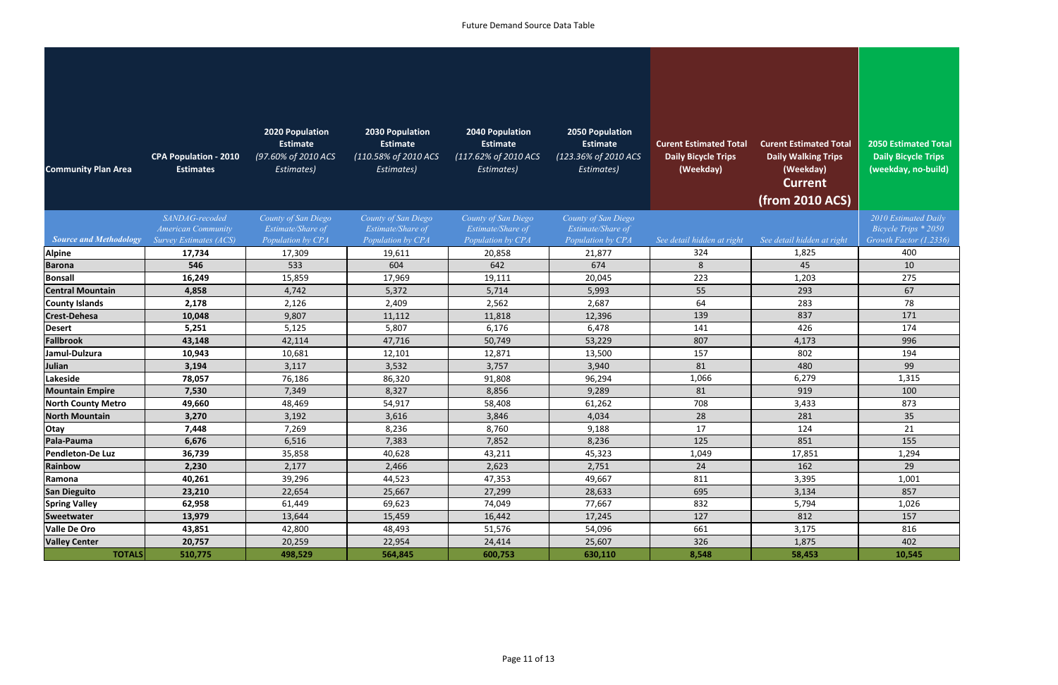# Future Demand Source Data Table

| Community Plan Area | CPA Population - 2010 Estimates | 2020 Population Estimate *(97.60% of 2010 ACS Estimates)* | 2030 Population Estimate *(110.58% of 2010 ACS Estimates)* | 2040 Population Estimate *(117.62% of 2010 ACS Estimates)* | 2050 Population Estimate *(123.36% of 2010 ACS Estimates)* | Curent Estimated Total Daily Bicycle Trips (Weekday) | Curent Estimated Total Daily Walking Trips (Weekday) **Current (from 2010 ACS)** | 2050 Estimated Total Daily Bicycle Trips (weekday, no-build) |
|---|---|---|---|---|---|---|---|---|
| ***Source and Methodology*** | *SANDAG-recoded American Community Survey Estimates (ACS)* | *County of San Diego Estimate/Share of Population by CPA* | *County of San Diego Estimate/Share of Population by CPA* | *County of San Diego Estimate/Share of Population by CPA* | *County of San Diego Estimate/Share of Population by CPA* | *See detail hidden at right* | *See detail hidden at right* | *2010 Estimated Daily Bicycle Trips * 2050 Growth Factor (1.2336)* |
| **Alpine** | **17,734** | 17,309 | 19,611 | 20,858 | 21,877 | 324 | 1,825 | 400 |
| **Barona** | **546** | 533 | 604 | 642 | 674 | 8 | 45 | 10 |
| **Bonsall** | **16,249** | 15,859 | 17,969 | 19,111 | 20,045 | 223 | 1,203 | 275 |
| **Central Mountain** | **4,858** | 4,742 | 5,372 | 5,714 | 5,993 | 55 | 293 | 67 |
| **County Islands** | **2,178** | 2,126 | 2,409 | 2,562 | 2,687 | 64 | 283 | 78 |
| **Crest-Dehesa** | **10,048** | 9,807 | 11,112 | 11,818 | 12,396 | 139 | 837 | 171 |
| **Desert** | **5,251** | 5,125 | 5,807 | 6,176 | 6,478 | 141 | 426 | 174 |
| **Fallbrook** | **43,148** | 42,114 | 47,716 | 50,749 | 53,229 | 807 | 4,173 | 996 |
| **Jamul-Dulzura** | **10,943** | 10,681 | 12,101 | 12,871 | 13,500 | 157 | 802 | 194 |
| **Julian** | **3,194** | 3,117 | 3,532 | 3,757 | 3,940 | 81 | 480 | 99 |
| **Lakeside** | **78,057** | 76,186 | 86,320 | 91,808 | 96,294 | 1,066 | 6,279 | 1,315 |
| **Mountain Empire** | **7,530** | 7,349 | 8,327 | 8,856 | 9,289 | 81 | 919 | 100 |
| **North County Metro** | **49,660** | 48,469 | 54,917 | 58,408 | 61,262 | 708 | 3,433 | 873 |
| **North Mountain** | **3,270** | 3,192 | 3,616 | 3,846 | 4,034 | 28 | 281 | 35 |
| **Otay** | **7,448** | 7,269 | 8,236 | 8,760 | 9,188 | 17 | 124 | 21 |
| **Pala-Pauma** | **6,676** | 6,516 | 7,383 | 7,852 | 8,236 | 125 | 851 | 155 |
| **Pendleton-De Luz** | **36,739** | 35,858 | 40,628 | 43,211 | 45,323 | 1,049 | 17,851 | 1,294 |
| **Rainbow** | **2,230** | 2,177 | 2,466 | 2,623 | 2,751 | 24 | 162 | 29 |
| **Ramona** | **40,261** | 39,296 | 44,523 | 47,353 | 49,667 | 811 | 3,395 | 1,001 |
| **San Dieguito** | **23,210** | 22,654 | 25,667 | 27,299 | 28,633 | 695 | 3,134 | 857 |
| **Spring Valley** | **62,958** | 61,449 | 69,623 | 74,049 | 77,667 | 832 | 5,794 | 1,026 |
| **Sweetwater** | **13,979** | 13,644 | 15,459 | 16,442 | 17,245 | 127 | 812 | 157 |
| **Valle De Oro** | **43,851** | 42,800 | 48,493 | 51,576 | 54,096 | 661 | 3,175 | 816 |
| **Valley Center** | **20,757** | 20,259 | 22,954 | 24,414 | 25,607 | 326 | 1,875 | 402 |
| **TOTALS** | **510,775** | **498,529** | **564,845** | **600,753** | **630,110** | **8,548** | **58,453** | **10,545** |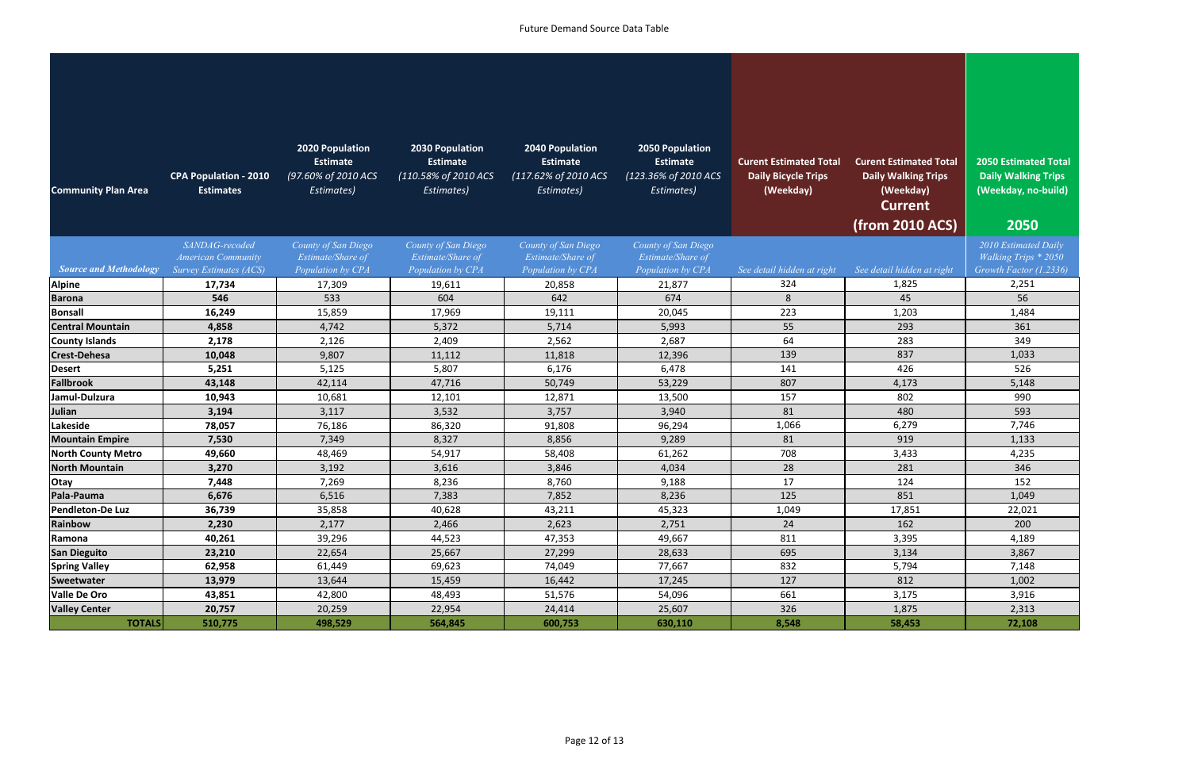Future Demand Source Data Table

| Community Plan Area | CPA Population - 2010 Estimates | 2020 Population Estimate *(97.60% of 2010 ACS Estimates)* | 2030 Population Estimate *(110.58% of 2010 ACS Estimates)* | 2040 Population Estimate *(117.62% of 2010 ACS Estimates)* | 2050 Population Estimate *(123.36% of 2010 ACS Estimates)* | Curent Estimated Total Daily Bicycle Trips (Weekday) | Curent Estimated Total Daily Walking Trips (Weekday) **Current (from 2010 ACS)** | 2050 Estimated Total Daily Walking Trips (Weekday, no-build) **2050** |
|---|---|---|---|---|---|---|---|---|
| ***Source and Methodology*** | *SANDAG-recoded American Community Survey Estimates (ACS)* | *County of San Diego Estimate/Share of Population by CPA* | *County of San Diego Estimate/Share of Population by CPA* | *County of San Diego Estimate/Share of Population by CPA* | *County of San Diego Estimate/Share of Population by CPA* | *See detail hidden at right* | *See detail hidden at right* | *2010 Estimated Daily Walking Trips * 2050 Growth Factor (1.2336)* |
| **Alpine** | **17,734** | 17,309 | 19,611 | 20,858 | 21,877 | 324 | 1,825 | 2,251 |
| **Barona** | **546** | 533 | 604 | 642 | 674 | 8 | 45 | 56 |
| **Bonsall** | **16,249** | 15,859 | 17,969 | 19,111 | 20,045 | 223 | 1,203 | 1,484 |
| **Central Mountain** | **4,858** | 4,742 | 5,372 | 5,714 | 5,993 | 55 | 293 | 361 |
| **County Islands** | **2,178** | 2,126 | 2,409 | 2,562 | 2,687 | 64 | 283 | 349 |
| **Crest-Dehesa** | **10,048** | 9,807 | 11,112 | 11,818 | 12,396 | 139 | 837 | 1,033 |
| **Desert** | **5,251** | 5,125 | 5,807 | 6,176 | 6,478 | 141 | 426 | 526 |
| **Fallbrook** | **43,148** | 42,114 | 47,716 | 50,749 | 53,229 | 807 | 4,173 | 5,148 |
| **Jamul-Dulzura** | **10,943** | 10,681 | 12,101 | 12,871 | 13,500 | 157 | 802 | 990 |
| **Julian** | **3,194** | 3,117 | 3,532 | 3,757 | 3,940 | 81 | 480 | 593 |
| **Lakeside** | **78,057** | 76,186 | 86,320 | 91,808 | 96,294 | 1,066 | 6,279 | 7,746 |
| **Mountain Empire** | **7,530** | 7,349 | 8,327 | 8,856 | 9,289 | 81 | 919 | 1,133 |
| **North County Metro** | **49,660** | 48,469 | 54,917 | 58,408 | 61,262 | 708 | 3,433 | 4,235 |
| **North Mountain** | **3,270** | 3,192 | 3,616 | 3,846 | 4,034 | 28 | 281 | 346 |
| **Otay** | **7,448** | 7,269 | 8,236 | 8,760 | 9,188 | 17 | 124 | 152 |
| **Pala-Pauma** | **6,676** | 6,516 | 7,383 | 7,852 | 8,236 | 125 | 851 | 1,049 |
| **Pendleton-De Luz** | **36,739** | 35,858 | 40,628 | 43,211 | 45,323 | 1,049 | 17,851 | 22,021 |
| **Rainbow** | **2,230** | 2,177 | 2,466 | 2,623 | 2,751 | 24 | 162 | 200 |
| **Ramona** | **40,261** | 39,296 | 44,523 | 47,353 | 49,667 | 811 | 3,395 | 4,189 |
| **San Dieguito** | **23,210** | 22,654 | 25,667 | 27,299 | 28,633 | 695 | 3,134 | 3,867 |
| **Spring Valley** | **62,958** | 61,449 | 69,623 | 74,049 | 77,667 | 832 | 5,794 | 7,148 |
| **Sweetwater** | **13,979** | 13,644 | 15,459 | 16,442 | 17,245 | 127 | 812 | 1,002 |
| **Valle De Oro** | **43,851** | 42,800 | 48,493 | 51,576 | 54,096 | 661 | 3,175 | 3,916 |
| **Valley Center** | **20,757** | 20,259 | 22,954 | 24,414 | 25,607 | 326 | 1,875 | 2,313 |
| **TOTALS** | **510,775** | **498,529** | **564,845** | **600,753** | **630,110** | **8,548** | **58,453** | **72,108** |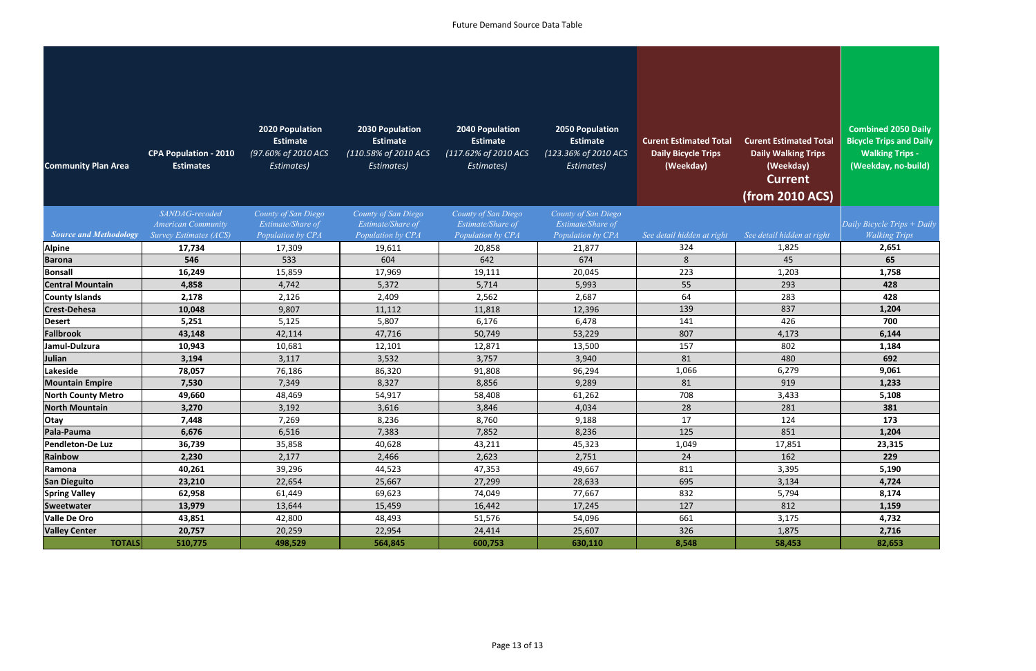Future Demand Source Data Table

| Community Plan Area | CPA Population - 2010 Estimates | 2020 Population Estimate *(97.60% of 2010 ACS Estimates)* | 2030 Population Estimate *(110.58% of 2010 ACS Estimates)* | 2040 Population Estimate *(117.62% of 2010 ACS Estimates)* | 2050 Population Estimate *(123.36% of 2010 ACS Estimates)* | Curent Estimated Total Daily Bicycle Trips (Weekday) | Curent Estimated Total Daily Walking Trips (Weekday) **Current (from 2010 ACS)** | Combined 2050 Daily Bicycle Trips and Daily Walking Trips - (Weekday, no-build) |
|---|---|---|---|---|---|---|---|---|
| ***Source and Methodology*** | *SANDAG-recoded American Community Survey Estimates (ACS)* | *County of San Diego Estimate/Share of Population by CPA* | *County of San Diego Estimate/Share of Population by CPA* | *County of San Diego Estimate/Share of Population by CPA* | *County of San Diego Estimate/Share of Population by CPA* | *See detail hidden at right* | *See detail hidden at right* | *Daily Bicycle Trips + Daily Walking Trips* |
| **Alpine** | **17,734** | 17,309 | 19,611 | 20,858 | 21,877 | 324 | 1,825 | **2,651** |
| **Barona** | **546** | 533 | 604 | 642 | 674 | 8 | 45 | **65** |
| **Bonsall** | **16,249** | 15,859 | 17,969 | 19,111 | 20,045 | 223 | 1,203 | **1,758** |
| **Central Mountain** | **4,858** | 4,742 | 5,372 | 5,714 | 5,993 | 55 | 293 | **428** |
| **County Islands** | **2,178** | 2,126 | 2,409 | 2,562 | 2,687 | 64 | 283 | **428** |
| **Crest-Dehesa** | **10,048** | 9,807 | 11,112 | 11,818 | 12,396 | 139 | 837 | **1,204** |
| **Desert** | **5,251** | 5,125 | 5,807 | 6,176 | 6,478 | 141 | 426 | **700** |
| **Fallbrook** | **43,148** | 42,114 | 47,716 | 50,749 | 53,229 | 807 | 4,173 | **6,144** |
| **Jamul-Dulzura** | **10,943** | 10,681 | 12,101 | 12,871 | 13,500 | 157 | 802 | **1,184** |
| **Julian** | **3,194** | 3,117 | 3,532 | 3,757 | 3,940 | 81 | 480 | **692** |
| **Lakeside** | **78,057** | 76,186 | 86,320 | 91,808 | 96,294 | 1,066 | 6,279 | **9,061** |
| **Mountain Empire** | **7,530** | 7,349 | 8,327 | 8,856 | 9,289 | 81 | 919 | **1,233** |
| **North County Metro** | **49,660** | 48,469 | 54,917 | 58,408 | 61,262 | 708 | 3,433 | **5,108** |
| **North Mountain** | **3,270** | 3,192 | 3,616 | 3,846 | 4,034 | 28 | 281 | **381** |
| **Otay** | **7,448** | 7,269 | 8,236 | 8,760 | 9,188 | 17 | 124 | **173** |
| **Pala-Pauma** | **6,676** | 6,516 | 7,383 | 7,852 | 8,236 | 125 | 851 | **1,204** |
| **Pendleton-De Luz** | **36,739** | 35,858 | 40,628 | 43,211 | 45,323 | 1,049 | 17,851 | **23,315** |
| **Rainbow** | **2,230** | 2,177 | 2,466 | 2,623 | 2,751 | 24 | 162 | **229** |
| **Ramona** | **40,261** | 39,296 | 44,523 | 47,353 | 49,667 | 811 | 3,395 | **5,190** |
| **San Dieguito** | **23,210** | 22,654 | 25,667 | 27,299 | 28,633 | 695 | 3,134 | **4,724** |
| **Spring Valley** | **62,958** | 61,449 | 69,623 | 74,049 | 77,667 | 832 | 5,794 | **8,174** |
| **Sweetwater** | **13,979** | 13,644 | 15,459 | 16,442 | 17,245 | 127 | 812 | **1,159** |
| **Valle De Oro** | **43,851** | 42,800 | 48,493 | 51,576 | 54,096 | 661 | 3,175 | **4,732** |
| **Valley Center** | **20,757** | 20,259 | 22,954 | 24,414 | 25,607 | 326 | 1,875 | **2,716** |
| **TOTALS** | **510,775** | **498,529** | **564,845** | **600,753** | **630,110** | **8,548** | **58,453** | **82,653** |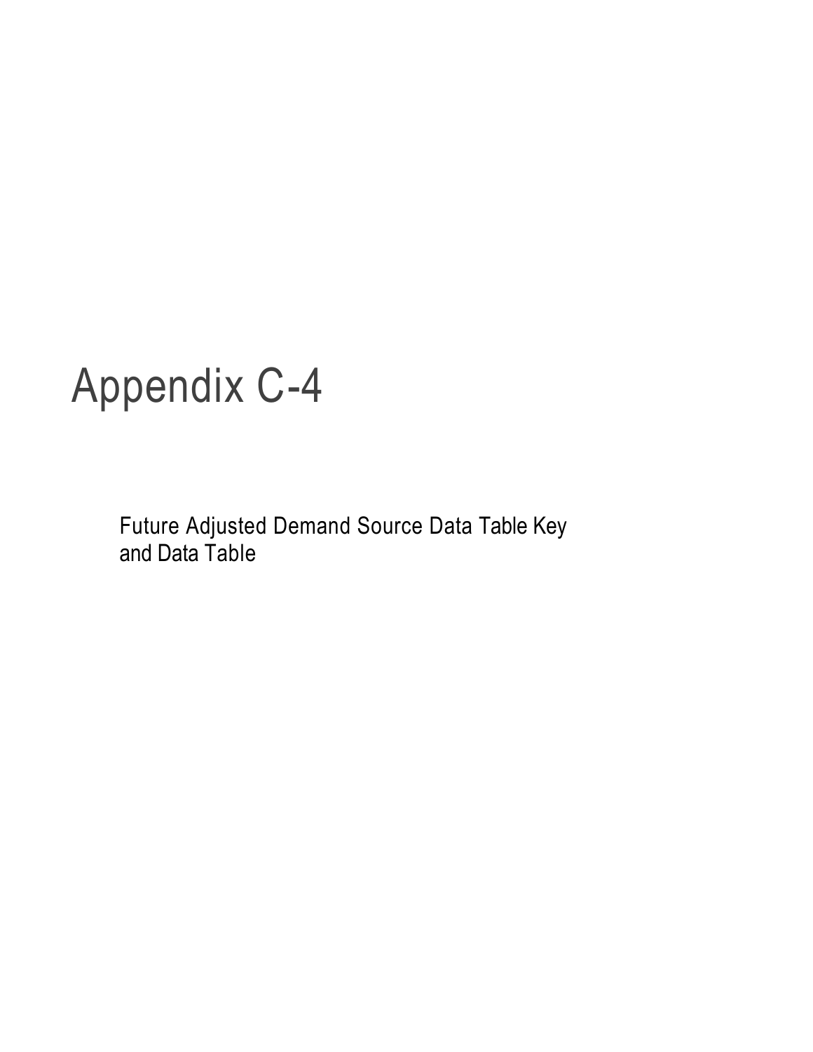# Appendix C-4

Future Adjusted Demand Source Data Table Key and Data Table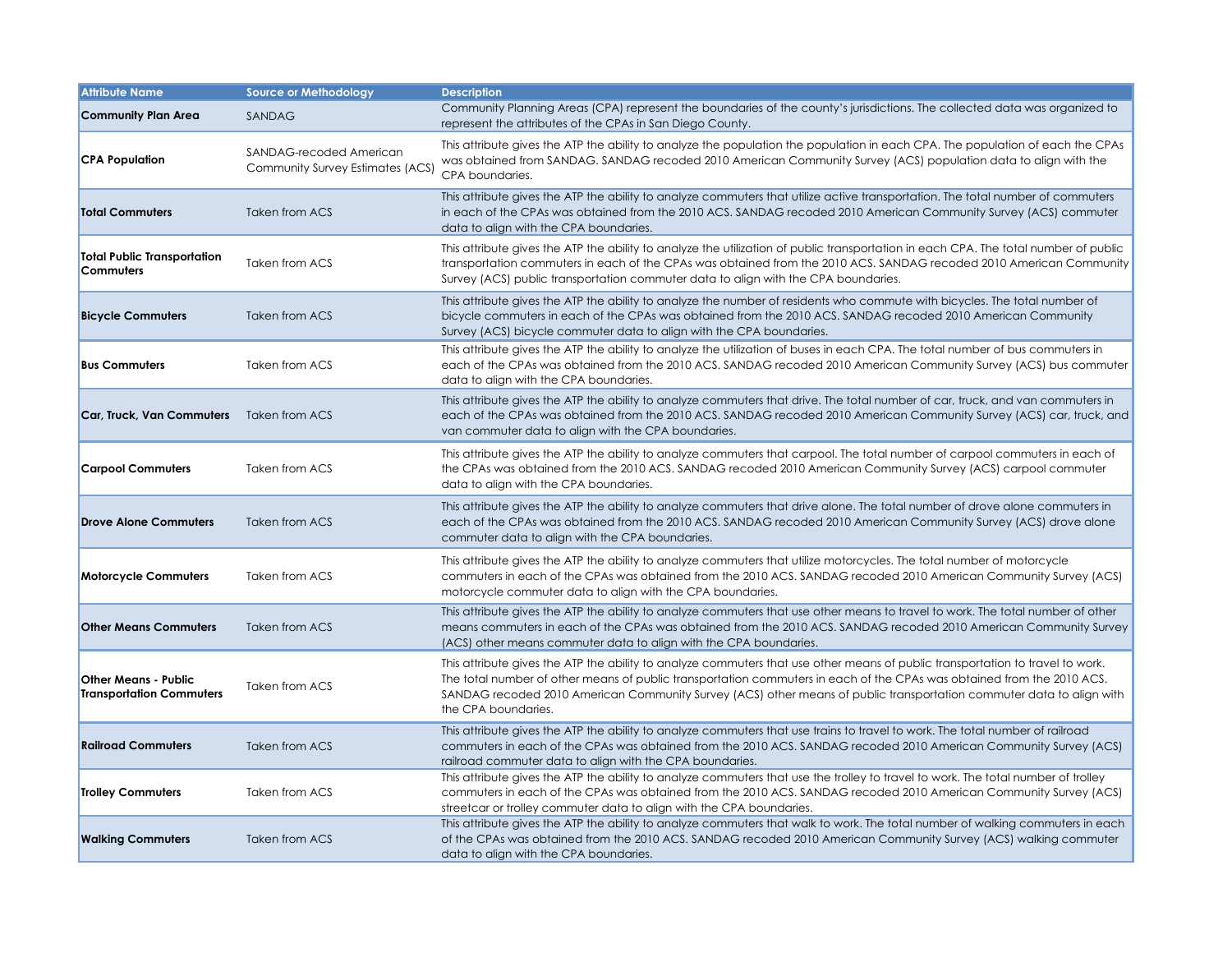| Attribute Name | Source or Methodology | Description |
|---|---|---|
| **Community Plan Area** | SANDAG | Community Planning Areas (CPA) represent the boundaries of the county's jurisdictions. The collected data was organized to represent the attributes of the CPAs in San Diego County. |
| **CPA Population** | SANDAG-recoded American Community Survey Estimates (ACS) | This attribute gives the ATP the ability to analyze the population the population in each CPA. The population of each the CPAs was obtained from SANDAG. SANDAG recoded 2010 American Community Survey (ACS) population data to align with the CPA boundaries. |
| **Total Commuters** | Taken from ACS | This attribute gives the ATP the ability to analyze commuters that utilize active transportation. The total number of commuters in each of the CPAs was obtained from the 2010 ACS. SANDAG recoded 2010 American Community Survey (ACS) commuter data to align with the CPA boundaries. |
| **Total Public Transportation Commuters** | Taken from ACS | This attribute gives the ATP the ability to analyze the utilization of public transportation in each CPA. The total number of public transportation commuters in each of the CPAs was obtained from the 2010 ACS. SANDAG recoded 2010 American Community Survey (ACS) public transportation commuter data to align with the CPA boundaries. |
| **Bicycle Commuters** | Taken from ACS | This attribute gives the ATP the ability to analyze the number of residents who commute with bicycles. The total number of bicycle commuters in each of the CPAs was obtained from the 2010 ACS. SANDAG recoded 2010 American Community Survey (ACS) bicycle commuter data to align with the CPA boundaries. |
| **Bus Commuters** | Taken from ACS | This attribute gives the ATP the ability to analyze the utilization of buses in each CPA. The total number of bus commuters in each of the CPAs was obtained from the 2010 ACS. SANDAG recoded 2010 American Community Survey (ACS) bus commuter data to align with the CPA boundaries. |
| **Car, Truck, Van Commuters** | Taken from ACS | This attribute gives the ATP the ability to analyze commuters that drive. The total number of car, truck, and van commuters in each of the CPAs was obtained from the 2010 ACS. SANDAG recoded 2010 American Community Survey (ACS) car, truck, and van commuter data to align with the CPA boundaries. |
| **Carpool Commuters** | Taken from ACS | This attribute gives the ATP the ability to analyze commuters that carpool. The total number of carpool commuters in each of the CPAs was obtained from the 2010 ACS. SANDAG recoded 2010 American Community Survey (ACS) carpool commuter data to align with the CPA boundaries. |
| **Drove Alone Commuters** | Taken from ACS | This attribute gives the ATP the ability to analyze commuters that drive alone. The total number of drove alone commuters in each of the CPAs was obtained from the 2010 ACS. SANDAG recoded 2010 American Community Survey (ACS) drove alone commuter data to align with the CPA boundaries. |
| **Motorcycle Commuters** | Taken from ACS | This attribute gives the ATP the ability to analyze commuters that utilize motorcycles. The total number of motorcycle commuters in each of the CPAs was obtained from the 2010 ACS. SANDAG recoded 2010 American Community Survey (ACS) motorcycle commuter data to align with the CPA boundaries. |
| **Other Means Commuters** | Taken from ACS | This attribute gives the ATP the ability to analyze commuters that use other means to travel to work. The total number of other means commuters in each of the CPAs was obtained from the 2010 ACS. SANDAG recoded 2010 American Community Survey (ACS) other means commuter data to align with the CPA boundaries. |
| **Other Means - Public Transportation Commuters** | Taken from ACS | This attribute gives the ATP the ability to analyze commuters that use other means of public transportation to travel to work. The total number of other means of public transportation commuters in each of the CPAs was obtained from the 2010 ACS. SANDAG recoded 2010 American Community Survey (ACS) other means of public transportation commuter data to align with the CPA boundaries. |
| **Railroad Commuters** | Taken from ACS | This attribute gives the ATP the ability to analyze commuters that use trains to travel to work. The total number of railroad commuters in each of the CPAs was obtained from the 2010 ACS. SANDAG recoded 2010 American Community Survey (ACS) railroad commuter data to align with the CPA boundaries. |
| **Trolley Commuters** | Taken from ACS | This attribute gives the ATP the ability to analyze commuters that use the trolley to travel to work. The total number of trolley commuters in each of the CPAs was obtained from the 2010 ACS. SANDAG recoded 2010 American Community Survey (ACS) streetcar or trolley commuter data to align with the CPA boundaries. |
| **Walking Commuters** | Taken from ACS | This attribute gives the ATP the ability to analyze commuters that walk to work. The total number of walking commuters in each of the CPAs was obtained from the 2010 ACS. SANDAG recoded 2010 American Community Survey (ACS) walking commuter data to align with the CPA boundaries. |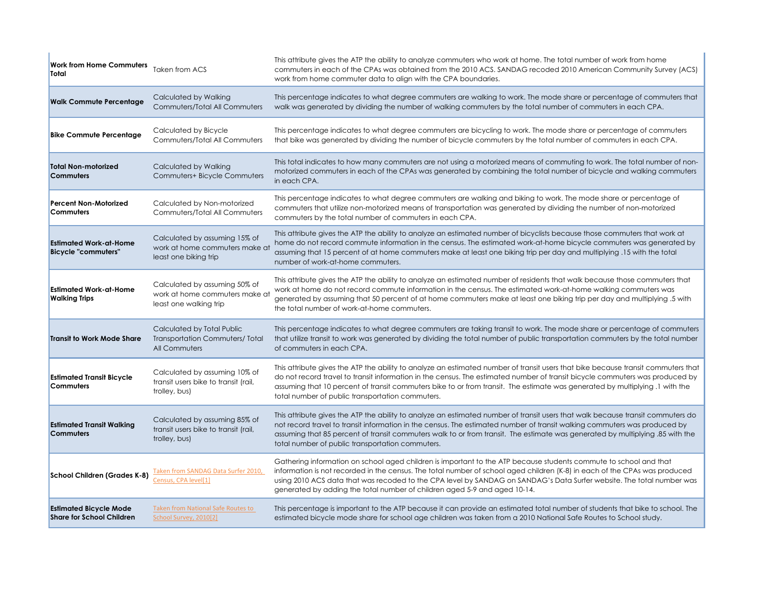| | | |
|---|---|---|
| **Work from Home Commuters Total** | Taken from ACS | This attribute gives the ATP the ability to analyze commuters who work at home. The total number of work from home commuters in each of the CPAs was obtained from the 2010 ACS. SANDAG recoded 2010 American Community Survey (ACS) work from home commuter data to align with the CPA boundaries. |
| **Walk Commute Percentage** | Calculated by Walking Commuters/Total All Commuters | This percentage indicates to what degree commuters are walking to work. The mode share or percentage of commuters that walk was generated by dividing the number of walking commuters by the total number of commuters in each CPA. |
| **Bike Commute Percentage** | Calculated by Bicycle Commuters/Total All Commuters | This percentage indicates to what degree commuters are bicycling to work. The mode share or percentage of commuters that bike was generated by dividing the number of bicycle commuters by the total number of commuters in each CPA. |
| **Total Non-motorized Commuters** | Calculated by Walking Commuters+ Bicycle Commuters | This total indicates to how many commuters are not using a motorized means of commuting to work. The total number of non-motorized commuters in each of the CPAs was generated by combining the total number of bicycle and walking commuters in each CPA. |
| **Percent Non-Motorized Commuters** | Calculated by Non-motorized Commuters/Total All Commuters | This percentage indicates to what degree commuters are walking and biking to work. The mode share or percentage of commuters that utilize non-motorized means of transportation was generated by dividing the number of non-motorized commuters by the total number of commuters in each CPA. |
| **Estimated Work-at-Home Bicycle "commuters"** | Calculated by assuming 15% of work at home commuters make at least one biking trip | This attribute gives the ATP the ability to analyze an estimated number of bicyclists because those commuters that work at home do not record commute information in the census. The estimated work-at-home bicycle commuters was generated by assuming that 15 percent of at home commuters make at least one biking trip per day and multiplying .15 with the total number of work-at-home commuters. |
| **Estimated Work-at-Home Walking Trips** | Calculated by assuming 50% of work at home commuters make at least one walking trip | This attribute gives the ATP the ability to analyze an estimated number of residents that walk because those commuters that work at home do not record commute information in the census. The estimated work-at-home walking commuters was generated by assuming that 50 percent of at home commuters make at least one biking trip per day and multiplying .5 with the total number of work-at-home commuters. |
| **Transit to Work Mode Share** | Calculated by Total Public Transportation Commuters/ Total All Commuters | This percentage indicates to what degree commuters are taking transit to work. The mode share or percentage of commuters that utilize transit to work was generated by dividing the total number of public transportation commuters by the total number of commuters in each CPA. |
| **Estimated Transit Bicycle Commuters** | Calculated by assuming 10% of transit users bike to transit (rail, trolley, bus) | This attribute gives the ATP the ability to analyze an estimated number of transit users that bike because transit commuters that do not record travel to transit information in the census. The estimated number of transit bicycle commuters was produced by assuming that 10 percent of transit commuters bike to or from transit. The estimate was generated by multiplying .1 with the total number of public transportation commuters. |
| **Estimated Transit Walking Commuters** | Calculated by assuming 85% of transit users bike to transit (rail, trolley, bus) | This attribute gives the ATP the ability to analyze an estimated number of transit users that walk because transit commuters do not record travel to transit information in the census. The estimated number of transit walking commuters was produced by assuming that 85 percent of transit commuters walk to or from transit. The estimate was generated by multiplying .85 with the total number of public transportation commuters. |
| **School Children (Grades K-8)** | Taken from SANDAG Data Surfer 2010, Census, CPA level[1] | Gathering information on school aged children is important to the ATP because students commute to school and that information is not recorded in the census. The total number of school aged children (K-8) in each of the CPAs was produced using 2010 ACS data that was recoded to the CPA level by SANDAG on SANDAG's Data Surfer website. The total number was generated by adding the total number of children aged 5-9 and aged 10-14. |
| **Estimated Bicycle Mode Share for School Children** | Taken from National Safe Routes to School Survey, 2010[2] | This percentage is important to the ATP because it can provide an estimated total number of students that bike to school. The estimated bicycle mode share for school age children was taken from a 2010 National Safe Routes to School study. |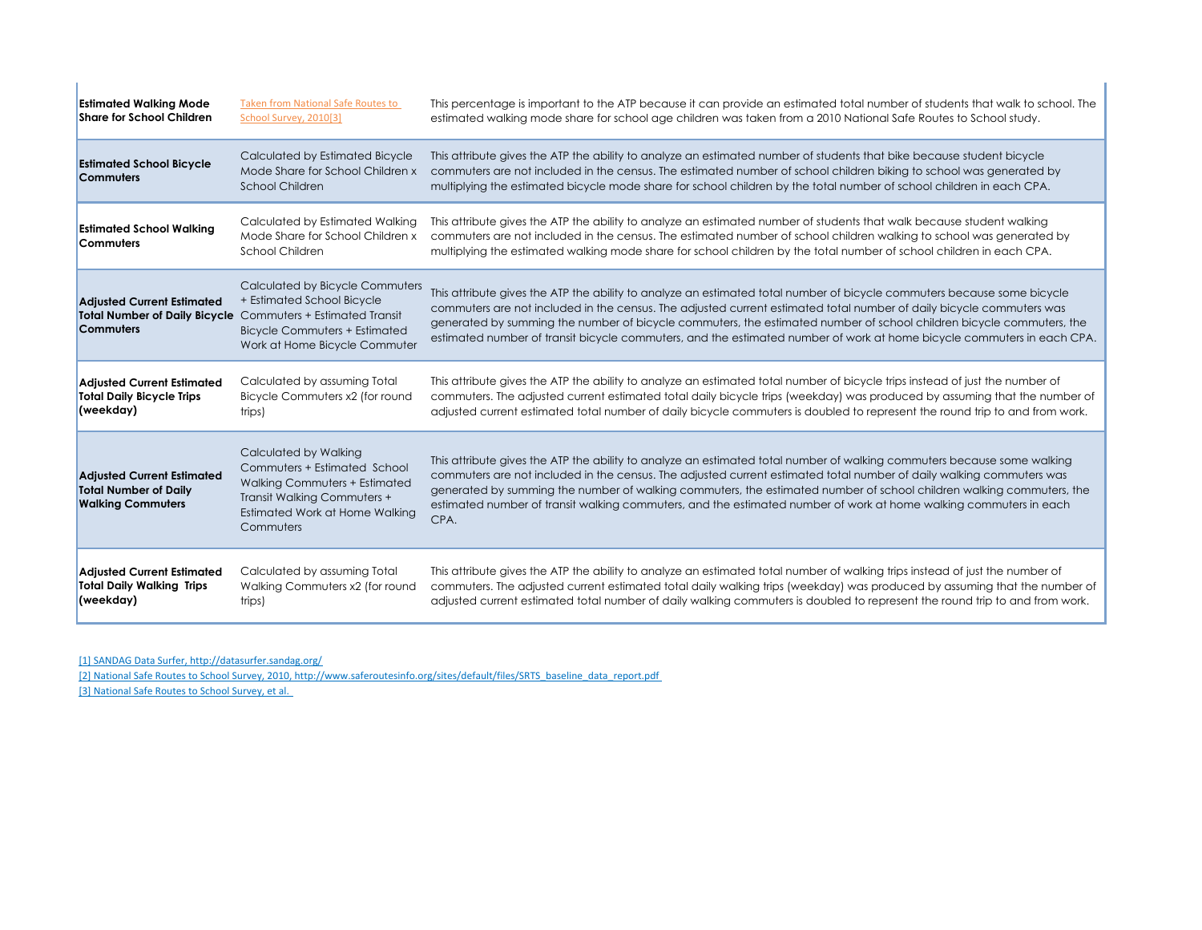| | | |
|---|---|---|
| **Estimated Walking Mode Share for School Children** | Taken from National Safe Routes to School Survey, 2010[3] | This percentage is important to the ATP because it can provide an estimated total number of students that walk to school. The estimated walking mode share for school age children was taken from a 2010 National Safe Routes to School study. |
| **Estimated School Bicycle Commuters** | Calculated by Estimated Bicycle Mode Share for School Children x School Children | This attribute gives the ATP the ability to analyze an estimated number of students that bike because student bicycle commuters are not included in the census. The estimated number of school children biking to school was generated by multiplying the estimated bicycle mode share for school children by the total number of school children in each CPA. |
| **Estimated School Walking Commuters** | Calculated by Estimated Walking Mode Share for School Children x School Children | This attribute gives the ATP the ability to analyze an estimated number of students that walk because student walking commuters are not included in the census. The estimated number of school children walking to school was generated by multiplying the estimated walking mode share for school children by the total number of school children in each CPA. |
| **Adjusted Current Estimated Total Number of Daily Bicycle Commuters** | Calculated by Bicycle Commuters + Estimated School Bicycle Commuters + Estimated Transit Bicycle Commuters + Estimated Work at Home Bicycle Commuter | This attribute gives the ATP the ability to analyze an estimated total number of bicycle commuters because some bicycle commuters are not included in the census. The adjusted current estimated total number of daily bicycle commuters was generated by summing the number of bicycle commuters, the estimated number of school children bicycle commuters, the estimated number of transit bicycle commuters, and the estimated number of work at home bicycle commuters in each CPA. |
| **Adjusted Current Estimated Total Daily Bicycle Trips (weekday)** | Calculated by assuming Total Bicycle Commuters x2 (for round trips) | This attribute gives the ATP the ability to analyze an estimated total number of bicycle trips instead of just the number of commuters. The adjusted current estimated total daily bicycle trips (weekday) was produced by assuming that the number of adjusted current estimated total number of daily bicycle commuters is doubled to represent the round trip to and from work. |
| **Adjusted Current Estimated Total Number of Daily Walking Commuters** | Calculated by Walking Commuters + Estimated School Walking Commuters + Estimated Transit Walking Commuters + Estimated Work at Home Walking Commuters | This attribute gives the ATP the ability to analyze an estimated total number of walking commuters because some walking commuters are not included in the census. The adjusted current estimated total number of daily walking commuters was generated by summing the number of walking commuters, the estimated number of school children walking commuters, the estimated number of transit walking commuters, and the estimated number of work at home walking commuters in each CPA. |
| **Adjusted Current Estimated Total Daily Walking Trips (weekday)** | Calculated by assuming Total Walking Commuters x2 (for round trips) | This attribute gives the ATP the ability to analyze an estimated total number of walking trips instead of just the number of commuters. The adjusted current estimated total daily walking trips (weekday) was produced by assuming that the number of adjusted current estimated total number of daily walking commuters is doubled to represent the round trip to and from work. |

[1] SANDAG Data Surfer, http://datasurfer.sandag.org/

[2] National Safe Routes to School Survey, 2010, http://www.saferoutesinfo.org/sites/default/files/SRTS_baseline_data_report.pdf

[3] National Safe Routes to School Survey, et al.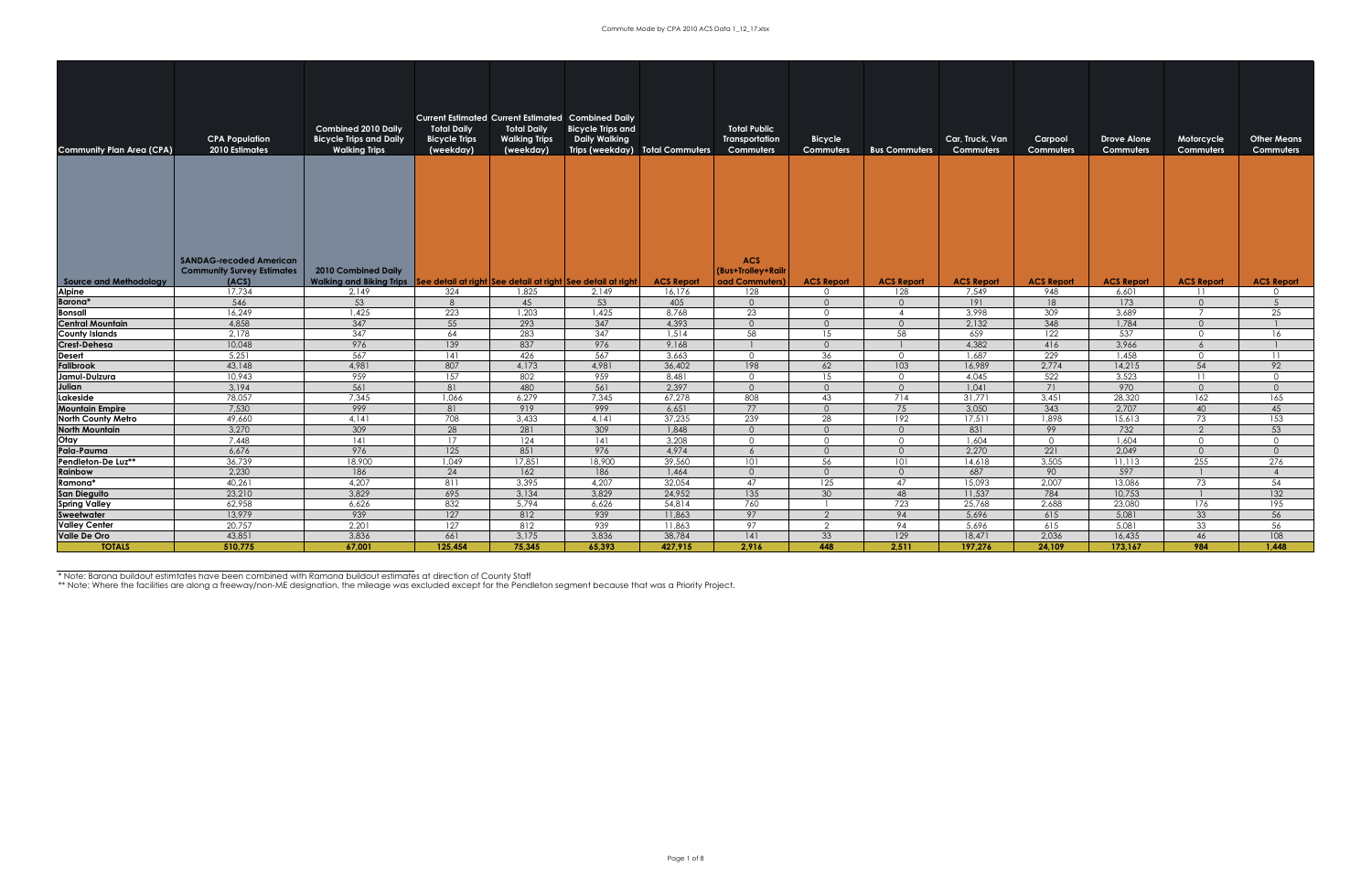| Community Plan Area (CPA) | CPA Population 2010 Estimates | Combined 2010 Daily Bicycle Trips and Daily Walking Trips | Current Estimated Total Daily Bicycle Trips (weekday) | Current Estimated Total Daily Walking Trips (weekday) | Combined Daily Bicycle Trips and Daily Walking Trips (weekday) | Total Commuters | Total Public Transportation Commuters | Bicycle Commuters | Bus Commuters | Car, Truck, Van Commuters | Carpool Commuters | Drove Alone Commuters | Motorcycle Commuters | Other Means Commuters |
|---|---|---|---|---|---|---|---|---|---|---|---|---|---|---|
| **Source and Methodology** | SANDAG-recoded American Community Survey Estimates (ACS) | 2010 Combined Daily Walking and Biking Trips | See detail at right | See detail at right | See detail at right | ACS Report | ACS (Bus+Trolley+Railroad Commuters) | ACS Report | ACS Report | ACS Report | ACS Report | ACS Report | ACS Report | ACS Report |
| Alpine | 17,734 | 2,149 | 324 | 1,825 | 2,149 | 16,176 | 128 | 0 | 128 | 7,549 | 948 | 6,601 | 11 | 0 |
| Barona* | 546 | 53 | 8 | 45 | 53 | 405 | 0 | 0 | 0 | 191 | 18 | 173 | 0 | 5 |
| Bonsall | 16,249 | 1,425 | 223 | 1,203 | 1,425 | 8,768 | 23 | 0 | 4 | 3,998 | 309 | 3,689 | 7 | 25 |
| Central Mountain | 4,858 | 347 | 55 | 293 | 347 | 4,393 | 0 | 0 | 0 | 2,132 | 348 | 1,784 | 0 | 1 |
| County Islands | 2,178 | 347 | 64 | 283 | 347 | 1,514 | 58 | 15 | 58 | 659 | 122 | 537 | 0 | 16 |
| Crest-Dehesa | 10,048 | 976 | 139 | 837 | 976 | 9,168 | 1 | 0 | 1 | 4,382 | 416 | 3,966 | 6 | 1 |
| Desert | 5,251 | 567 | 141 | 426 | 567 | 3,663 | 0 | 36 | 0 | 1,687 | 229 | 1,458 | 0 | 11 |
| Fallbrook | 43,148 | 4,981 | 807 | 4,173 | 4,981 | 36,402 | 198 | 62 | 103 | 16,989 | 2,774 | 14,215 | 54 | 92 |
| Jamul-Dulzura | 10,943 | 959 | 157 | 802 | 959 | 8,481 | 0 | 15 | 0 | 4,045 | 522 | 3,523 | 11 | 0 |
| Julian | 3,194 | 561 | 81 | 480 | 561 | 2,397 | 0 | 0 | 0 | 1,041 | 71 | 970 | 0 | 0 |
| Lakeside | 78,057 | 7,345 | 1,066 | 6,279 | 7,345 | 67,278 | 808 | 43 | 714 | 31,771 | 3,451 | 28,320 | 162 | 165 |
| Mountain Empire | 7,530 | 999 | 81 | 919 | 999 | 6,651 | 77 | 0 | 75 | 3,050 | 343 | 2,707 | 40 | 45 |
| North County Metro | 49,660 | 4,141 | 708 | 3,433 | 4,141 | 37,235 | 239 | 28 | 192 | 17,511 | 1,898 | 15,613 | 73 | 153 |
| North Mountain | 3,270 | 309 | 28 | 281 | 309 | 1,848 | 0 | 0 | 0 | 831 | 99 | 732 | 2 | 53 |
| Otay | 7,448 | 141 | 17 | 124 | 141 | 3,208 | 0 | 0 | 0 | 1,604 | 0 | 1,604 | 0 | 0 |
| Pala-Pauma | 6,676 | 976 | 125 | 851 | 976 | 4,974 | 6 | 0 | 0 | 2,270 | 221 | 2,049 | 0 | 0 |
| Pendleton-De Luz** | 36,739 | 18,900 | 1,049 | 17,851 | 18,900 | 39,560 | 101 | 56 | 101 | 14,618 | 3,505 | 11,113 | 255 | 276 |
| Rainbow | 2,230 | 186 | 24 | 162 | 186 | 1,464 | 0 | 0 | 0 | 687 | 90 | 597 | 1 | 4 |
| Ramona* | 40,261 | 4,207 | 811 | 3,395 | 4,207 | 32,054 | 47 | 125 | 47 | 15,093 | 2,007 | 13,086 | 73 | 54 |
| San Dieguito | 23,210 | 3,829 | 695 | 3,134 | 3,829 | 24,952 | 135 | 30 | 48 | 11,537 | 784 | 10,753 | 1 | 132 |
| Spring Valley | 62,958 | 6,626 | 832 | 5,794 | 6,626 | 54,814 | 760 | 1 | 723 | 25,768 | 2,688 | 23,080 | 176 | 195 |
| Sweetwater | 13,979 | 939 | 127 | 812 | 939 | 11,863 | 97 | 2 | 94 | 5,696 | 615 | 5,081 | 33 | 56 |
| Valley Center | 20,757 | 2,201 | 127 | 812 | 939 | 11,863 | 97 | 2 | 94 | 5,696 | 615 | 5,081 | 33 | 56 |
| Valle De Oro | 43,851 | 3,836 | 661 | 3,175 | 3,836 | 38,784 | 141 | 33 | 129 | 18,471 | 2,036 | 16,435 | 46 | 108 |
| **TOTALS** | **510,775** | **67,001** | **125,454** | **75,345** | **65,393** | **427,915** | **2,916** | **448** | **2,511** | **197,276** | **24,109** | **173,167** | **984** | **1,448** |

\* Note: Barona buildout estimates have been combined with Ramona buildout estimates at direction of County Staff

** Note: Where the facilities are along a freeway/non-ME designation, the mileage was excluded except for the Pendleton segment because that was a Priority Project.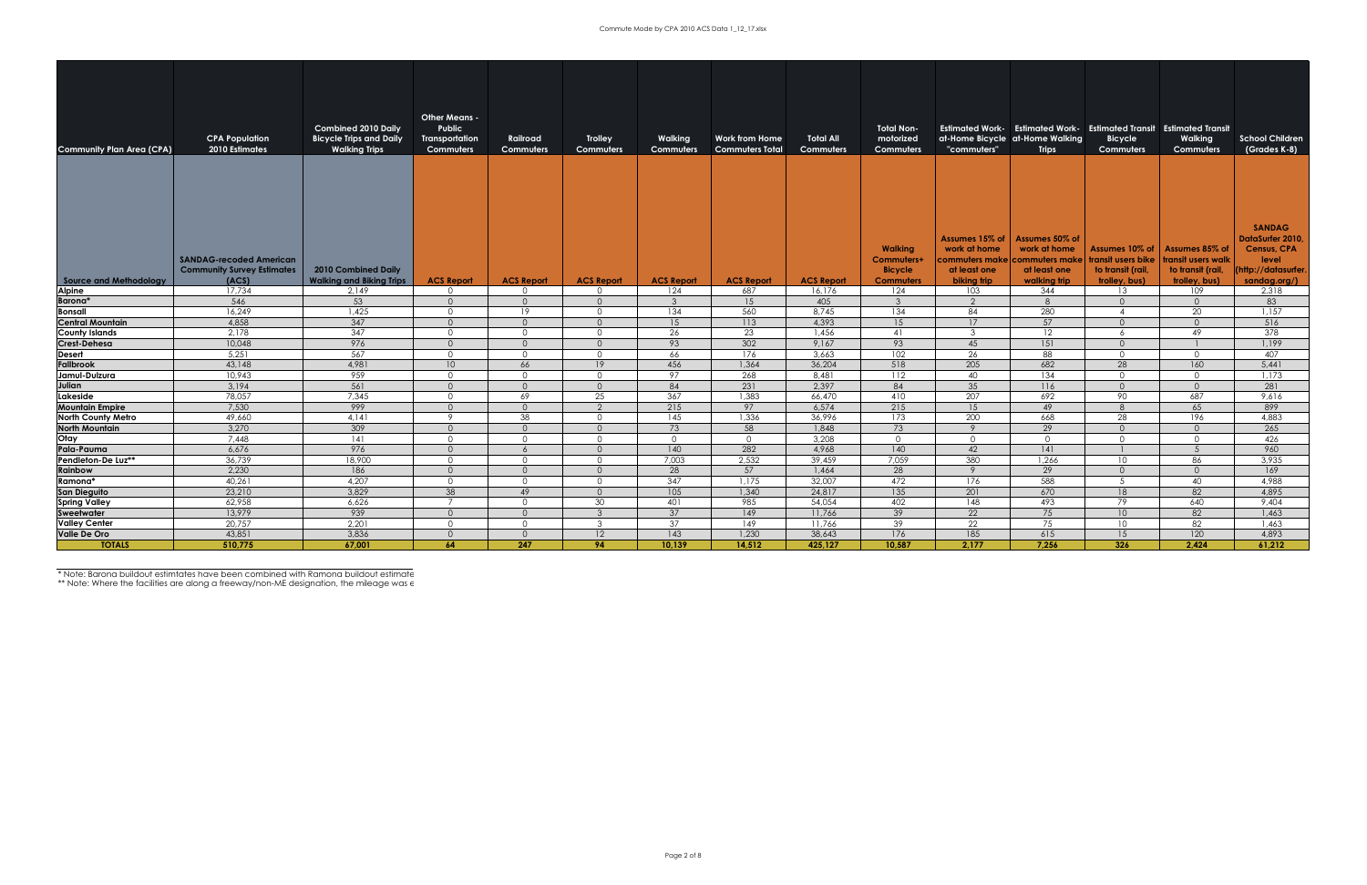| Community Plan Area (CPA) | CPA Population 2010 Estimates | Combined 2010 Daily Bicycle Trips and Daily Walking Trips | Other Means - Public Transportation Commuters | Railroad Commuters | Trolley Commuters | Walking Commuters | Work from Home Commuters Total | Total All Commuters | Total Non-motorized Commuters | Estimated Work-at-Home Bicycle "commuters" | Estimated Work-at-Home Walking Trips | Estimated Transit Bicycle Commuters | Estimated Transit Walking Commuters | School Children (Grades K-8) |
|---|---|---|---|---|---|---|---|---|---|---|---|---|---|---|
| Source and Methodology | SANDAG-recoded American Community Survey Estimates (ACS) | 2010 Combined Daily Walking and Biking Trips | ACS Report | ACS Report | ACS Report | ACS Report | ACS Report | ACS Report | Walking Commuters+ Bicycle Commuters | Assumes 15% of work at home commuters make at least one biking trip | Assumes 50% of work at home commuters make at least one walking trip | Assumes 10% of transit users bike to transit (rail, trolley, bus) | Assumes 85% of transit users walk to transit (rail, trolley, bus) | SANDAG DataSurfer 2010, Census, CPA level (http://datasurfer.sandag.org/) |
| Alpine | 17,734 | 2,149 | 0 | 0 | 0 | 124 | 687 | 16,176 | 124 | 103 | 344 | 13 | 109 | 2,318 |
| Barona* | 546 | 53 | 0 | 0 | 0 | 3 | 15 | 405 | 3 | 2 | 8 | 0 | 0 | 83 |
| Bonsall | 16,249 | 1,425 | 0 | 19 | 0 | 134 | 560 | 8,745 | 134 | 84 | 280 | 4 | 20 | 1,157 |
| Central Mountain | 4,858 | 347 | 0 | 0 | 0 | 15 | 113 | 4,393 | 15 | 17 | 57 | 0 | 0 | 516 |
| County Islands | 2,178 | 347 | 0 | 0 | 0 | 26 | 23 | 1,456 | 41 | 3 | 12 | 6 | 49 | 378 |
| Crest-Dehesa | 10,048 | 976 | 0 | 0 | 0 | 93 | 302 | 9,167 | 93 | 45 | 151 | 0 | 1 | 1,199 |
| Desert | 5,251 | 567 | 0 | 0 | 0 | 66 | 176 | 3,663 | 102 | 26 | 88 | 0 | 0 | 407 |
| Fallbrook | 43,148 | 4,981 | 10 | 66 | 19 | 456 | 1,364 | 36,204 | 518 | 205 | 682 | 28 | 160 | 5,441 |
| Jamul-Dulzura | 10,943 | 959 | 0 | 0 | 0 | 97 | 268 | 8,481 | 112 | 40 | 134 | 0 | 0 | 1,173 |
| Julian | 3,194 | 561 | 0 | 0 | 0 | 84 | 231 | 2,397 | 84 | 35 | 116 | 0 | 0 | 281 |
| Lakeside | 78,057 | 7,345 | 0 | 69 | 25 | 367 | 1,383 | 66,470 | 410 | 207 | 692 | 90 | 687 | 9,616 |
| Mountain Empire | 7,530 | 999 | 0 | 0 | 2 | 215 | 97 | 6,574 | 215 | 15 | 49 | 8 | 65 | 899 |
| North County Metro | 49,660 | 4,141 | 9 | 38 | 0 | 145 | 1,336 | 36,996 | 173 | 200 | 668 | 28 | 196 | 4,883 |
| North Mountain | 3,270 | 309 | 0 | 0 | 0 | 73 | 58 | 1,848 | 73 | 9 | 29 | 0 | 0 | 265 |
| Otay | 7,448 | 141 | 0 | 0 | 0 | 0 | 0 | 3,208 | 0 | 0 | 0 | 0 | 0 | 426 |
| Pala-Pauma | 6,676 | 976 | 0 | 6 | 0 | 140 | 282 | 4,968 | 140 | 42 | 141 | 1 | 5 | 960 |
| Pendleton-De Luz** | 36,739 | 18,900 | 0 | 0 | 0 | 7,003 | 2,532 | 39,459 | 7,059 | 380 | 1,266 | 10 | 86 | 3,935 |
| Rainbow | 2,230 | 186 | 0 | 0 | 0 | 28 | 57 | 1,464 | 28 | 9 | 29 | 0 | 0 | 169 |
| Ramona* | 40,261 | 4,207 | 0 | 0 | 0 | 347 | 1,175 | 32,007 | 472 | 176 | 588 | 5 | 40 | 4,988 |
| San Dieguito | 23,210 | 3,829 | 38 | 49 | 0 | 105 | 1,340 | 24,817 | 135 | 201 | 670 | 18 | 82 | 4,895 |
| Spring Valley | 62,958 | 6,626 | 7 | 0 | 30 | 401 | 985 | 54,054 | 402 | 148 | 493 | 79 | 640 | 9,404 |
| Sweetwater | 13,979 | 939 | 0 | 0 | 3 | 37 | 149 | 11,766 | 39 | 22 | 75 | 10 | 82 | 1,463 |
| Valley Center | 20,757 | 2,201 | 0 | 0 | 3 | 37 | 149 | 11,766 | 39 | 22 | 75 | 10 | 82 | 1,463 |
| Valle De Oro | 43,851 | 3,836 | 0 | 0 | 12 | 143 | 1,230 | 38,643 | 176 | 185 | 615 | 15 | 120 | 4,893 |
| TOTALS | 510,775 | 67,001 | 64 | 247 | 94 | 10,139 | 14,512 | 425,127 | 10,587 | 2,177 | 7,256 | 326 | 2,424 | 61,212 |

* Note: Barona buildout estimtates have been combined with Ramona buildout estimate

** Note: Where the facilities are along a freeway/non-ME designation, the mileage was e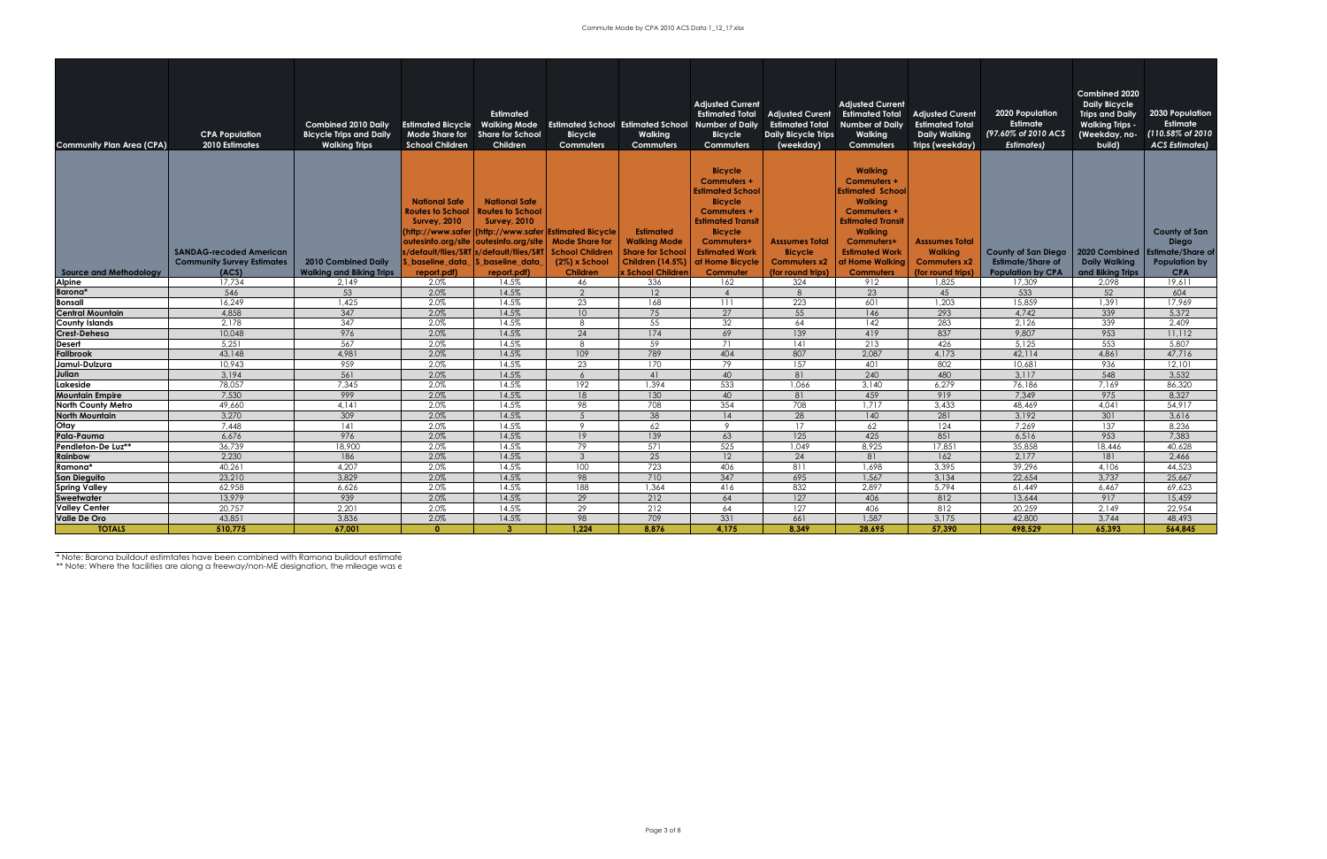# Commute Mode by CPA 2010 ACS Data 1_12_17.xlsx

| Community Plan Area (CPA) | CPA Population 2010 Estimates | Combined 2010 Daily Bicycle Trips and Daily Walking Trips | Estimated Bicycle Mode Share for School Children | Estimated Walking Mode Share for School Children | Estimated School Bicycle Commuters | Estimated School Walking Commuters | Adjusted Current Estimated Total Number of Daily Bicycle Commuters | Adjusted Curent Estimated Total Daily Bicycle Trips (weekday) | Adjusted Current Estimated Total Number of Daily Walking Commuters | Adjusted Curent Estimated Total Daily Walking Trips (weekday) | 2020 Population Estimate *(97.60% of 2010 ACS Estimates)* | Combined 2020 Daily Bicycle Trips and Daily Walking Trips - (Weekday, no-build) | 2030 Population Estimate *(110.58% of 2010 ACS Estimates)* |
|---|---|---|---|---|---|---|---|---|---|---|---|---|---|
| **Source and Methodology** | SANDAG-recoded American Community Survey Estimates (ACS) | 2010 Combined Daily Walking and Biking Trips | National Safe Routes to School Survey, 2010 (http://www.saferoutesinfo.org/sites/default/files/SRTS_baseline_data_report.pdf) | National Safe Routes to School Survey, 2010 (http://www.saferoutesinfo.org/sites/default/files/SRTS_baseline_data_report.pdf) | Estimated Bicycle Mode Share for School Children (2%) x School Children | Estimated Walking Mode Share for School Children (14.5%) x School Children | Bicycle Commuters + Estimated School Bicycle Commuters + Estimated Transit Bicycle Commuters+ Estimated Work at Home Bicycle Commuter | Asssumes Total Bicycle Commuters x2 (for round trips) | Walking Commuters + Estimated School Walking Commuters + Estimated Transit Walking Commuters+ Estimated Work at Home Walking Commuters | Asssumes Total Walking Commuters x2 (for round trips) | County of San Diego Estimate/Share of Population by CPA | 2020 Combined Daily Walking and Biking Trips | County of San Diego Estimate/Share of Population by CPA |
| Alpine | 17,734 | 2,149 | 2.0% | 14.5% | 46 | 336 | 162 | 324 | 912 | 1,825 | 17,309 | 2,098 | 19,611 |
| Barona* | 546 | 53 | 2.0% | 14.5% | 2 | 12 | 4 | 8 | 23 | 45 | 533 | 52 | 604 |
| Bonsall | 16,249 | 1,425 | 2.0% | 14.5% | 23 | 168 | 111 | 223 | 601 | 1,203 | 15,859 | 1,391 | 17,969 |
| Central Mountain | 4,858 | 347 | 2.0% | 14.5% | 10 | 75 | 27 | 55 | 146 | 293 | 4,742 | 339 | 5,372 |
| County Islands | 2,178 | 347 | 2.0% | 14.5% | 8 | 55 | 32 | 64 | 142 | 283 | 2,126 | 339 | 2,409 |
| Crest-Dehesa | 10,048 | 976 | 2.0% | 14.5% | 24 | 174 | 69 | 139 | 419 | 837 | 9,807 | 953 | 11,112 |
| Desert | 5,251 | 567 | 2.0% | 14.5% | 8 | 59 | 71 | 141 | 213 | 426 | 5,125 | 553 | 5,807 |
| Fallbrook | 43,148 | 4,981 | 2.0% | 14.5% | 109 | 789 | 404 | 807 | 2,087 | 4,173 | 42,114 | 4,861 | 47,716 |
| Jamul-Dulzura | 10,943 | 959 | 2.0% | 14.5% | 23 | 170 | 79 | 157 | 401 | 802 | 10,681 | 936 | 12,101 |
| Julian | 3,194 | 561 | 2.0% | 14.5% | 6 | 41 | 40 | 81 | 240 | 480 | 3,117 | 548 | 3,532 |
| Lakeside | 78,057 | 7,345 | 2.0% | 14.5% | 192 | 1,394 | 533 | 1,066 | 3,140 | 6,279 | 76,186 | 7,169 | 86,320 |
| Mountain Empire | 7,530 | 999 | 2.0% | 14.5% | 18 | 130 | 40 | 81 | 459 | 919 | 7,349 | 975 | 8,327 |
| North County Metro | 49,660 | 4,141 | 2.0% | 14.5% | 98 | 708 | 354 | 708 | 1,717 | 3,433 | 48,469 | 4,041 | 54,917 |
| North Mountain | 3,270 | 309 | 2.0% | 14.5% | 5 | 38 | 14 | 28 | 140 | 281 | 3,192 | 301 | 3,616 |
| Otay | 7,448 | 141 | 2.0% | 14.5% | 9 | 62 | 9 | 17 | 62 | 124 | 7,269 | 137 | 8,236 |
| Pala-Pauma | 6,676 | 976 | 2.0% | 14.5% | 19 | 139 | 63 | 125 | 425 | 851 | 6,516 | 953 | 7,383 |
| Pendleton-De Luz** | 36,739 | 18,900 | 2.0% | 14.5% | 79 | 571 | 525 | 1,049 | 8,925 | 17,851 | 35,858 | 18,446 | 40,628 |
| Rainbow | 2,230 | 186 | 2.0% | 14.5% | 3 | 25 | 12 | 24 | 81 | 162 | 2,177 | 181 | 2,466 |
| Ramona* | 40,261 | 4,207 | 2.0% | 14.5% | 100 | 723 | 406 | 811 | 1,698 | 3,395 | 39,296 | 4,106 | 44,523 |
| San Dieguito | 23,210 | 3,829 | 2.0% | 14.5% | 98 | 710 | 347 | 695 | 1,567 | 3,134 | 22,654 | 3,737 | 25,667 |
| Spring Valley | 62,958 | 6,626 | 2.0% | 14.5% | 188 | 1,364 | 416 | 832 | 2,897 | 5,794 | 61,449 | 6,467 | 69,623 |
| Sweetwater | 13,979 | 939 | 2.0% | 14.5% | 29 | 212 | 64 | 127 | 406 | 812 | 13,644 | 917 | 15,459 |
| Valley Center | 20,757 | 2,201 | 2.0% | 14.5% | 29 | 212 | 64 | 127 | 406 | 812 | 20,259 | 2,149 | 22,954 |
| Valle De Oro | 43,851 | 3,836 | 2.0% | 14.5% | 98 | 709 | 331 | 661 | 1,587 | 3,175 | 42,800 | 3,744 | 48,493 |
| **TOTALS** | **510,775** | **67,001** | **0** | **3** | **1,224** | **8,876** | **4,175** | **8,349** | **28,695** | **57,390** | **498,529** | **65,393** | **564,845** |

\* Note: Barona buildout estimtates have been combined with Ramona buildout estimate

\** Note: Where the facilities are along a freeway/non-ME designation, the mileage was e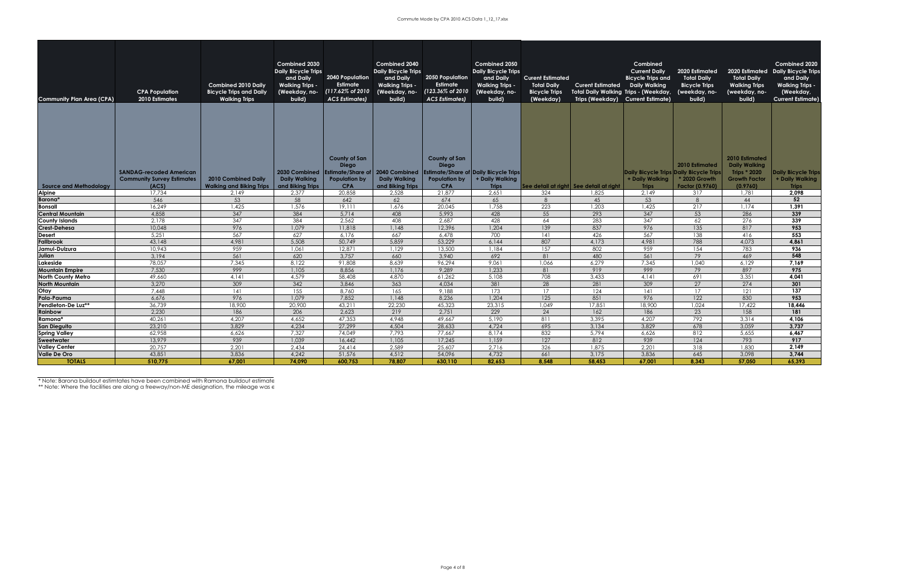| Community Plan Area (CPA) | CPA Population 2010 Estimates | Combined 2010 Daily Bicycle Trips and Daily Walking Trips | Combined 2030 Daily Bicycle Trips and Daily Walking Trips - (Weekday, no-build) | 2040 Population Estimate (117.62% of 2010 ACS Estimates) | Combined 2040 Daily Bicycle Trips and Daily Walking Trips - (Weekday, no-build) | 2050 Population Estimate (123.36% of 2010 ACS Estimates) | Combined 2050 Daily Bicycle Trips and Daily Walking Trips - (Weekday, no-build) | Curent Estimated Total Daily Bicycle Trips (Weekday) | Curent Estimated Total Daily Walking Trips (Weekday) | Combined Current Daily Bicycle Trips and Daily Walking Trips - (Weekday, Current Estimate) | 2020 Estimated Total Daily Bicycle Trips (weekday, no-build) | 2020 Estimated Total Daily Walking Trips (weekday, no-build) | Combined 2020 Daily Bicycle Trips and Daily Walking Trips - (Weekday, Current Estimate) |
|---|---|---|---|---|---|---|---|---|---|---|---|---|---|
| Source and Methodology | SANDAG-recoded American Community Survey Estimates (ACS) | 2010 Combined Daily Walking and Biking Trips | 2030 Combined Daily Walking and Biking Trips | County of San Diego Estimate/Share of Population by CPA | 2040 Combined Daily Walking and Biking Trips | County of San Diego Estimate/Share of Population by CPA | Daily Bicycle Trips + Daily Walking Trips | See detail at right | See detail at right | Daily Bicycle Trips + Daily Walking Trips | 2010 Estimated Daily Bicycle Trips * 2020 Growth Factor (0.9760) | 2010 Estimated Daily Walking Trips * 2020 Growth Factor (0.9760) | Daily Bicycle Trips + Daily Walking Trips |
| Alpine | 17,734 | 2,149 | 2,377 | 20,858 | 2,528 | 21,877 | 2,651 | 324 | 1,825 | 2,149 | 317 | 1,781 | **2,098** |
| Barona* | 546 | 53 | 58 | 642 | 62 | 674 | 65 | 8 | 45 | 53 | 8 | 44 | **52** |
| Bonsall | 16,249 | 1,425 | 1,576 | 19,111 | 1,676 | 20,045 | 1,758 | 223 | 1,203 | 1,425 | 217 | 1,174 | **1,391** |
| Central Mountain | 4,858 | 347 | 384 | 5,714 | 408 | 5,993 | 428 | 55 | 293 | 347 | 53 | 286 | **339** |
| County Islands | 2,178 | 347 | 384 | 2,562 | 408 | 2,687 | 428 | 64 | 283 | 347 | 62 | 276 | **339** |
| Crest-Dehesa | 10,048 | 976 | 1,079 | 11,818 | 1,148 | 12,396 | 1,204 | 139 | 837 | 976 | 135 | 817 | **953** |
| Desert | 5,251 | 567 | 627 | 6,176 | 667 | 6,478 | 700 | 141 | 426 | 567 | 138 | 416 | **553** |
| Fallbrook | 43,148 | 4,981 | 5,508 | 50,749 | 5,859 | 53,229 | 6,144 | 807 | 4,173 | 4,981 | 788 | 4,073 | **4,861** |
| Jamul-Dulzura | 10,943 | 959 | 1,061 | 12,871 | 1,129 | 13,500 | 1,184 | 157 | 802 | 959 | 154 | 783 | **936** |
| Julian | 3,194 | 561 | 620 | 3,757 | 660 | 3,940 | 692 | 81 | 480 | 561 | 79 | 469 | **548** |
| Lakeside | 78,057 | 7,345 | 8,122 | 91,808 | 8,639 | 96,294 | 9,061 | 1,066 | 6,279 | 7,345 | 1,040 | 6,129 | **7,169** |
| Mountain Empire | 7,530 | 999 | 1,105 | 8,856 | 1,176 | 9,289 | 1,233 | 81 | 919 | 999 | 79 | 897 | **975** |
| North County Metro | 49,660 | 4,141 | 4,579 | 58,408 | 4,870 | 61,262 | 5,108 | 708 | 3,433 | 4,141 | 691 | 3,351 | **4,041** |
| North Mountain | 3,270 | 309 | 342 | 3,846 | 363 | 4,034 | 381 | 28 | 281 | 309 | 27 | 274 | **301** |
| Otay | 7,448 | 141 | 155 | 8,760 | 165 | 9,188 | 173 | 17 | 124 | 141 | 17 | 121 | **137** |
| Pala-Pauma | 6,676 | 976 | 1,079 | 7,852 | 1,148 | 8,236 | 1,204 | 125 | 851 | 976 | 122 | 830 | **953** |
| Pendleton-De Luz** | 36,739 | 18,900 | 20,900 | 43,211 | 22,230 | 45,323 | 23,315 | 1,049 | 17,851 | 18,900 | 1,024 | 17,422 | **18,446** |
| Rainbow | 2,230 | 186 | 206 | 2,623 | 219 | 2,751 | 229 | 24 | 162 | 186 | 23 | 158 | **181** |
| Ramona* | 40,261 | 4,207 | 4,652 | 47,353 | 4,948 | 49,667 | 5,190 | 811 | 3,395 | 4,207 | 792 | 3,314 | **4,106** |
| San Dieguito | 23,210 | 3,829 | 4,234 | 27,299 | 4,504 | 28,633 | 4,724 | 695 | 3,134 | 3,829 | 678 | 3,059 | **3,737** |
| Spring Valley | 62,958 | 6,626 | 7,327 | 74,049 | 7,793 | 77,667 | 8,174 | 832 | 5,794 | 6,626 | 812 | 5,655 | **6,467** |
| Sweetwater | 13,979 | 939 | 1,039 | 16,442 | 1,105 | 17,245 | 1,159 | 127 | 812 | 939 | 124 | 793 | **917** |
| Valley Center | 20,757 | 2,201 | 2,434 | 24,414 | 2,589 | 25,607 | 2,716 | 326 | 1,875 | 2,201 | 318 | 1,830 | **2,149** |
| Valle De Oro | 43,851 | 3,836 | 4,242 | 51,576 | 4,512 | 54,096 | 4,732 | 661 | 3,175 | 3,836 | 645 | 3,098 | **3,744** |
| **TOTALS** | **510,775** | **67,001** | **74,090** | **600,753** | **78,807** | **630,110** | **82,653** | **8,548** | **58,453** | **67,001** | **8,343** | **57,050** | **65,393** |

* Note: Barona buildout estimtates have been combined with Ramona buildout estimate

** Note: Where the facilities are along a freeway/non-ME designation, the mileage was e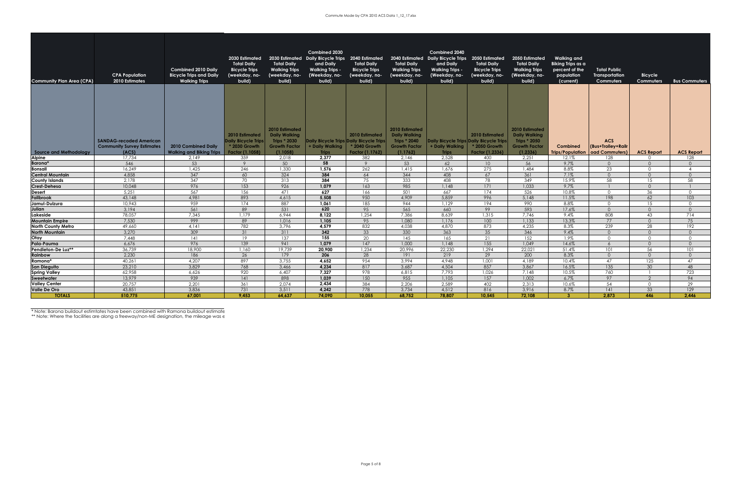| Community Plan Area (CPA) | CPA Population 2010 Estimates | Combined 2010 Daily Bicycle Trips and Daily Walking Trips | 2030 Estimated Total Daily Bicycle Trips (weekday, no-build) | 2030 Estimated Total Daily Walking Trips (weekday, no-build) | Combined 2030 Daily Bicycle Trips and Daily Walking Trips - (Weekday, no-build) | 2040 Estimated Total Daily Bicycle Trips (weekday, no-build) | 2040 Estimated Total Daily Walking Trips (weekday, no-build) | Combined 2040 Daily Bicycle Trips and Daily Walking Trips - (Weekday, no-build) | 2050 Estimated Total Daily Bicycle Trips (weekday, no-build) | 2050 Estimated Total Daily Walking Trips (Weekday, no-build) | Walking and Biking Trips as a percent of the population (current) | Total Public Transportation Commuters | Bicycle Commuters | Bus Commuters |
|---|---|---|---|---|---|---|---|---|---|---|---|---|---|---|
| Source and Methodology | SANDAG-recoded American Community Survey Estimates (ACS) | 2010 Combined Daily Walking and Biking Trips | 2010 Estimated Daily Bicycle Trips * 2030 Growth Factor (1.1058) | 2010 Estimated Daily Walking Trips * 2030 Growth Factor (1.1058) | Daily Bicycle Trips + Daily Walking Trips | 2010 Estimated Daily Bicycle Trips * 2040 Growth Factor (1.1762) | 2010 Estimated Daily Walking Trips * 2040 Growth Factor (1.1762) | Daily Bicycle Trips + Daily Walking Trips | 2010 Estimated Daily Bicycle Trips * 2050 Growth Factor (1.2336) | 2010 Estimated Daily Walking Trips * 2050 Growth Factor (1.2336) | Combined Trips/Population | ACS (Bus+Trolley+Railroad Commuters) | ACS Report | ACS Report |
| Alpine | 17,734 | 2,149 | 359 | 2,018 | **2,377** | 382 | 2,146 | 2,528 | 400 | 2,251 | 12.1% | 128 | 0 | 128 |
| Barona* | 546 | 53 | 9 | 50 | **58** | 9 | 53 | 62 | 10 | 56 | 9.7% | 0 | 0 | 0 |
| Bonsall | 16,249 | 1,425 | 246 | 1,330 | **1,576** | 262 | 1,415 | 1,676 | 275 | 1,484 | 8.8% | 23 | 0 | 4 |
| Central Mountain | 4,858 | 347 | 60 | 324 | **384** | 64 | 344 | 408 | 67 | 361 | 7.1% | 0 | 0 | 0 |
| County Islands | 2,178 | 347 | 70 | 313 | **384** | 75 | 333 | 408 | 78 | 349 | 15.9% | 58 | 15 | 58 |
| Crest-Dehesa | 10,048 | 976 | 153 | 926 | **1,079** | 163 | 985 | 1,148 | 171 | 1,033 | 9.7% | 1 | 0 | 1 |
| Desert | 5,251 | 567 | 156 | 471 | **627** | 166 | 501 | 667 | 174 | 526 | 10.8% | 0 | 36 | 0 |
| Fallbrook | 43,148 | 4,981 | 893 | 4,615 | **5,508** | 950 | 4,909 | 5,859 | 996 | 5,148 | 11.5% | 198 | 62 | 103 |
| Jamul-Dulzura | 10,943 | 959 | 174 | 887 | **1,061** | 185 | 944 | 1,129 | 194 | 990 | 8.8% | 0 | 15 | 0 |
| Julian | 3,194 | 561 | 89 | 531 | **620** | 95 | 565 | 660 | 99 | 593 | 17.6% | 0 | 0 | 0 |
| Lakeside | 78,057 | 7,345 | 1,179 | 6,944 | **8,122** | 1,254 | 7,386 | 8,639 | 1,315 | 7,746 | 9.4% | 808 | 43 | 714 |
| Mountain Empire | 7,530 | 999 | 89 | 1,016 | **1,105** | 95 | 1,080 | 1,176 | 100 | 1,133 | 13.3% | 77 | 0 | 75 |
| North County Metro | 49,660 | 4,141 | 782 | 3,796 | **4,579** | 832 | 4,038 | 4,870 | 873 | 4,235 | 8.3% | 239 | 28 | 192 |
| North Mountain | 3,270 | 309 | 31 | 311 | **342** | 33 | 330 | 363 | 35 | 346 | 9.4% | 0 | 0 | 0 |
| Otay | 7,448 | 141 | 19 | 137 | **155** | 20 | 145 | 165 | 21 | 152 | 1.9% | 0 | 0 | 0 |
| Pala-Pauma | 6,676 | 976 | 139 | 941 | **1,079** | 147 | 1,000 | 1,148 | 155 | 1,049 | 14.6% | 6 | 0 | 0 |
| Pendleton-De Luz** | 36,739 | 18,900 | 1,160 | 19,739 | **20,900** | 1,234 | 20,996 | 22,230 | 1,294 | 22,021 | 51.4% | 101 | 56 | 101 |
| Rainbow | 2,230 | 186 | 26 | 179 | **206** | 28 | 191 | 219 | 29 | 200 | 8.3% | 0 | 0 | 0 |
| Ramona* | 40,261 | 4,207 | 897 | 3,755 | **4,652** | 954 | 3,994 | 4,948 | 1,001 | 4,189 | 10.4% | 47 | 125 | 47 |
| San Dieguito | 23,210 | 3,829 | 768 | 3,466 | **4,234** | 817 | 3,687 | 4,504 | 857 | 3,867 | 16.5% | 135 | 30 | 48 |
| Spring Valley | 62,958 | 6,626 | 920 | 6,407 | **7,327** | 978 | 6,815 | 7,793 | 1,026 | 7,148 | 10.5% | 760 | 1 | 723 |
| Sweetwater | 13,979 | 939 | 141 | 898 | **1,039** | 150 | 955 | 1,105 | 157 | 1,002 | 6.7% | 97 | 2 | 94 |
| Valley Center | 20,757 | 2,201 | 361 | 2,074 | **2,434** | 384 | 2,206 | 2,589 | 402 | 2,313 | 10.6% | 54 | 0 | 29 |
| Valle De Oro | 43,851 | 3,836 | 731 | 3,511 | **4,242** | 778 | 3,734 | 4,512 | 816 | 3,916 | 8.7% | 141 | 33 | 129 |
| **TOTALS** | **510,775** | **67,001** | **9,453** | **64,637** | **74,090** | **10,055** | **68,752** | **78,807** | **10,545** | **72,108** | **3** | **2,873** | **446** | **2,446** |

* Note: Barona buildout estimtates have been combined with Ramona buildout estimate

** Note: Where the facilities are along a freeway/non-ME designation, the mileage was e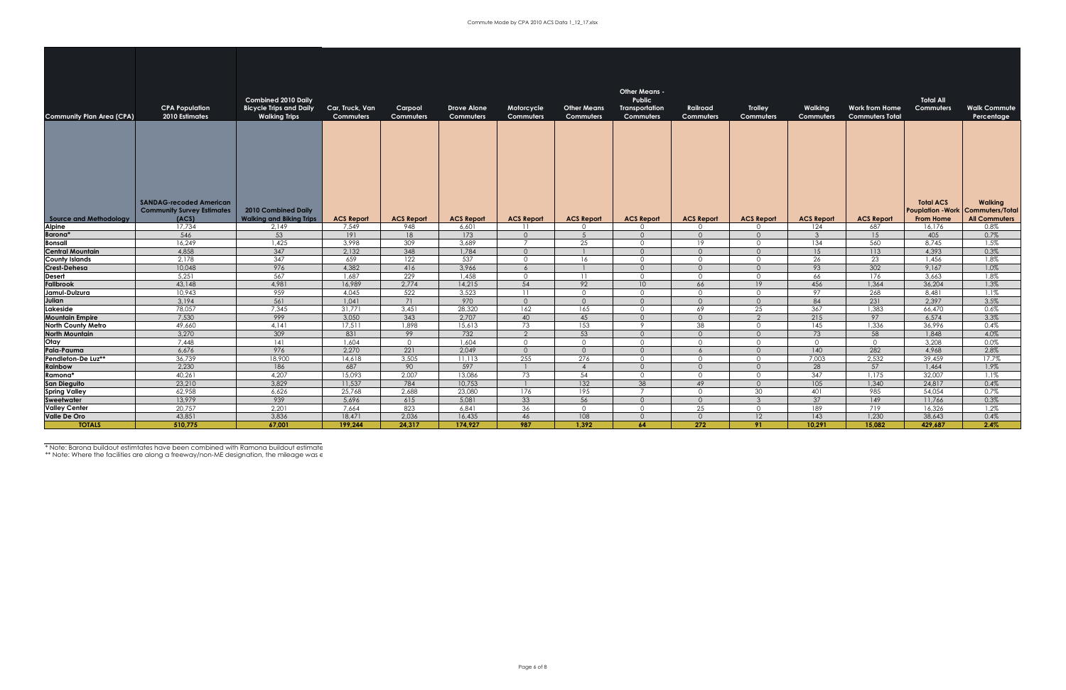| Community Plan Area (CPA) | CPA Population 2010 Estimates | Combined 2010 Daily Bicycle Trips and Daily Walking Trips | Car, Truck, Van Commuters | Carpool Commuters | Drove Alone Commuters | Motorcycle Commuters | Other Means Commuters | Other Means - Public Transportation Commuters | Railroad Commuters | Trolley Commuters | Walking Commuters | Work from Home Commuters Total | Total All Commuters | Walk Commute Percentage |
|---|---|---|---|---|---|---|---|---|---|---|---|---|---|---|
| **Source and Methodology** | **SANDAG-recoded American Community Survey Estimates (ACS)** | **2010 Combined Daily Walking and Biking Trips** | **ACS Report** | **ACS Report** | **ACS Report** | **ACS Report** | **ACS Report** | **ACS Report** | **ACS Report** | **ACS Report** | **ACS Report** | **ACS Report** | **Total ACS Pouplation - Work From Home** | **Walking Commuters/Total All Commuters** |
| Alpine | 17,734 | 2,149 | 7,549 | 948 | 6,601 | 11 | 0 | 0 | 0 | 0 | 124 | 687 | 16,176 | 0.8% |
| Barona* | 546 | 53 | 191 | 18 | 173 | 0 | 5 | 0 | 0 | 0 | 3 | 15 | 405 | 0.7% |
| Bonsall | 16,249 | 1,425 | 3,998 | 309 | 3,689 | 7 | 25 | 0 | 19 | 0 | 134 | 560 | 8,745 | 1.5% |
| Central Mountain | 4,858 | 347 | 2,132 | 348 | 1,784 | 0 | 1 | 0 | 0 | 0 | 15 | 113 | 4,393 | 0.3% |
| County Islands | 2,178 | 347 | 659 | 122 | 537 | 0 | 16 | 0 | 0 | 0 | 26 | 23 | 1,456 | 1.8% |
| Crest-Dehesa | 10,048 | 976 | 4,382 | 416 | 3,966 | 6 | 1 | 0 | 0 | 0 | 93 | 302 | 9,167 | 1.0% |
| Desert | 5,251 | 567 | 1,687 | 229 | 1,458 | 0 | 11 | 0 | 0 | 0 | 66 | 176 | 3,663 | 1.8% |
| Fallbrook | 43,148 | 4,981 | 16,989 | 2,774 | 14,215 | 54 | 92 | 10 | 66 | 19 | 456 | 1,364 | 36,204 | 1.3% |
| Jamul-Dulzura | 10,943 | 959 | 4,045 | 522 | 3,523 | 11 | 0 | 0 | 0 | 0 | 97 | 268 | 8,481 | 1.1% |
| Julian | 3,194 | 561 | 1,041 | 71 | 970 | 0 | 0 | 0 | 0 | 0 | 84 | 231 | 2,397 | 3.5% |
| Lakeside | 78,057 | 7,345 | 31,771 | 3,451 | 28,320 | 162 | 165 | 0 | 69 | 25 | 367 | 1,383 | 66,470 | 0.6% |
| Mountain Empire | 7,530 | 999 | 3,050 | 343 | 2,707 | 40 | 45 | 0 | 0 | 2 | 215 | 97 | 6,574 | 3.3% |
| North County Metro | 49,660 | 4,141 | 17,511 | 1,898 | 15,613 | 73 | 153 | 9 | 38 | 0 | 145 | 1,336 | 36,996 | 0.4% |
| North Mountain | 3,270 | 309 | 831 | 99 | 732 | 2 | 53 | 0 | 0 | 0 | 73 | 58 | 1,848 | 4.0% |
| Otay | 7,448 | 141 | 1,604 | 0 | 1,604 | 0 | 0 | 0 | 0 | 0 | 0 | 0 | 3,208 | 0.0% |
| Pala-Pauma | 6,676 | 976 | 2,270 | 221 | 2,049 | 0 | 0 | 0 | 6 | 0 | 140 | 282 | 4,968 | 2.8% |
| Pendleton-De Luz** | 36,739 | 18,900 | 14,618 | 3,505 | 11,113 | 255 | 276 | 0 | 0 | 0 | 7,003 | 2,532 | 39,459 | 17.7% |
| Rainbow | 2,230 | 186 | 687 | 90 | 597 | 1 | 4 | 0 | 0 | 0 | 28 | 57 | 1,464 | 1.9% |
| Ramona* | 40,261 | 4,207 | 15,093 | 2,007 | 13,086 | 73 | 54 | 0 | 0 | 0 | 347 | 1,175 | 32,007 | 1.1% |
| San Dieguito | 23,210 | 3,829 | 11,537 | 784 | 10,753 | 1 | 132 | 38 | 49 | 0 | 105 | 1,340 | 24,817 | 0.4% |
| Spring Valley | 62,958 | 6,626 | 25,768 | 2,688 | 23,080 | 176 | 195 | 7 | 0 | 30 | 401 | 985 | 54,054 | 0.7% |
| Sweetwater | 13,979 | 939 | 5,696 | 615 | 5,081 | 33 | 56 | 0 | 0 | 3 | 37 | 149 | 11,766 | 0.3% |
| Valley Center | 20,757 | 2,201 | 7,664 | 823 | 6,841 | 36 | 0 | 0 | 25 | 0 | 189 | 719 | 16,326 | 1.2% |
| Valle De Oro | 43,851 | 3,836 | 18,471 | 2,036 | 16,435 | 46 | 108 | 0 | 0 | 12 | 143 | 1,230 | 38,643 | 0.4% |
| **TOTALS** | **510,775** | **67,001** | **199,244** | **24,317** | **174,927** | **987** | **1,392** | **64** | **272** | **91** | **10,291** | **15,082** | **429,687** | **2.4%** |

\* Note: Barona buildout estimtates have been combined with Ramona buildout estimate

\*\* Note: Where the facilities are along a freeway/non-ME designation, the mileage was e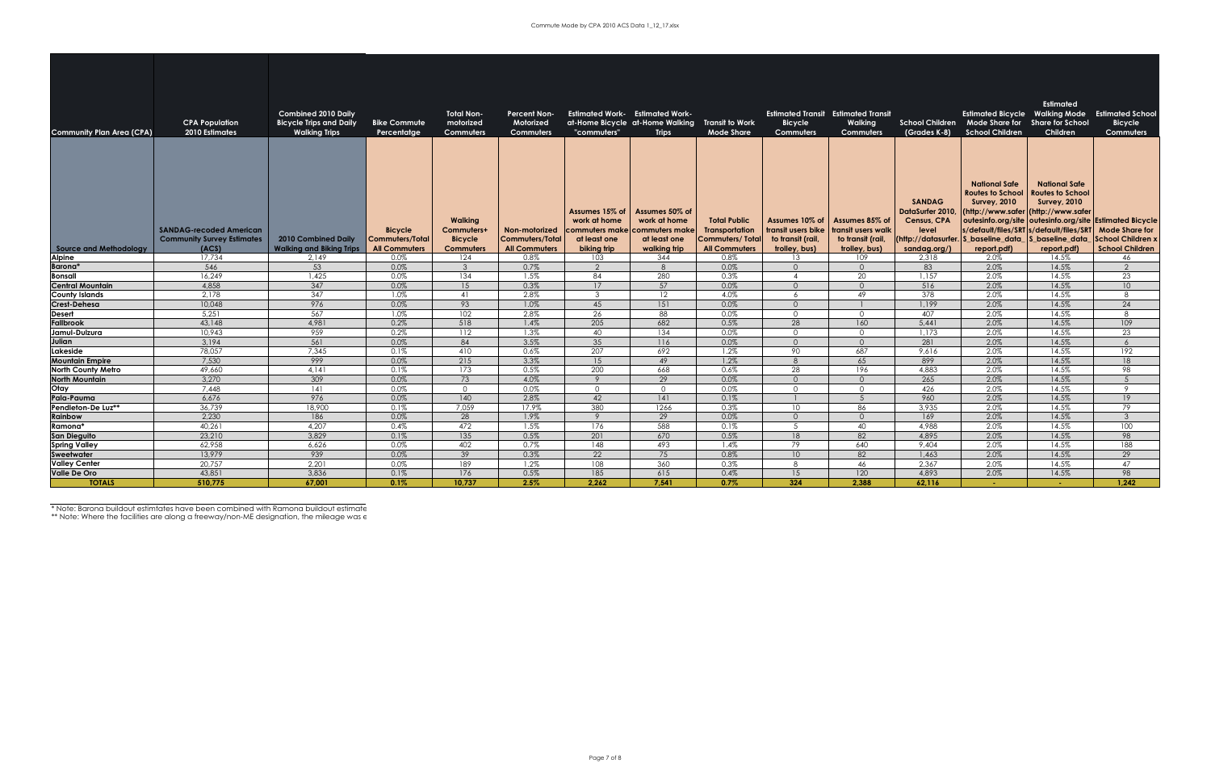| Community Plan Area (CPA) | CPA Population 2010 Estimates | Combined 2010 Daily Bicycle Trips and Daily Walking Trips | Bike Commute Percentatge | Total Non-motorized Commuters | Percent Non-Motorized Commuters | Estimated Work-at-Home Bicycle "commuters" | Estimated Work-at-Home Walking Trips | Transit to Work Mode Share | Estimated Transit Bicycle Commuters | Estimated Transit Walking Commuters | School Children (Grades K-8) | Estimated Bicycle Mode Share for School Children | Estimated Walking Mode Share for School Children | Estimated School Bicycle Commuters |
|---|---|---|---|---|---|---|---|---|---|---|---|---|---|---|
| Source and Methodology | SANDAG-recoded American Community Survey Estimates (ACS) | 2010 Combined Daily Walking and Biking Trips | Bicycle Commuters/Total All Commuters | Walking Commuters+ Bicycle Commuters | Non-motorized Commuters/Total All Commuters | Assumes 15% of work at home commuters make at least one biking trip | Assumes 50% of work at home commuters make at least one walking trip | Total Public Transportation Commuters/ Total All Commuters | Assumes 10% of transit users bike to transit (rail, trolley, bus) | Assumes 85% of transit users walk to transit (rail, trolley, bus) | SANDAG DataSurfer 2010, Census, CPA level (http://datasurfer.sandag.org/) | National Safe Routes to School Survey, 2010 (http://www.saferoutesinfo.org/sites/default/files/SRTS_baseline_data_report.pdf) | National Safe Routes to School Survey, 2010 (http://www.saferoutesinfo.org/sites/default/files/SRTS_baseline_data_report.pdf) | Estimated Bicycle Mode Share for School Children x School Children |
| Alpine | 17,734 | 2,149 | 0.0% | 124 | 0.8% | 103 | 344 | 0.8% | 13 | 109 | 2,318 | 2.0% | 14.5% | 46 |
| Barona* | 546 | 53 | 0.0% | 3 | 0.7% | 2 | 8 | 0.0% | 0 | 0 | 83 | 2.0% | 14.5% | 2 |
| Bonsall | 16,249 | 1,425 | 0.0% | 134 | 1.5% | 84 | 280 | 0.3% | 4 | 20 | 1,157 | 2.0% | 14.5% | 23 |
| Central Mountain | 4,858 | 347 | 0.0% | 15 | 0.3% | 17 | 57 | 0.0% | 0 | 0 | 516 | 2.0% | 14.5% | 10 |
| County Islands | 2,178 | 347 | 1.0% | 41 | 2.8% | 3 | 12 | 4.0% | 6 | 49 | 378 | 2.0% | 14.5% | 8 |
| Crest-Dehesa | 10,048 | 976 | 0.0% | 93 | 1.0% | 45 | 151 | 0.0% | 0 | 1 | 1,199 | 2.0% | 14.5% | 24 |
| Desert | 5,251 | 567 | 1.0% | 102 | 2.8% | 26 | 88 | 0.0% | 0 | 0 | 407 | 2.0% | 14.5% | 8 |
| Fallbrook | 43,148 | 4,981 | 0.2% | 518 | 1.4% | 205 | 682 | 0.5% | 28 | 160 | 5,441 | 2.0% | 14.5% | 109 |
| Jamul-Dulzura | 10,943 | 959 | 0.2% | 112 | 1.3% | 40 | 134 | 0.0% | 0 | 0 | 1,173 | 2.0% | 14.5% | 23 |
| Julian | 3,194 | 561 | 0.0% | 84 | 3.5% | 35 | 116 | 0.0% | 0 | 0 | 281 | 2.0% | 14.5% | 6 |
| Lakeside | 78,057 | 7,345 | 0.1% | 410 | 0.6% | 207 | 692 | 1.2% | 90 | 687 | 9,616 | 2.0% | 14.5% | 192 |
| Mountain Empire | 7,530 | 999 | 0.0% | 215 | 3.3% | 15 | 49 | 1.2% | 8 | 65 | 899 | 2.0% | 14.5% | 18 |
| North County Metro | 49,660 | 4,141 | 0.1% | 173 | 0.5% | 200 | 668 | 0.6% | 28 | 196 | 4,883 | 2.0% | 14.5% | 98 |
| North Mountain | 3,270 | 309 | 0.0% | 73 | 4.0% | 9 | 29 | 0.0% | 0 | 0 | 265 | 2.0% | 14.5% | 5 |
| Otay | 7,448 | 141 | 0.0% | 0 | 0.0% | 0 | 0 | 0.0% | 0 | 0 | 426 | 2.0% | 14.5% | 9 |
| Pala-Pauma | 6,676 | 976 | 0.0% | 140 | 2.8% | 42 | 141 | 0.1% | 1 | 5 | 960 | 2.0% | 14.5% | 19 |
| Pendleton-De Luz** | 36,739 | 18,900 | 0.1% | 7,059 | 17.9% | 380 | 1266 | 0.3% | 10 | 86 | 3,935 | 2.0% | 14.5% | 79 |
| Rainbow | 2,230 | 186 | 0.0% | 28 | 1.9% | 9 | 29 | 0.0% | 0 | 0 | 169 | 2.0% | 14.5% | 3 |
| Ramona* | 40,261 | 4,207 | 0.4% | 472 | 1.5% | 176 | 588 | 0.1% | 5 | 40 | 4,988 | 2.0% | 14.5% | 100 |
| San Dieguito | 23,210 | 3,829 | 0.1% | 135 | 0.5% | 201 | 670 | 0.5% | 18 | 82 | 4,895 | 2.0% | 14.5% | 98 |
| Spring Valley | 62,958 | 6,626 | 0.0% | 402 | 0.7% | 148 | 493 | 1.4% | 79 | 640 | 9,404 | 2.0% | 14.5% | 188 |
| Sweetwater | 13,979 | 939 | 0.0% | 39 | 0.3% | 22 | 75 | 0.8% | 10 | 82 | 1,463 | 2.0% | 14.5% | 29 |
| Valley Center | 20,757 | 2,201 | 0.0% | 189 | 1.2% | 108 | 360 | 0.3% | 8 | 46 | 2,367 | 2.0% | 14.5% | 47 |
| Valle De Oro | 43,851 | 3,836 | 0.1% | 176 | 0.5% | 185 | 615 | 0.4% | 15 | 120 | 4,893 | 2.0% | 14.5% | 98 |
| TOTALS | 510,775 | 67,001 | 0.1% | 10,737 | 2.5% | 2,262 | 7,541 | 0.7% | 324 | 2,388 | 62,116 | - | - | 1,242 |

* Note: Barona buildout estimtates have been combined with Ramona buildout estimate

** Note: Where the facilities are along a freeway/non-ME designation, the mileage was e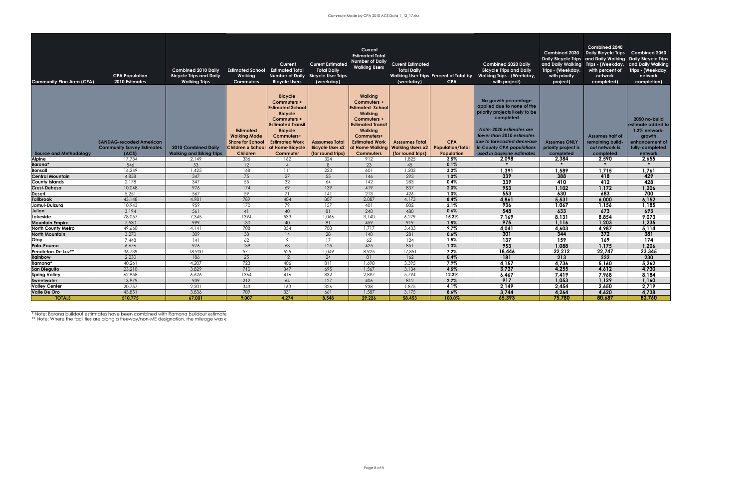| Community Plan Area (CPA) | CPA Population 2010 Estimates | Combined 2010 Daily Bicycle Trips and Daily Walking Trips | Estimated School Walking Commuters | Current Estimated Total Number of Daily Bicycle Users | Curent Estimated Total Daily Bicycle User Trips (weekday) | Current Estimated Total Number of Daily Walking Users | Curent Estimated Total Daily Walking User Trips (weekday) | Percent of Total by CPA | Combined 2020 Daily Bicycle Trips and Daily Walking Trips - (Weekday, with project) | Combined 2030 Daily Bicycle Trips and Daily Walking Trips - (Weekday, with priority project) | Combined 2040 Daily Bicycle Trips and Daily Walking Trips - (Weekday, with percent of network completed) | Combined 2050 Daily Bicycle Trips and Daily Walking Trips - (Weekday, network completion) |
|---|---|---|---|---|---|---|---|---|---|---|---|---|
| **Source and Methodology** | SANDAG-recoded American Community Survey Estimates (ACS) | 2010 Combined Daily Walking and Biking Trips | Estimated Walking Mode Share for School Children x School Children | Bicycle Commuters + Estimated School Bicycle Commuters + Estimated Transit Bicycle Commuters+ Estimated Work at Home Bicycle Commuter | Asssumes Total Bicycle User x2 (for round trips) | Walking Commuters + Estimated School Walking Commuters + Estimated Transit Walking Commuters+ Estimated Work at Home Walking Commuters | Asssumes Total Walking Users x2 (for round trips) | CPA Population/Total Population | No growth percentage applied due to none of the priority projects likely to be completed *Note: 2020 estimates are lower than 2010 estimates due to forecasted decrease in County CPA populations used in baseline estimates* | Assumes ONLY priority project is completed | Assumes half of remaining build-out network is completed | 2050 no-build estimate added to 1.3% network-growth enhancement of fully-completed network |
| Alpine | 17,734 | 2,149 | 336 | 162 | 324 | 912 | 1,825 | 3.5% | 2,098 | 2,384 | 2,590 | 2,655 |
| Barona* | 546 | 53 | 12 | 4 | 8 | 23 | 45 | 0.1% | * | * | * | * |
| Bonsall | 16,249 | 1,425 | 168 | 111 | 223 | 601 | 1,203 | 3.2% | 1,391 | 1,589 | 1,715 | 1,761 |
| Central Mountain | 4,858 | 347 | 75 | 27 | 55 | 146 | 293 | 1.0% | 339 | 388 | 418 | 429 |
| County Islands | 2,178 | 347 | 55 | 32 | 64 | 142 | 283 | 0.4% | 339 | 410 | 412 | 428 |
| Crest-Dehesa | 10,048 | 976 | 174 | 69 | 139 | 419 | 837 | 2.0% | 953 | 1,102 | 1,172 | 1,206 |
| Desert | 5,251 | 567 | 59 | 71 | 141 | 213 | 426 | 1.0% | 553 | 630 | 683 | 700 |
| Fallbrook | 43,148 | 4,981 | 789 | 404 | 807 | 2,087 | 4,173 | 8.4% | 4,861 | 5,531 | 6,000 | 6,152 |
| Jamul-Dulzura | 10,943 | 959 | 170 | 79 | 157 | 401 | 802 | 2.1% | 936 | 1,067 | 1,156 | 1,185 |
| Julian | 3,194 | 561 | 41 | 40 | 81 | 240 | 480 | 0.6% | 548 | 633 | 673 | 693 |
| Lakeside | 78,057 | 7,345 | 1394 | 533 | 1,066 | 3,140 | 6,279 | 15.3% | 7,169 | 8,131 | 8,854 | 9,073 |
| Mountain Empire | 7,530 | 999 | 130 | 40 | 81 | 459 | 919 | 1.5% | 975 | 1,116 | 1,203 | 1,235 |
| North County Metro | 49,660 | 4,141 | 708 | 354 | 708 | 1,717 | 3,433 | 9.7% | 4,041 | 4,603 | 4,987 | 5,114 |
| North Mountain | 3,270 | 309 | 38 | 14 | 28 | 140 | 281 | 0.6% | 301 | 344 | 372 | 381 |
| Otay | 7,448 | 141 | 62 | 9 | 17 | 62 | 124 | 1.5% | 137 | 159 | 169 | 174 |
| Pala-Pauma | 6,676 | 976 | 139 | 63 | 125 | 425 | 851 | 1.3% | 953 | 1,088 | 1,175 | 1,206 |
| Pendleton-De Luz** | 36,739 | 18,900 | 571 | 525 | 1,049 | 8,925 | 17,851 | 7.2% | 18,446 | 22,212 | 22,747 | 23,345 |
| Rainbow | 2,230 | 186 | 25 | 12 | 24 | 81 | 162 | 0.4% | 181 | 213 | 222 | 230 |
| Ramona* | 40,261 | 4,207 | 723 | 406 | 811 | 1,698 | 3,395 | 7.9% | 4,157 | 4,736 | 5,160 | 5,262 |
| San Dieguito | 23,210 | 3,829 | 710 | 347 | 695 | 1,567 | 3,134 | 4.5% | 3,737 | 4,255 | 4,612 | 4,730 |
| Spring Valley | 62,958 | 6,626 | 1364 | 416 | 832 | 2,897 | 5,794 | 12.3% | 6,467 | 7,419 | 7,968 | 8,184 |
| Sweetwater | 13,979 | 939 | 212 | 64 | 127 | 406 | 812 | 2.7% | 917 | 1,053 | 1,129 | 1,160 |
| Valley Center | 20,757 | 2,201 | 343 | 163 | 326 | 938 | 1,875 | 4.1% | 2,149 | 2,454 | 2,650 | 2,719 |
| Valle De Oro | 43,851 | 3,836 | 709 | 331 | 661 | 1,587 | 3,175 | 8.6% | 3,744 | 4,264 | 4,620 | 4,738 |
| **TOTALS** | **510,775** | **67,001** | **9,007** | **4,274** | **8,548** | **29,226** | **58,453** | **100.0%** | **65,393** | **75,780** | **80,687** | **82,760** |

* Note: Barona buildout estimtates have been combined with Ramona buildout estimate

** Note: Where the facilities are along a freeway/non-ME designation, the mileage was e